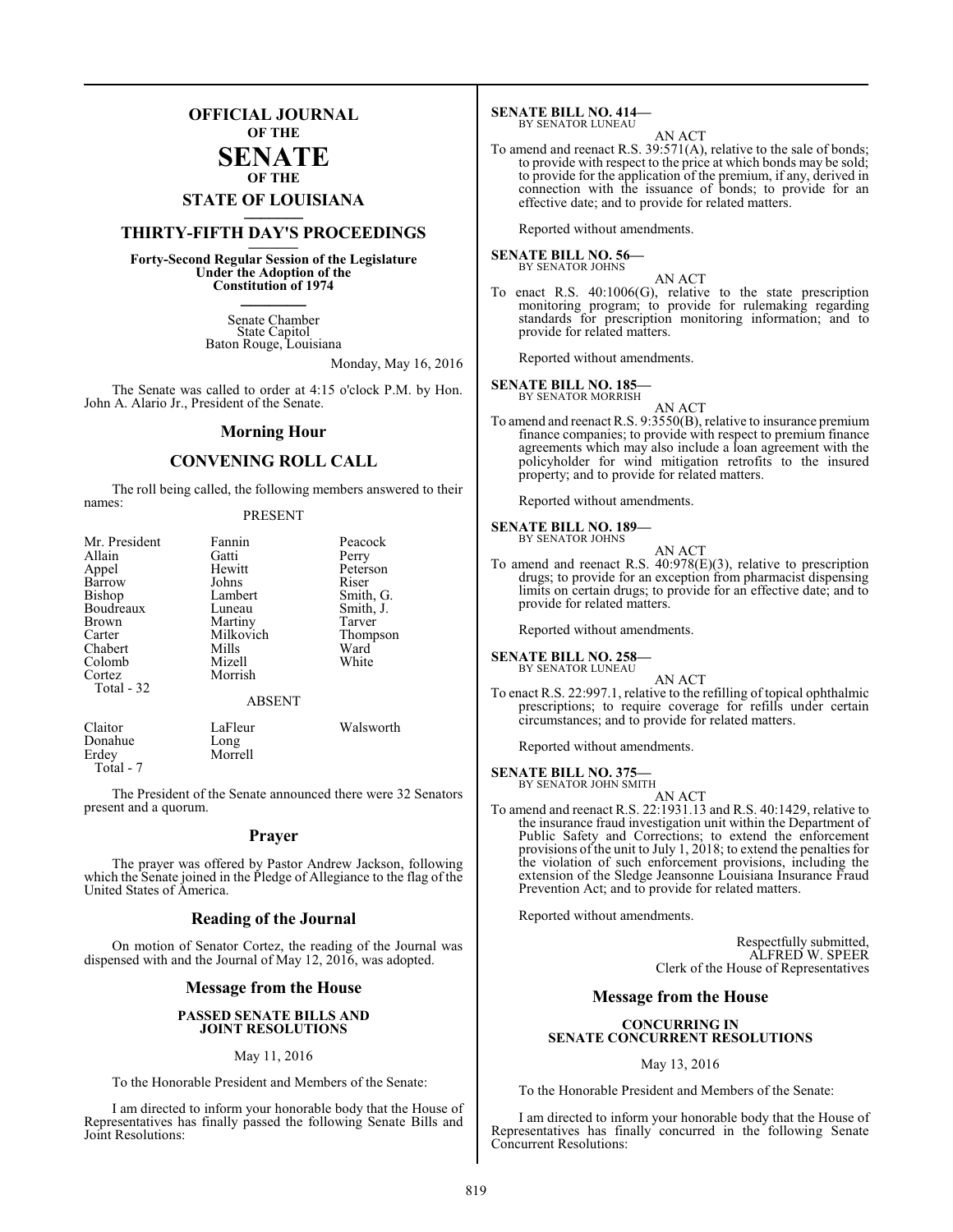# OFFICIAL JOURNAL OF THE SENATE OF THE STATE OF LOUISIANA

## THIRTY-FIFTH DAY'S PROCEEDINGS

**Forty-Second Regular Session of the Legislature Under the Adoption of the Constitution of 1974**

Senate Chamber
State Capitol
Baton Rouge, Louisiana

Monday, May 16, 2016

The Senate was called to order at 4:15 o'clock P.M. by Hon. John A. Alario Jr., President of the Senate.

## Morning Hour

## CONVENING ROLL CALL

The roll being called, the following members answered to their names:

PRESENT

| | | |
|---|---|---|
| Mr. President | Fannin | Peacock |
| Allain | Gatti | Perry |
| Appel | Hewitt | Peterson |
| Barrow | Johns | Riser |
| Bishop | Lambert | Smith, G. |
| Boudreaux | Luneau | Smith, J. |
| Brown | Martiny | Tarver |
| Carter | Milkovich | Thompson |
| Chabert | Mills | Ward |
| Colomb | Mizell | White |
| Cortez | Morrish | |

Total - 32

ABSENT

| | | |
|---|---|---|
| Claitor | LaFleur | Walsworth |
| Donahue | Long | |
| Erdey | Morrell | |

Total - 7

The President of the Senate announced there were 32 Senators present and a quorum.

## Prayer

The prayer was offered by Pastor Andrew Jackson, following which the Senate joined in the Pledge of Allegiance to the flag of the United States of America.

## Reading of the Journal

On motion of Senator Cortez, the reading of the Journal was dispensed with and the Journal of May 12, 2016, was adopted.

## Message from the House

**PASSED SENATE BILLS AND JOINT RESOLUTIONS**

May 11, 2016

To the Honorable President and Members of the Senate:

I am directed to inform your honorable body that the House of Representatives has finally passed the following Senate Bills and Joint Resolutions:

**SENATE BILL NO. 414—**
BY SENATOR LUNEAU

AN ACT

To amend and reenact R.S. 39:571(A), relative to the sale of bonds; to provide with respect to the price at which bonds may be sold; to provide for the application of the premium, if any, derived in connection with the issuance of bonds; to provide for an effective date; and to provide for related matters.

Reported without amendments.

**SENATE BILL NO. 56—**
BY SENATOR JOHNS

AN ACT

To enact R.S. 40:1006(G), relative to the state prescription monitoring program; to provide for rulemaking regarding standards for prescription monitoring information; and to provide for related matters.

Reported without amendments.

**SENATE BILL NO. 185—**
BY SENATOR MORRISH

AN ACT

To amend and reenact R.S. 9:3550(B), relative to insurance premium finance companies; to provide with respect to premium finance agreements which may also include a loan agreement with the policyholder for wind mitigation retrofits to the insured property; and to provide for related matters.

Reported without amendments.

**SENATE BILL NO. 189—**
BY SENATOR JOHNS

AN ACT

To amend and reenact R.S. 40:978(E)(3), relative to prescription drugs; to provide for an exception from pharmacist dispensing limits on certain drugs; to provide for an effective date; and to provide for related matters.

Reported without amendments.

**SENATE BILL NO. 258—**
BY SENATOR LUNEAU

AN ACT

To enact R.S. 22:997.1, relative to the refilling of topical ophthalmic prescriptions; to require coverage for refills under certain circumstances; and to provide for related matters.

Reported without amendments.

**SENATE BILL NO. 375—**
BY SENATOR JOHN SMITH

AN ACT

To amend and reenact R.S. 22:1931.13 and R.S. 40:1429, relative to the insurance fraud investigation unit within the Department of Public Safety and Corrections; to extend the enforcement provisions of the unit to July 1, 2018; to extend the penalties for the violation of such enforcement provisions, including the extension of the Sledge Jeansonne Louisiana Insurance Fraud Prevention Act; and to provide for related matters.

Reported without amendments.

Respectfully submitted,
ALFRED W. SPEER
Clerk of the House of Representatives

## Message from the House

**CONCURRING IN SENATE CONCURRENT RESOLUTIONS**

May 13, 2016

To the Honorable President and Members of the Senate:

I am directed to inform your honorable body that the House of Representatives has finally concurred in the following Senate Concurrent Resolutions: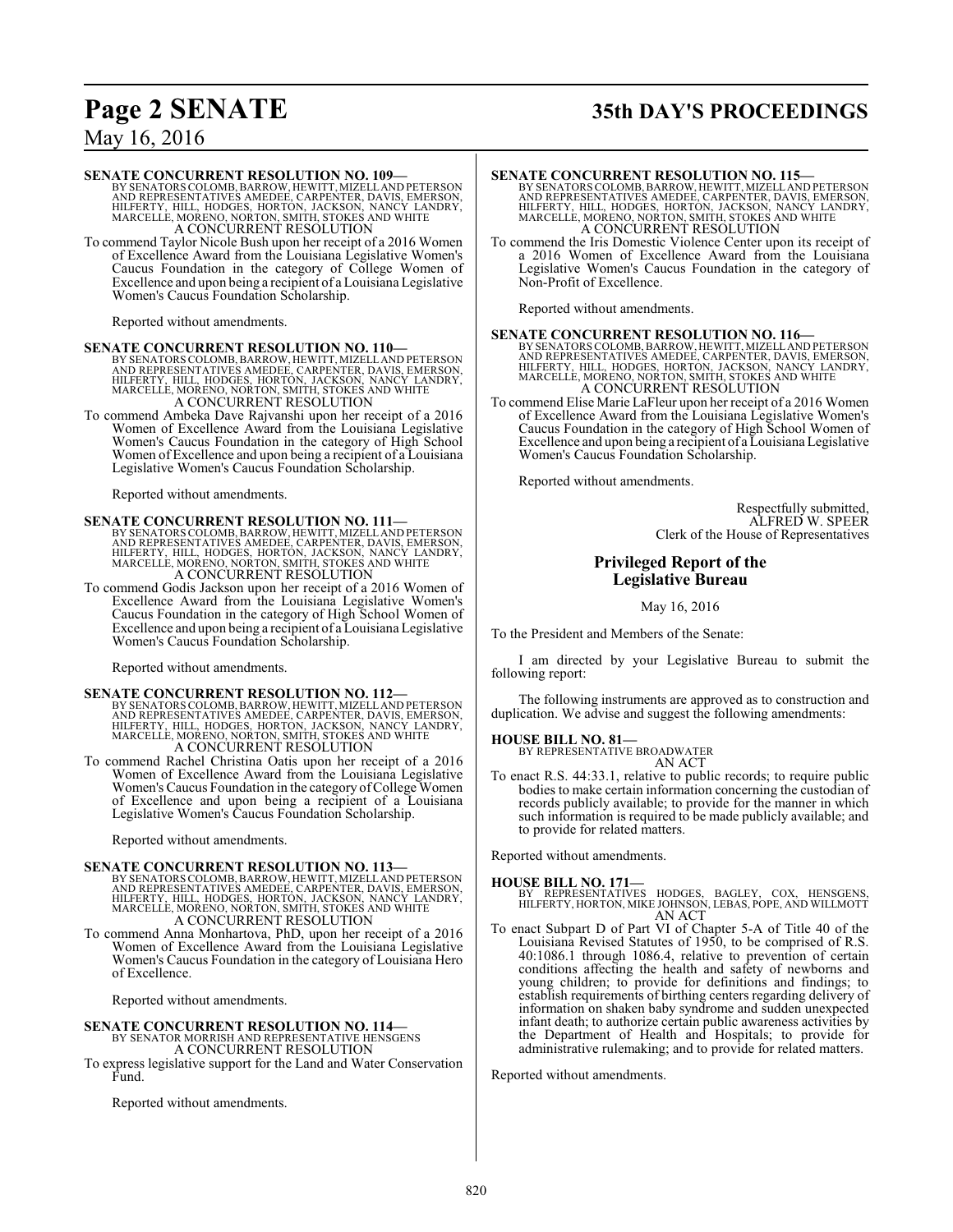**SENATE CONCURRENT RESOLUTION NO. 109—**
BY SENATORS COLOMB, BARROW, HEWITT, MIZELL AND PETERSON AND REPRESENTATIVES AMEDEE, CARPENTER, DAVIS, EMERSON, HILFERTY, HILL, HODGES, HORTON, JACKSON, NANCY LANDRY, MARCELLE, MORENO, NORTON, SMITH, STOKES AND WHITE
A CONCURRENT RESOLUTION

To commend Taylor Nicole Bush upon her receipt of a 2016 Women of Excellence Award from the Louisiana Legislative Women's Caucus Foundation in the category of College Women of Excellence and upon being a recipient of a Louisiana Legislative Women's Caucus Foundation Scholarship.

Reported without amendments.

**SENATE CONCURRENT RESOLUTION NO. 110—**
BY SENATORS COLOMB, BARROW, HEWITT, MIZELL AND PETERSON AND REPRESENTATIVES AMEDEE, CARPENTER, DAVIS, EMERSON, HILFERTY, HILL, HODGES, HORTON, JACKSON, NANCY LANDRY, MARCELLE, MORENO, NORTON, SMITH, STOKES AND WHITE
A CONCURRENT RESOLUTION

To commend Ambeka Dave Rajvanshi upon her receipt of a 2016 Women of Excellence Award from the Louisiana Legislative Women's Caucus Foundation in the category of High School Women of Excellence and upon being a recipient of a Louisiana Legislative Women's Caucus Foundation Scholarship.

Reported without amendments.

**SENATE CONCURRENT RESOLUTION NO. 111—**
BY SENATORS COLOMB, BARROW, HEWITT, MIZELL AND PETERSON AND REPRESENTATIVES AMEDEE, CARPENTER, DAVIS, EMERSON, HILFERTY, HILL, HODGES, HORTON, JACKSON, NANCY LANDRY, MARCELLE, MORENO, NORTON, SMITH, STOKES AND WHITE
A CONCURRENT RESOLUTION

To commend Godis Jackson upon her receipt of a 2016 Women of Excellence Award from the Louisiana Legislative Women's Caucus Foundation in the category of High School Women of Excellence and upon being a recipient of a Louisiana Legislative Women's Caucus Foundation Scholarship.

Reported without amendments.

**SENATE CONCURRENT RESOLUTION NO. 112—**
BY SENATORS COLOMB, BARROW, HEWITT, MIZELL AND PETERSON AND REPRESENTATIVES AMEDEE, CARPENTER, DAVIS, EMERSON, HILFERTY, HILL, HODGES, HORTON, JACKSON, NANCY LANDRY, MARCELLE, MORENO, NORTON, SMITH, STOKES AND WHITE
A CONCURRENT RESOLUTION

To commend Rachel Christina Oatis upon her receipt of a 2016 Women of Excellence Award from the Louisiana Legislative Women's Caucus Foundation in the category of College Women of Excellence and upon being a recipient of a Louisiana Legislative Women's Caucus Foundation Scholarship.

Reported without amendments.

**SENATE CONCURRENT RESOLUTION NO. 113—**
BY SENATORS COLOMB, BARROW, HEWITT, MIZELL AND PETERSON AND REPRESENTATIVES AMEDEE, CARPENTER, DAVIS, EMERSON, HILFERTY, HILL, HODGES, HORTON, JACKSON, NANCY LANDRY, MARCELLE, MORENO, NORTON, SMITH, STOKES AND WHITE
A CONCURRENT RESOLUTION

To commend Anna Monhartova, PhD, upon her receipt of a 2016 Women of Excellence Award from the Louisiana Legislative Women's Caucus Foundation in the category of Louisiana Hero of Excellence.

Reported without amendments.

**SENATE CONCURRENT RESOLUTION NO. 114—**
BY SENATOR MORRISH AND REPRESENTATIVE HENSGENS
A CONCURRENT RESOLUTION

To express legislative support for the Land and Water Conservation Fund.

Reported without amendments.

**SENATE CONCURRENT RESOLUTION NO. 115—**
BY SENATORS COLOMB, BARROW, HEWITT, MIZELL AND PETERSON AND REPRESENTATIVES AMEDEE, CARPENTER, DAVIS, EMERSON, HILFERTY, HILL, HODGES, HORTON, JACKSON, NANCY LANDRY, MARCELLE, MORENO, NORTON, SMITH, STOKES AND WHITE
A CONCURRENT RESOLUTION

To commend the Iris Domestic Violence Center upon its receipt of a 2016 Women of Excellence Award from the Louisiana Legislative Women's Caucus Foundation in the category of Non-Profit of Excellence.

Reported without amendments.

**SENATE CONCURRENT RESOLUTION NO. 116—**
BY SENATORS COLOMB, BARROW, HEWITT, MIZELL AND PETERSON AND REPRESENTATIVES AMEDEE, CARPENTER, DAVIS, EMERSON, HILFERTY, HILL, HODGES, HORTON, JACKSON, NANCY LANDRY, MARCELLE, MORENO, NORTON, SMITH, STOKES AND WHITE
A CONCURRENT RESOLUTION

To commend Elise Marie LaFleur upon her receipt of a 2016 Women of Excellence Award from the Louisiana Legislative Women's Caucus Foundation in the category of High School Women of Excellence and upon being a recipient of a Louisiana Legislative Women's Caucus Foundation Scholarship.

Reported without amendments.

Respectfully submitted,
ALFRED W. SPEER
Clerk of the House of Representatives

## Privileged Report of the Legislative Bureau

May 16, 2016

To the President and Members of the Senate:

I am directed by your Legislative Bureau to submit the following report:

The following instruments are approved as to construction and duplication. We advise and suggest the following amendments:

**HOUSE BILL NO. 81—**
BY REPRESENTATIVE BROADWATER
AN ACT

To enact R.S. 44:33.1, relative to public records; to require public bodies to make certain information concerning the custodian of records publicly available; to provide for the manner in which such information is required to be made publicly available; and to provide for related matters.

Reported without amendments.

**HOUSE BILL NO. 171—**
BY REPRESENTATIVES HODGES, BAGLEY, COX, HENSGENS, HILFERTY, HORTON, MIKE JOHNSON, LEBAS, POPE, AND WILLMOTT
AN ACT

To enact Subpart D of Part VI of Chapter 5-A of Title 40 of the Louisiana Revised Statutes of 1950, to be comprised of R.S. 40:1086.1 through 1086.4, relative to prevention of certain conditions affecting the health and safety of newborns and young children; to provide for definitions and findings; to establish requirements of birthing centers regarding delivery of information on shaken baby syndrome and sudden unexpected infant death; to authorize certain public awareness activities by the Department of Health and Hospitals; to provide for administrative rulemaking; and to provide for related matters.

Reported without amendments.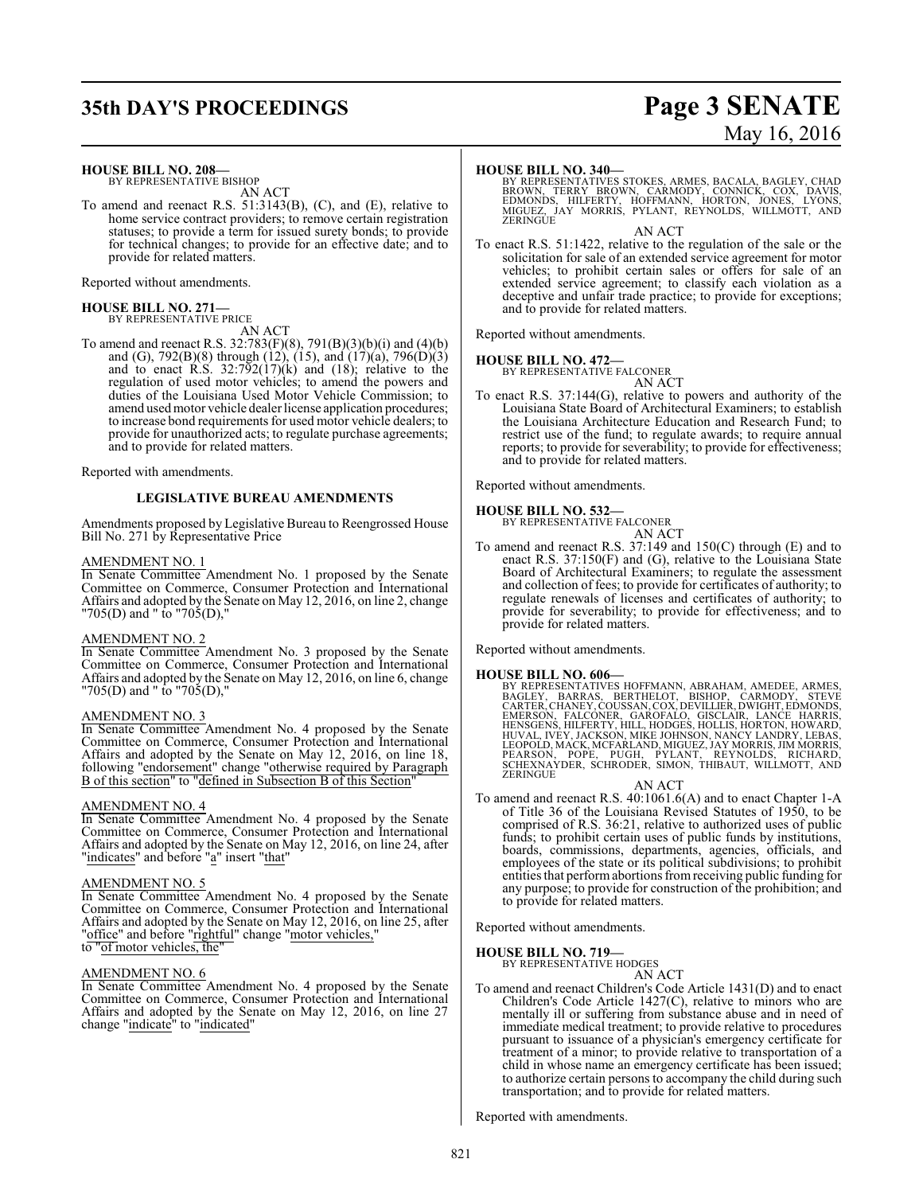**HOUSE BILL NO. 208—**
BY REPRESENTATIVE BISHOP

AN ACT

To amend and reenact R.S. 51:3143(B), (C), and (E), relative to home service contract providers; to remove certain registration statuses; to provide a term for issued surety bonds; to provide for technical changes; to provide for an effective date; and to provide for related matters.

Reported without amendments.

**HOUSE BILL NO. 271—**
BY REPRESENTATIVE PRICE

AN ACT

To amend and reenact R.S. 32:783(F)(8), 791(B)(3)(b)(i) and (4)(b) and (G), 792(B)(8) through (12), (15), and (17)(a), 796(D)(3) and to enact R.S. 32:792(17)(k) and (18); relative to the regulation of used motor vehicles; to amend the powers and duties of the Louisiana Used Motor Vehicle Commission; to amend used motor vehicle dealer license application procedures; to increase bond requirements for used motor vehicle dealers; to provide for unauthorized acts; to regulate purchase agreements; and to provide for related matters.

Reported with amendments.

**LEGISLATIVE BUREAU AMENDMENTS**

Amendments proposed by Legislative Bureau to Reengrossed House Bill No. 271 by Representative Price

AMENDMENT NO. 1

In Senate Committee Amendment No. 1 proposed by the Senate Committee on Commerce, Consumer Protection and International Affairs and adopted by the Senate on May 12, 2016, on line 2, change "705(D) and " to "705(D),"

AMENDMENT NO. 2

In Senate Committee Amendment No. 3 proposed by the Senate Committee on Commerce, Consumer Protection and International Affairs and adopted by the Senate on May 12, 2016, on line 6, change "705(D) and " to "705(D),"

AMENDMENT NO. 3

In Senate Committee Amendment No. 4 proposed by the Senate Committee on Commerce, Consumer Protection and International Affairs and adopted by the Senate on May 12, 2016, on line 18, following "endorsement" change "otherwise required by Paragraph B of this section" to "defined in Subsection B of this Section"

AMENDMENT NO. 4

In Senate Committee Amendment No. 4 proposed by the Senate Committee on Commerce, Consumer Protection and International Affairs and adopted by the Senate on May 12, 2016, on line 24, after "indicates" and before "a" insert "that"

AMENDMENT NO. 5

In Senate Committee Amendment No. 4 proposed by the Senate Committee on Commerce, Consumer Protection and International Affairs and adopted by the Senate on May 12, 2016, on line 25, after "office" and before "rightful" change "motor vehicles," to "of motor vehicles, the"

AMENDMENT NO. 6

In Senate Committee Amendment No. 4 proposed by the Senate Committee on Commerce, Consumer Protection and International Affairs and adopted by the Senate on May 12, 2016, on line 27 change "indicate" to "indicated"

**HOUSE BILL NO. 340—**
BY REPRESENTATIVES STOKES, ARMES, BACALA, BAGLEY, CHAD BROWN, TERRY BROWN, CARMODY, CONNICK, COX, DAVIS, EDMONDS, HILFERTY, HOFFMANN, HORTON, JONES, LYONS, MIGUEZ, JAY MORRIS, PYLANT, REYNOLDS, WILLMOTT, AND ZERINGUE

AN ACT

To enact R.S. 51:1422, relative to the regulation of the sale or the solicitation for sale of an extended service agreement for motor vehicles; to prohibit certain sales or offers for sale of an extended service agreement; to classify each violation as a deceptive and unfair trade practice; to provide for exceptions; and to provide for related matters.

Reported without amendments.

**HOUSE BILL NO. 472—**
BY REPRESENTATIVE FALCONER

AN ACT

To enact R.S. 37:144(G), relative to powers and authority of the Louisiana State Board of Architectural Examiners; to establish the Louisiana Architecture Education and Research Fund; to restrict use of the fund; to regulate awards; to require annual reports; to provide for severability; to provide for effectiveness; and to provide for related matters.

Reported without amendments.

**HOUSE BILL NO. 532—**
BY REPRESENTATIVE FALCONER

AN ACT

To amend and reenact R.S. 37:149 and 150(C) through (E) and to enact R.S. 37:150(F) and (G), relative to the Louisiana State Board of Architectural Examiners; to regulate the assessment and collection of fees; to provide for certificates of authority; to regulate renewals of licenses and certificates of authority; to provide for severability; to provide for effectiveness; and to provide for related matters.

Reported without amendments.

**HOUSE BILL NO. 606—**
BY REPRESENTATIVES HOFFMANN, ABRAHAM, AMEDEE, ARMES, BAGLEY, BARRAS, BERTHELOT, BISHOP, CARMODY, STEVE CARTER, CHANEY, COUSSAN, COX, DEVILLIER, DWIGHT, EDMONDS, EMERSON, FALCONER, GAROFALO, GISCLAIR, LANCE HARRIS, HENSGENS, HILFERTY, HILL, HODGES, HOLLIS, HORTON, HOWARD, HUVAL, IVEY, JACKSON, MIKE JOHNSON, NANCY LANDRY, LEBAS, LEOPOLD, MACK, MCFARLAND, MIGUEZ, JAY MORRIS, JIM MORRIS, PEARSON, POPE, PUGH, PYLANT, REYNOLDS, RICHARD, SCHEXNAYDER, SCHRODER, SIMON, THIBAUT, WILLMOTT, AND ZERINGUE

AN ACT

To amend and reenact R.S. 40:1061.6(A) and to enact Chapter 1-A of Title 36 of the Louisiana Revised Statutes of 1950, to be comprised of R.S. 36:21, relative to authorized uses of public funds; to prohibit certain uses of public funds by institutions, boards, commissions, departments, agencies, officials, and employees of the state or its political subdivisions; to prohibit entities that perform abortions from receiving public funding for any purpose; to provide for construction of the prohibition; and to provide for related matters.

Reported without amendments.

**HOUSE BILL NO. 719—**
BY REPRESENTATIVE HODGES

AN ACT

To amend and reenact Children's Code Article 1431(D) and to enact Children's Code Article 1427(C), relative to minors who are mentally ill or suffering from substance abuse and in need of immediate medical treatment; to provide relative to procedures pursuant to issuance of a physician's emergency certificate for treatment of a minor; to provide relative to transportation of a child in whose name an emergency certificate has been issued; to authorize certain persons to accompany the child during such transportation; and to provide for related matters.

Reported with amendments.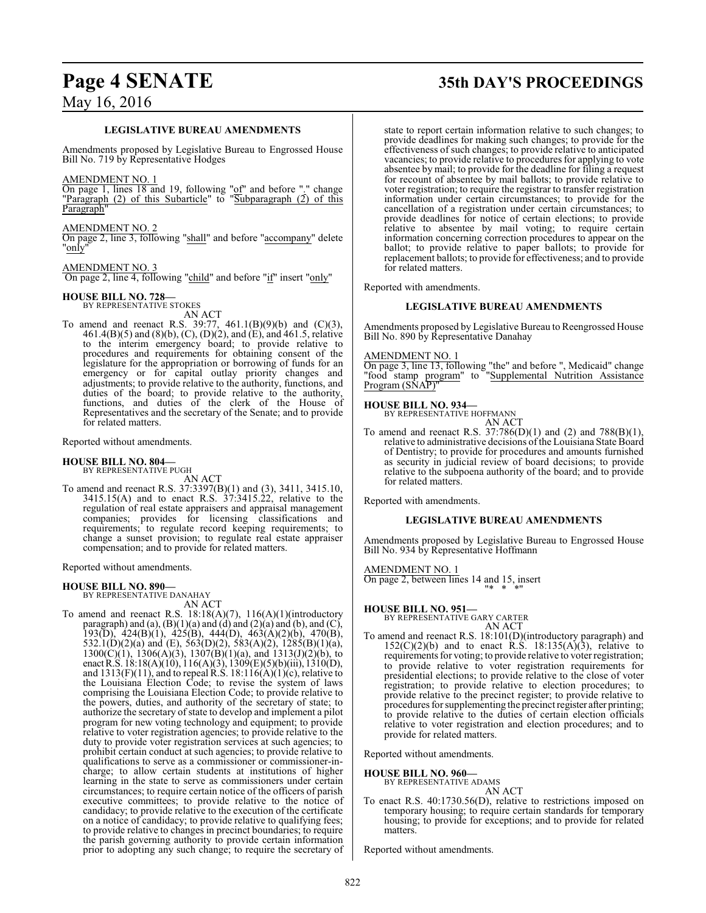### LEGISLATIVE BUREAU AMENDMENTS

Amendments proposed by Legislative Bureau to Engrossed House Bill No. 719 by Representative Hodges

AMENDMENT NO. 1
On page 1, lines 18 and 19, following "of" and before "." change "Paragraph (2) of this Subarticle" to "Subparagraph (2) of this Paragraph"

AMENDMENT NO. 2
On page 2, line 3, following "shall" and before "accompany" delete "only"

AMENDMENT NO. 3
On page 2, line 4, following "child" and before "if" insert "only"

**HOUSE BILL NO. 728—**
BY REPRESENTATIVE STOKES
AN ACT

To amend and reenact R.S. 39:77, 461.1(B)(9)(b) and (C)(3), 461.4(B)(5) and (8)(b), (C), (D)(2), and (E), and 461.5, relative to the interim emergency board; to provide relative to procedures and requirements for obtaining consent of the legislature for the appropriation or borrowing of funds for an emergency or for capital outlay priority changes and adjustments; to provide relative to the authority, functions, and duties of the board; to provide relative to the authority, functions, and duties of the clerk of the House of Representatives and the secretary of the Senate; and to provide for related matters.

Reported without amendments.

**HOUSE BILL NO. 804—**
BY REPRESENTATIVE PUGH
AN ACT

To amend and reenact R.S. 37:3397(B)(1) and (3), 3411, 3415.10, 3415.15(A) and to enact R.S. 37:3415.22, relative to the regulation of real estate appraisers and appraisal management companies; provides for licensing classifications and requirements; to regulate record keeping requirements; to change a sunset provision; to regulate real estate appraiser compensation; and to provide for related matters.

Reported without amendments.

**HOUSE BILL NO. 890—**
BY REPRESENTATIVE DANAHAY
AN ACT

To amend and reenact R.S. 18:18(A)(7), 116(A)(1)(introductory paragraph) and (a), (B)(1)(a) and (d) and (2)(a) and (b), and (C), 193(D), 424(B)(1), 425(B), 444(D), 463(A)(2)(b), 470(B), 532.1(D)(2)(a) and (E), 563(D)(2), 583(A)(2), 1285(B)(1)(a), 1300(C)(1), 1306(A)(3), 1307(B)(1)(a), and 1313(J)(2)(b), to enact R.S. 18:18(A)(10), 116(A)(3), 1309(E)(5)(b)(iii), 1310(D), and 1313(F)(11), and to repeal R.S. 18:116(A)(1)(c), relative to the Louisiana Election Code; to revise the system of laws comprising the Louisiana Election Code; to provide relative to the powers, duties, and authority of the secretary of state; to authorize the secretary of state to develop and implement a pilot program for new voting technology and equipment; to provide relative to voter registration agencies; to provide relative to the duty to provide voter registration services at such agencies; to prohibit certain conduct at such agencies; to provide relative to qualifications to serve as a commissioner or commissioner-in-charge; to allow certain students at institutions of higher learning in the state to serve as commissioners under certain circumstances; to require certain notice of the officers of parish executive committees; to provide relative to the notice of candidacy; to provide relative to the execution of the certificate on a notice of candidacy; to provide relative to qualifying fees; to provide relative to changes in precinct boundaries; to require the parish governing authority to provide certain information prior to adopting any such change; to require the secretary of state to report certain information relative to such changes; to provide deadlines for making such changes; to provide for the effectiveness of such changes; to provide relative to anticipated vacancies; to provide relative to procedures for applying to vote absentee by mail; to provide for the deadline for filing a request for recount of absentee by mail ballots; to provide relative to voter registration; to require the registrar to transfer registration information under certain circumstances; to provide for the cancellation of a registration under certain circumstances; to provide deadlines for notice of certain elections; to provide relative to absentee by mail voting; to require certain information concerning correction procedures to appear on the ballot; to provide relative to paper ballots; to provide for replacement ballots; to provide for effectiveness; and to provide for related matters.

Reported with amendments.

### LEGISLATIVE BUREAU AMENDMENTS

Amendments proposed by Legislative Bureau to Reengrossed House Bill No. 890 by Representative Danahay

AMENDMENT NO. 1
On page 3, line 13, following "the" and before ", Medicaid" change "food stamp program" to "Supplemental Nutrition Assistance Program (SNAP)"

**HOUSE BILL NO. 934—**
BY REPRESENTATIVE HOFFMANN
AN ACT

To amend and reenact R.S. 37:786(D)(1) and (2) and 788(B)(1), relative to administrative decisions of the Louisiana State Board of Dentistry; to provide for procedures and amounts furnished as security in judicial review of board decisions; to provide relative to the subpoena authority of the board; and to provide for related matters.

Reported with amendments.

### LEGISLATIVE BUREAU AMENDMENTS

Amendments proposed by Legislative Bureau to Engrossed House Bill No. 934 by Representative Hoffmann

AMENDMENT NO. 1
On page 2, between lines 14 and 15, insert
"* * *"

**HOUSE BILL NO. 951—**
BY REPRESENTATIVE GARY CARTER
AN ACT

To amend and reenact R.S. 18:101(D)(introductory paragraph) and 152(C)(2)(b) and to enact R.S. 18:135(A)(3), relative to requirements for voting; to provide relative to voter registration; to provide relative to voter registration requirements for presidential elections; to provide relative to the close of voter registration; to provide relative to election procedures; to provide relative to the precinct register; to provide relative to procedures for supplementing the precinct register after printing; to provide relative to the duties of certain election officials relative to voter registration and election procedures; and to provide for related matters.

Reported without amendments.

**HOUSE BILL NO. 960—**
BY REPRESENTATIVE ADAMS
AN ACT

To enact R.S. 40:1730.56(D), relative to restrictions imposed on temporary housing; to require certain standards for temporary housing; to provide for exceptions; and to provide for related matters.

Reported without amendments.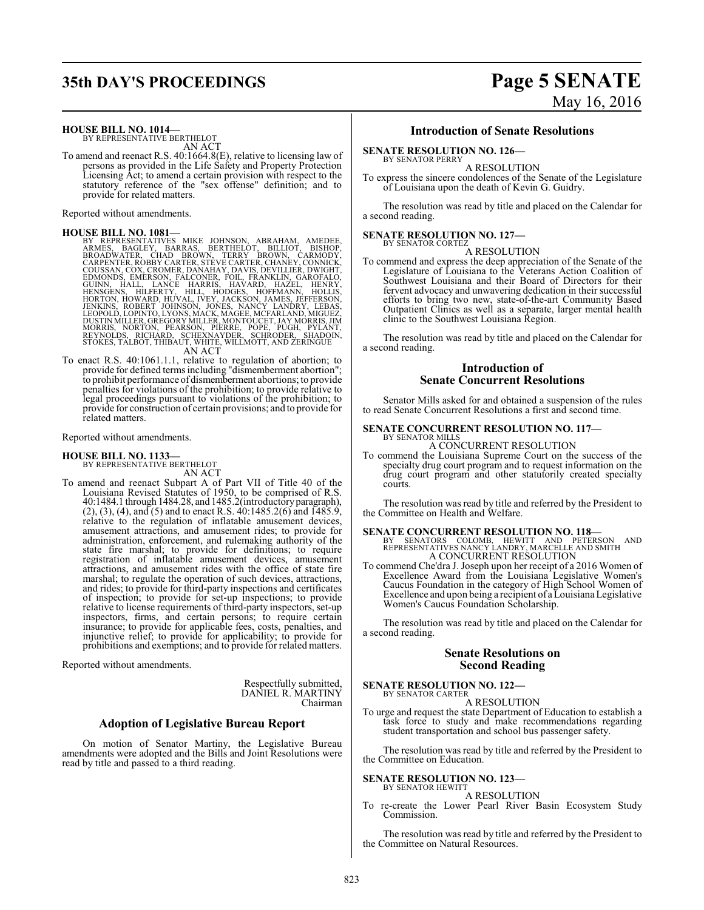**HOUSE BILL NO. 1014—**
BY REPRESENTATIVE BERTHELOT
AN ACT

To amend and reenact R.S. 40:1664.8(E), relative to licensing law of persons as provided in the Life Safety and Property Protection Licensing Act; to amend a certain provision with respect to the statutory reference of the "sex offense" definition; and to provide for related matters.

Reported without amendments.

**HOUSE BILL NO. 1081—**
BY REPRESENTATIVES MIKE JOHNSON, ABRAHAM, AMEDEE, ARMES, BAGLEY, BARRAS, BERTHELOT, BILLIOT, BISHOP, BROADWATER, CHAD BROWN, TERRY BROWN, CARMODY, CARPENTER, ROBBY CARTER, STEVE CARTER, CHANEY, CONNICK, COUSSAN, COX, CROMER, DANAHAY, DAVIS, DEVILLIER, DWIGHT, EDMONDS, EMERSON, FALCONER, FOIL, FRANKLIN, GAROFALO, GUINN, HALL, LANCE HARRIS, HAVARD, HAZEL, HENRY, HENSGENS, HILFERTY, HILL, HODGES, HOFFMANN, HOLLIS, HORTON, HOWARD, HUVAL, IVEY, JACKSON, JAMES, JEFFERSON, JENKINS, ROBERT JOHNSON, JONES, NANCY LANDRY, LEBAS, LEOPOLD, LOPINTO, LYONS, MACK, MAGEE, MCFARLAND, MIGUEZ, DUSTIN MILLER, GREGORY MILLER, MONTOUCET, JAY MORRIS, JIM MORRIS, NORTON, PEARSON, PIERRE, POPE, PUGH, PYLANT, REYNOLDS, RICHARD, SCHEXNAYDER, SCHRODER, SHADOIN, STOKES, TALBOT, THIBAUT, WHITE, WILLMOTT, AND ZERINGUE
AN ACT

To enact R.S. 40:1061.1.1, relative to regulation of abortion; to provide for defined terms including "dismemberment abortion"; to prohibit performance of dismemberment abortions; to provide penalties for violations of the prohibition; to provide relative to legal proceedings pursuant to violations of the prohibition; to provide for construction of certain provisions; and to provide for related matters.

Reported without amendments.

**HOUSE BILL NO. 1133—**
BY REPRESENTATIVE BERTHELOT
AN ACT

To amend and reenact Subpart A of Part VII of Title 40 of the Louisiana Revised Statutes of 1950, to be comprised of R.S. 40:1484.1 through 1484.28, and 1485.2(introductory paragraph), (2), (3), (4), and (5) and to enact R.S. 40:1485.2(6) and 1485.9, relative to the regulation of inflatable amusement devices, amusement attractions, and amusement rides; to provide for administration, enforcement, and rulemaking authority of the state fire marshal; to provide for definitions; to require registration of inflatable amusement devices, amusement attractions, and amusement rides with the office of state fire marshal; to regulate the operation of such devices, attractions, and rides; to provide for third-party inspections and certificates of inspection; to provide for set-up inspections; to provide relative to license requirements of third-party inspectors, set-up inspectors, firms, and certain persons; to require certain insurance; to provide for applicable fees, costs, penalties, and injunctive relief; to provide for applicability; to provide for prohibitions and exemptions; and to provide for related matters.

Reported without amendments.

Respectfully submitted,
DANIEL R. MARTINY
Chairman

## Adoption of Legislative Bureau Report

On motion of Senator Martiny, the Legislative Bureau amendments were adopted and the Bills and Joint Resolutions were read by title and passed to a third reading.

## Introduction of Senate Resolutions

**SENATE RESOLUTION NO. 126—**
BY SENATOR PERRY
A RESOLUTION

To express the sincere condolences of the Senate of the Legislature of Louisiana upon the death of Kevin G. Guidry.

The resolution was read by title and placed on the Calendar for a second reading.

**SENATE RESOLUTION NO. 127—**
BY SENATOR CORTEZ
A RESOLUTION

To commend and express the deep appreciation of the Senate of the Legislature of Louisiana to the Veterans Action Coalition of Southwest Louisiana and their Board of Directors for their fervent advocacy and unwavering dedication in their successful efforts to bring two new, state-of-the-art Community Based Outpatient Clinics as well as a separate, larger mental health clinic to the Southwest Louisiana Region.

The resolution was read by title and placed on the Calendar for a second reading.

## Introduction of Senate Concurrent Resolutions

Senator Mills asked for and obtained a suspension of the rules to read Senate Concurrent Resolutions a first and second time.

**SENATE CONCURRENT RESOLUTION NO. 117—**
BY SENATOR MILLS
A CONCURRENT RESOLUTION

To commend the Louisiana Supreme Court on the success of the specialty drug court program and to request information on the drug court program and other statutorily created specialty courts.

The resolution was read by title and referred by the President to the Committee on Health and Welfare.

**SENATE CONCURRENT RESOLUTION NO. 118—**
BY SENATORS COLOMB, HEWITT AND PETERSON AND REPRESENTATIVES NANCY LANDRY, MARCELLE AND SMITH
A CONCURRENT RESOLUTION

To commend Che'dra J. Joseph upon her receipt of a 2016 Women of Excellence Award from the Louisiana Legislative Women's Caucus Foundation in the category of High School Women of Excellence and upon being a recipient of a Louisiana Legislative Women's Caucus Foundation Scholarship.

The resolution was read by title and placed on the Calendar for a second reading.

## Senate Resolutions on Second Reading

**SENATE RESOLUTION NO. 122—**
BY SENATOR CARTER
A RESOLUTION

To urge and request the state Department of Education to establish a task force to study and make recommendations regarding student transportation and school bus passenger safety.

The resolution was read by title and referred by the President to the Committee on Education.

**SENATE RESOLUTION NO. 123—**
BY SENATOR HEWITT
A RESOLUTION

To re-create the Lower Pearl River Basin Ecosystem Study Commission.

The resolution was read by title and referred by the President to the Committee on Natural Resources.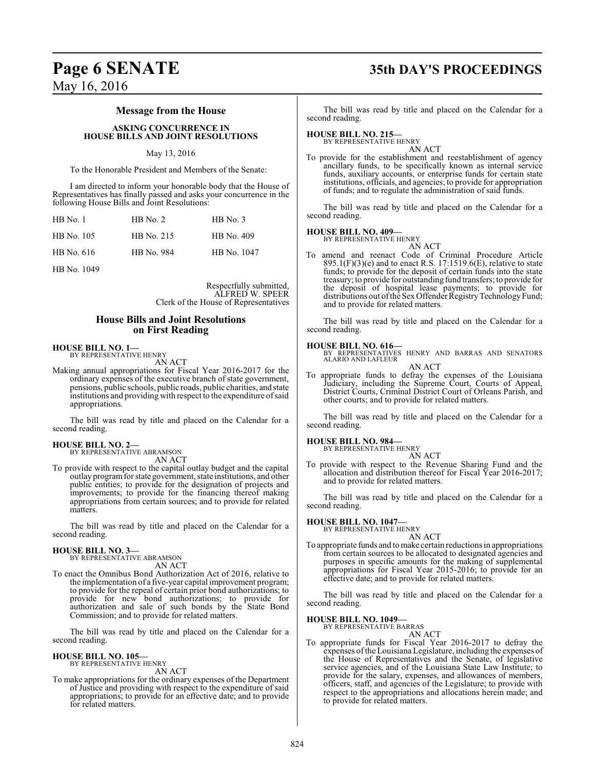## Message from the House

### ASKING CONCURRENCE IN HOUSE BILLS AND JOINT RESOLUTIONS

May 13, 2016

To the Honorable President and Members of the Senate:

I am directed to inform your honorable body that the House of Representatives has finally passed and asks your concurrence in the following House Bills and Joint Resolutions:

| | | |
|---|---|---|
| HB No. 1 | HB No. 2 | HB No. 3 |
| HB No. 105 | HB No. 215 | HB No. 409 |
| HB No. 616 | HB No. 984 | HB No. 1047 |
| HB No. 1049 | | |

Respectfully submitted,
ALFRED W. SPEER
Clerk of the House of Representatives

## House Bills and Joint Resolutions on First Reading

**HOUSE BILL NO. 1—**
BY REPRESENTATIVE HENRY
AN ACT

Making annual appropriations for Fiscal Year 2016-2017 for the ordinary expenses of the executive branch of state government, pensions, public schools, public roads, public charities, and state institutions and providing with respect to the expenditure of said appropriations.

The bill was read by title and placed on the Calendar for a second reading.

**HOUSE BILL NO. 2—**
BY REPRESENTATIVE ABRAMSON
AN ACT

To provide with respect to the capital outlay budget and the capital outlay program for state government, state institutions, and other public entities; to provide for the designation of projects and improvements; to provide for the financing thereof making appropriations from certain sources; and to provide for related matters.

The bill was read by title and placed on the Calendar for a second reading.

**HOUSE BILL NO. 3—**
BY REPRESENTATIVE ABRAMSON
AN ACT

To enact the Omnibus Bond Authorization Act of 2016, relative to the implementation of a five-year capital improvement program; to provide for the repeal of certain prior bond authorizations; to provide for new bond authorizations; to provide for authorization and sale of such bonds by the State Bond Commission; and to provide for related matters.

The bill was read by title and placed on the Calendar for a second reading.

**HOUSE BILL NO. 105—**
BY REPRESENTATIVE HENRY
AN ACT

To make appropriations for the ordinary expenses of the Department of Justice and providing with respect to the expenditure of said appropriations; to provide for an effective date; and to provide for related matters.

The bill was read by title and placed on the Calendar for a second reading.

**HOUSE BILL NO. 215—**
BY REPRESENTATIVE HENRY
AN ACT

To provide for the establishment and reestablishment of agency ancillary funds, to be specifically known as internal service funds, auxiliary accounts, or enterprise funds for certain state institutions, officials, and agencies; to provide for appropriation of funds; and to regulate the administration of said funds.

The bill was read by title and placed on the Calendar for a second reading.

**HOUSE BILL NO. 409—**
BY REPRESENTATIVE HENRY
AN ACT

To amend and reenact Code of Criminal Procedure Article 895.1(F)(3)(e) and to enact R.S. 17:1519.6(E), relative to state funds; to provide for the deposit of certain funds into the state treasury; to provide for outstanding fund transfers; to provide for the deposit of hospital lease payments; to provide for distributions out of the Sex Offender Registry Technology Fund; and to provide for related matters.

The bill was read by title and placed on the Calendar for a second reading.

**HOUSE BILL NO. 616—**
BY REPRESENTATIVES HENRY AND BARRAS AND SENATORS ALARIO AND LAFLEUR
AN ACT

To appropriate funds to defray the expenses of the Louisiana Judiciary, including the Supreme Court, Courts of Appeal, District Courts, Criminal District Court of Orleans Parish, and other courts; and to provide for related matters.

The bill was read by title and placed on the Calendar for a second reading.

**HOUSE BILL NO. 984—**
BY REPRESENTATIVE HENRY
AN ACT

To provide with respect to the Revenue Sharing Fund and the allocation and distribution thereof for Fiscal Year 2016-2017; and to provide for related matters.

The bill was read by title and placed on the Calendar for a second reading.

**HOUSE BILL NO. 1047—**
BY REPRESENTATIVE HENRY
AN ACT

To appropriate funds and to make certain reductions in appropriations from certain sources to be allocated to designated agencies and purposes in specific amounts for the making of supplemental appropriations for Fiscal Year 2015-2016; to provide for an effective date; and to provide for related matters.

The bill was read by title and placed on the Calendar for a second reading.

**HOUSE BILL NO. 1049—**
BY REPRESENTATIVE BARRAS
AN ACT

To appropriate funds for Fiscal Year 2016-2017 to defray the expenses of the Louisiana Legislature, including the expenses of the House of Representatives and the Senate, of legislative service agencies, and of the Louisiana State Law Institute; to provide for the salary, expenses, and allowances of members, officers, staff, and agencies of the Legislature; to provide with respect to the appropriations and allocations herein made; and to provide for related matters.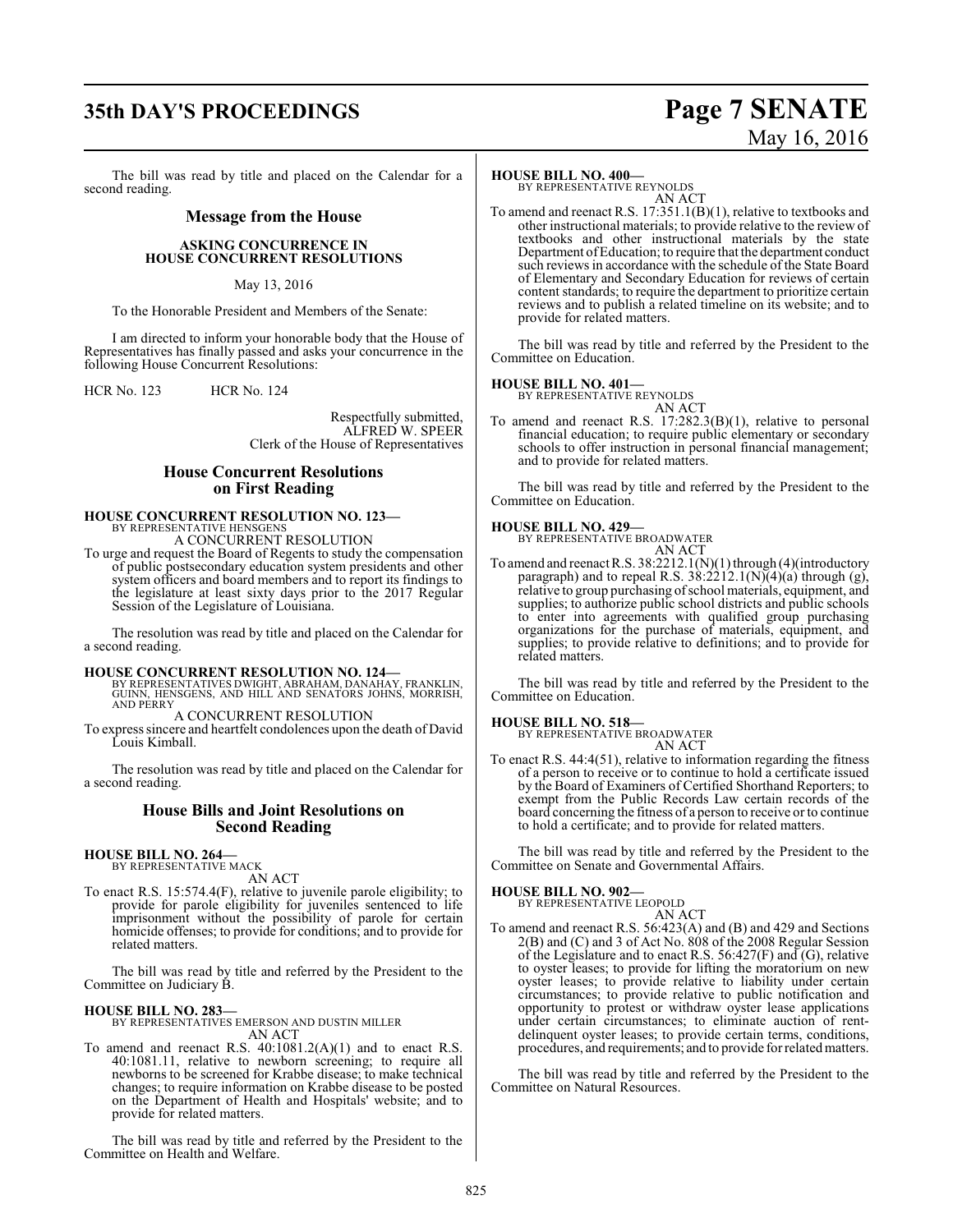The bill was read by title and placed on the Calendar for a second reading.

## Message from the House

### ASKING CONCURRENCE IN HOUSE CONCURRENT RESOLUTIONS

May 13, 2016

To the Honorable President and Members of the Senate:

I am directed to inform your honorable body that the House of Representatives has finally passed and asks your concurrence in the following House Concurrent Resolutions:

HCR No. 123 HCR No. 124

Respectfully submitted,
ALFRED W. SPEER
Clerk of the House of Representatives

## House Concurrent Resolutions on First Reading

**HOUSE CONCURRENT RESOLUTION NO. 123—**
BY REPRESENTATIVE HENSGENS
A CONCURRENT RESOLUTION

To urge and request the Board of Regents to study the compensation of public postsecondary education system presidents and other system officers and board members and to report its findings to the legislature at least sixty days prior to the 2017 Regular Session of the Legislature of Louisiana.

The resolution was read by title and placed on the Calendar for a second reading.

**HOUSE CONCURRENT RESOLUTION NO. 124—**
BY REPRESENTATIVES DWIGHT, ABRAHAM, DANAHAY, FRANKLIN, GUINN, HENSGENS, AND HILL AND SENATORS JOHNS, MORRISH, AND PERRY
A CONCURRENT RESOLUTION

To express sincere and heartfelt condolences upon the death of David Louis Kimball.

The resolution was read by title and placed on the Calendar for a second reading.

## House Bills and Joint Resolutions on Second Reading

**HOUSE BILL NO. 264—**
BY REPRESENTATIVE MACK
AN ACT

To enact R.S. 15:574.4(F), relative to juvenile parole eligibility; to provide for parole eligibility for juveniles sentenced to life imprisonment without the possibility of parole for certain homicide offenses; to provide for conditions; and to provide for related matters.

The bill was read by title and referred by the President to the Committee on Judiciary B.

**HOUSE BILL NO. 283—**
BY REPRESENTATIVES EMERSON AND DUSTIN MILLER
AN ACT

To amend and reenact R.S. 40:1081.2(A)(1) and to enact R.S. 40:1081.11, relative to newborn screening; to require all newborns to be screened for Krabbe disease; to make technical changes; to require information on Krabbe disease to be posted on the Department of Health and Hospitals' website; and to provide for related matters.

The bill was read by title and referred by the President to the Committee on Health and Welfare.

**HOUSE BILL NO. 400—**
BY REPRESENTATIVE REYNOLDS
AN ACT

To amend and reenact R.S. 17:351.1(B)(1), relative to textbooks and other instructional materials; to provide relative to the review of textbooks and other instructional materials by the state Department of Education; to require that the department conduct such reviews in accordance with the schedule of the State Board of Elementary and Secondary Education for reviews of certain content standards; to require the department to prioritize certain reviews and to publish a related timeline on its website; and to provide for related matters.

The bill was read by title and referred by the President to the Committee on Education.

**HOUSE BILL NO. 401—**
BY REPRESENTATIVE REYNOLDS
AN ACT

To amend and reenact R.S. 17:282.3(B)(1), relative to personal financial education; to require public elementary or secondary schools to offer instruction in personal financial management; and to provide for related matters.

The bill was read by title and referred by the President to the Committee on Education.

**HOUSE BILL NO. 429—**
BY REPRESENTATIVE BROADWATER
AN ACT

To amend and reenact R.S. 38:2212.1(N)(1) through (4)(introductory paragraph) and to repeal R.S. 38:2212.1(N)(4)(a) through (g), relative to group purchasing of school materials, equipment, and supplies; to authorize public school districts and public schools to enter into agreements with qualified group purchasing organizations for the purchase of materials, equipment, and supplies; to provide relative to definitions; and to provide for related matters.

The bill was read by title and referred by the President to the Committee on Education.

**HOUSE BILL NO. 518—**
BY REPRESENTATIVE BROADWATER
AN ACT

To enact R.S. 44:4(51), relative to information regarding the fitness of a person to receive or to continue to hold a certificate issued by the Board of Examiners of Certified Shorthand Reporters; to exempt from the Public Records Law certain records of the board concerning the fitness of a person to receive or to continue to hold a certificate; and to provide for related matters.

The bill was read by title and referred by the President to the Committee on Senate and Governmental Affairs.

**HOUSE BILL NO. 902—**
BY REPRESENTATIVE LEOPOLD
AN ACT

To amend and reenact R.S. 56:423(A) and (B) and 429 and Sections 2(B) and (C) and 3 of Act No. 808 of the 2008 Regular Session of the Legislature and to enact R.S. 56:427(F) and (G), relative to oyster leases; to provide for lifting the moratorium on new oyster leases; to provide relative to liability under certain circumstances; to provide relative to public notification and opportunity to protest or withdraw oyster lease applications under certain circumstances; to eliminate auction of rent-delinquent oyster leases; to provide certain terms, conditions, procedures, and requirements; and to provide for related matters.

The bill was read by title and referred by the President to the Committee on Natural Resources.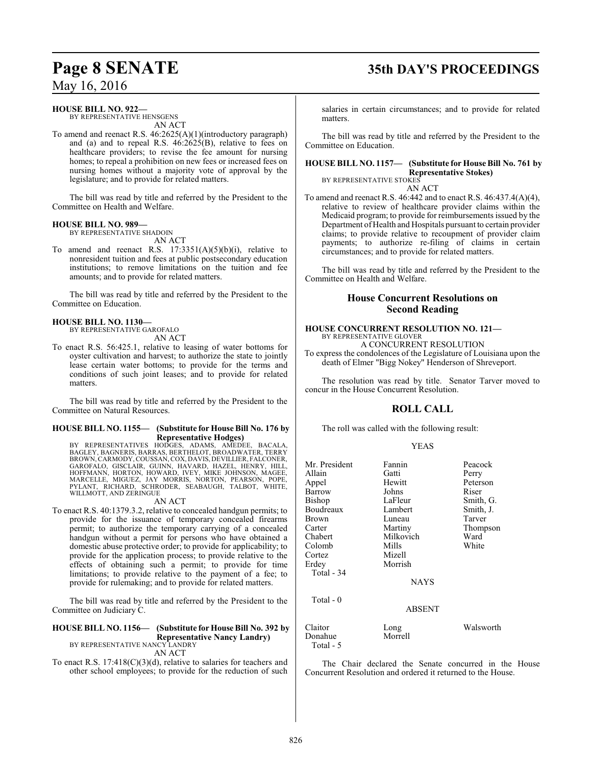**HOUSE BILL NO. 922—**
BY REPRESENTATIVE HENSGENS
AN ACT

To amend and reenact R.S. 46:2625(A)(1)(introductory paragraph) and (a) and to repeal R.S. 46:2625(B), relative to fees on healthcare providers; to revise the fee amount for nursing homes; to repeal a prohibition on new fees or increased fees on nursing homes without a majority vote of approval by the legislature; and to provide for related matters.

The bill was read by title and referred by the President to the Committee on Health and Welfare.

**HOUSE BILL NO. 989—**
BY REPRESENTATIVE SHADOIN
AN ACT

To amend and reenact R.S. 17:3351(A)(5)(b)(i), relative to nonresident tuition and fees at public postsecondary education institutions; to remove limitations on the tuition and fee amounts; and to provide for related matters.

The bill was read by title and referred by the President to the Committee on Education.

**HOUSE BILL NO. 1130—**
BY REPRESENTATIVE GAROFALO
AN ACT

To enact R.S. 56:425.1, relative to leasing of water bottoms for oyster cultivation and harvest; to authorize the state to jointly lease certain water bottoms; to provide for the terms and conditions of such joint leases; and to provide for related matters.

The bill was read by title and referred by the President to the Committee on Natural Resources.

**HOUSE BILL NO. 1155— (Substitute for House Bill No. 176 by Representative Hodges)**
BY REPRESENTATIVES HODGES, ADAMS, AMEDEE, BACALA, BAGLEY, BAGNERIS, BARRAS, BERTHELOT, BROADWATER, TERRY BROWN, CARMODY, COUSSAN, COX, DAVIS, DEVILLIER, FALCONER, GAROFALO, GISCLAIR, GUINN, HAVARD, HAZEL, HENRY, HILL, HOFFMANN, HORTON, HOWARD, IVEY, MIKE JOHNSON, MAGEE, MARCELLE, MIGUEZ, JAY MORRIS, NORTON, PEARSON, POPE, PYLANT, RICHARD, SCHRODER, SEABAUGH, TALBOT, WHITE, WILLMOTT, AND ZERINGUE
AN ACT

To enact R.S. 40:1379.3.2, relative to concealed handgun permits; to provide for the issuance of temporary concealed firearms permit; to authorize the temporary carrying of a concealed handgun without a permit for persons who have obtained a domestic abuse protective order; to provide for applicability; to provide for the application process; to provide relative to the effects of obtaining such a permit; to provide for time limitations; to provide relative to the payment of a fee; to provide for rulemaking; and to provide for related matters.

The bill was read by title and referred by the President to the Committee on Judiciary C.

**HOUSE BILL NO. 1156— (Substitute for House Bill No. 392 by Representative Nancy Landry)**
BY REPRESENTATIVE NANCY LANDRY
AN ACT

To enact R.S. 17:418(C)(3)(d), relative to salaries for teachers and other school employees; to provide for the reduction of such salaries in certain circumstances; and to provide for related matters.

The bill was read by title and referred by the President to the Committee on Education.

**HOUSE BILL NO. 1157— (Substitute for House Bill No. 761 by Representative Stokes)**
BY REPRESENTATIVE STOKES
AN ACT

To amend and reenact R.S. 46:442 and to enact R.S. 46:437.4(A)(4), relative to review of healthcare provider claims within the Medicaid program; to provide for reimbursements issued by the Department of Health and Hospitals pursuant to certain provider claims; to provide relative to recoupment of provider claim payments; to authorize re-filing of claims in certain circumstances; and to provide for related matters.

The bill was read by title and referred by the President to the Committee on Health and Welfare.

## House Concurrent Resolutions on Second Reading

**HOUSE CONCURRENT RESOLUTION NO. 121—**
BY REPRESENTATIVE GLOVER
A CONCURRENT RESOLUTION

To express the condolences of the Legislature of Louisiana upon the death of Elmer "Bigg Nokey" Henderson of Shreveport.

The resolution was read by title. Senator Tarver moved to concur in the House Concurrent Resolution.

## ROLL CALL

The roll was called with the following result:

YEAS

| | | |
|---|---|---|
| Mr. President | Fannin | Peacock |
| Allain | Gatti | Perry |
| Appel | Hewitt | Peterson |
| Barrow | Johns | Riser |
| Bishop | LaFleur | Smith, G. |
| Boudreaux | Lambert | Smith, J. |
| Brown | Luneau | Tarver |
| Carter | Martiny | Thompson |
| Chabert | Milkovich | Ward |
| Colomb | Mills | White |
| Cortez | Mizell | |
| Erdey | Morrish | |
| Total - 34 | | |

NAYS

Total - 0

ABSENT

| | | |
|---|---|---|
| Claitor | Long | Walsworth |
| Donahue | Morrell | |
| Total - 5 | | |

The Chair declared the Senate concurred in the House Concurrent Resolution and ordered it returned to the House.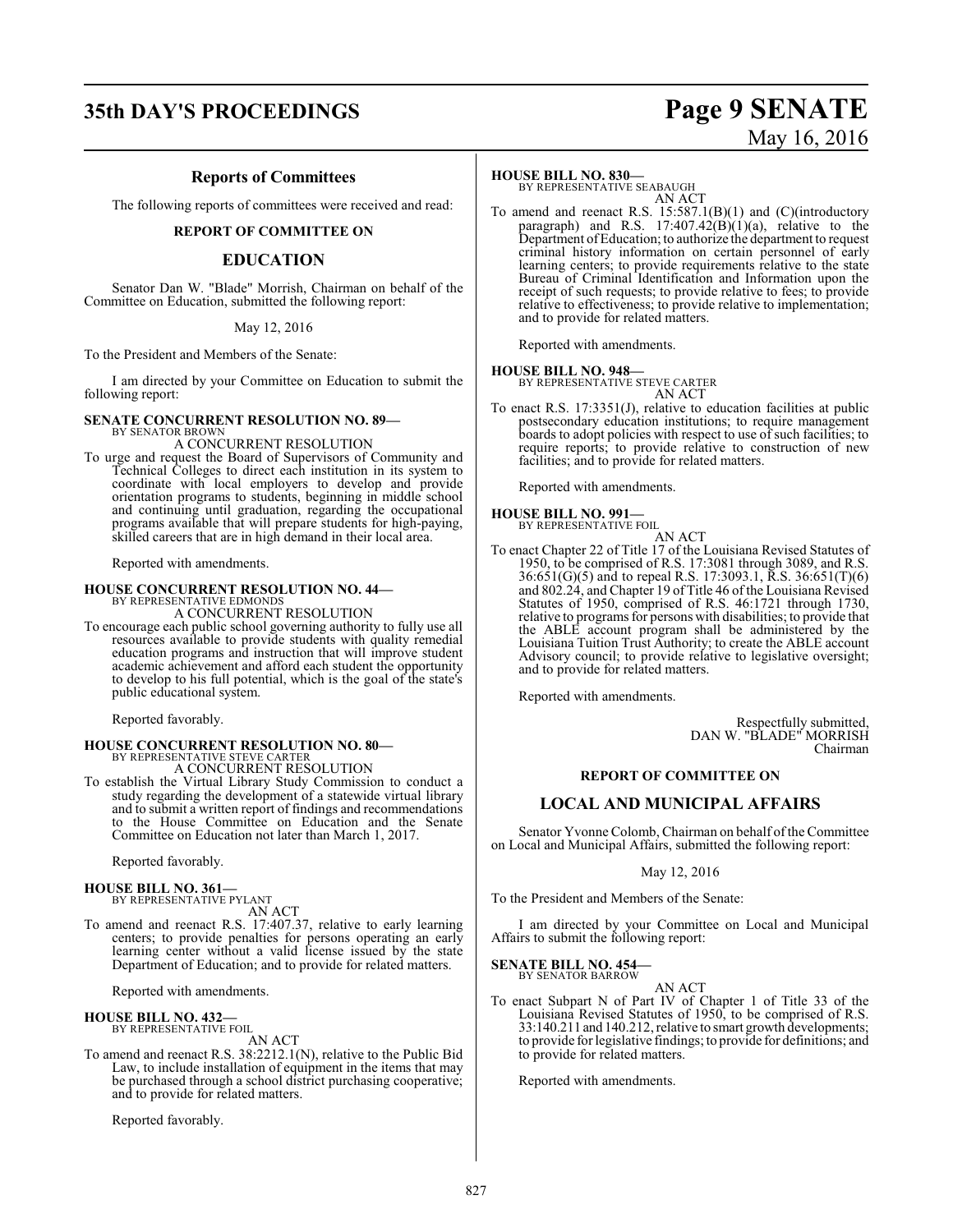## Reports of Committees

The following reports of committees were received and read:

### REPORT OF COMMITTEE ON

### EDUCATION

Senator Dan W. "Blade" Morrish, Chairman on behalf of the Committee on Education, submitted the following report:

May 12, 2016

To the President and Members of the Senate:

I am directed by your Committee on Education to submit the following report:

**SENATE CONCURRENT RESOLUTION NO. 89—**
BY SENATOR BROWN

A CONCURRENT RESOLUTION

To urge and request the Board of Supervisors of Community and Technical Colleges to direct each institution in its system to coordinate with local employers to develop and provide orientation programs to students, beginning in middle school and continuing until graduation, regarding the occupational programs available that will prepare students for high-paying, skilled careers that are in high demand in their local area.

Reported with amendments.

**HOUSE CONCURRENT RESOLUTION NO. 44—**
BY REPRESENTATIVE EDMONDS

A CONCURRENT RESOLUTION

To encourage each public school governing authority to fully use all resources available to provide students with quality remedial education programs and instruction that will improve student academic achievement and afford each student the opportunity to develop to his full potential, which is the goal of the state's public educational system.

Reported favorably.

**HOUSE CONCURRENT RESOLUTION NO. 80—**
BY REPRESENTATIVE STEVE CARTER

A CONCURRENT RESOLUTION

To establish the Virtual Library Study Commission to conduct a study regarding the development of a statewide virtual library and to submit a written report of findings and recommendations to the House Committee on Education and the Senate Committee on Education not later than March 1, 2017.

Reported favorably.

**HOUSE BILL NO. 361—**
BY REPRESENTATIVE PYLANT

AN ACT

To amend and reenact R.S. 17:407.37, relative to early learning centers; to provide penalties for persons operating an early learning center without a valid license issued by the state Department of Education; and to provide for related matters.

Reported with amendments.

**HOUSE BILL NO. 432—**
BY REPRESENTATIVE FOIL

AN ACT

To amend and reenact R.S. 38:2212.1(N), relative to the Public Bid Law, to include installation of equipment in the items that may be purchased through a school district purchasing cooperative; and to provide for related matters.

Reported favorably.

**HOUSE BILL NO. 830—**
BY REPRESENTATIVE SEABAUGH

AN ACT

To amend and reenact R.S. 15:587.1(B)(1) and (C)(introductory paragraph) and R.S. 17:407.42(B)(1)(a), relative to the Department of Education; to authorize the department to request criminal history information on certain personnel of early learning centers; to provide requirements relative to the state Bureau of Criminal Identification and Information upon the receipt of such requests; to provide relative to fees; to provide relative to effectiveness; to provide relative to implementation; and to provide for related matters.

Reported with amendments.

**HOUSE BILL NO. 948—**
BY REPRESENTATIVE STEVE CARTER

AN ACT

To enact R.S. 17:3351(J), relative to education facilities at public postsecondary education institutions; to require management boards to adopt policies with respect to use of such facilities; to require reports; to provide relative to construction of new facilities; and to provide for related matters.

Reported with amendments.

**HOUSE BILL NO. 991—**
BY REPRESENTATIVE FOIL

AN ACT

To enact Chapter 22 of Title 17 of the Louisiana Revised Statutes of 1950, to be comprised of R.S. 17:3081 through 3089, and R.S. 36:651(G)(5) and to repeal R.S. 17:3093.1, R.S. 36:651(T)(6) and 802.24, and Chapter 19 of Title 46 of the Louisiana Revised Statutes of 1950, comprised of R.S. 46:1721 through 1730, relative to programs for persons with disabilities; to provide that the ABLE account program shall be administered by the Louisiana Tuition Trust Authority; to create the ABLE account Advisory council; to provide relative to legislative oversight; and to provide for related matters.

Reported with amendments.

Respectfully submitted,
DAN W. "BLADE" MORRISH
Chairman

### REPORT OF COMMITTEE ON

### LOCAL AND MUNICIPAL AFFAIRS

Senator Yvonne Colomb, Chairman on behalf of the Committee on Local and Municipal Affairs, submitted the following report:

May 12, 2016

To the President and Members of the Senate:

I am directed by your Committee on Local and Municipal Affairs to submit the following report:

**SENATE BILL NO. 454—**
BY SENATOR BARROW

AN ACT

To enact Subpart N of Part IV of Chapter 1 of Title 33 of the Louisiana Revised Statutes of 1950, to be comprised of R.S. 33:140.211 and 140.212, relative to smart growth developments; to provide for legislative findings; to provide for definitions; and to provide for related matters.

Reported with amendments.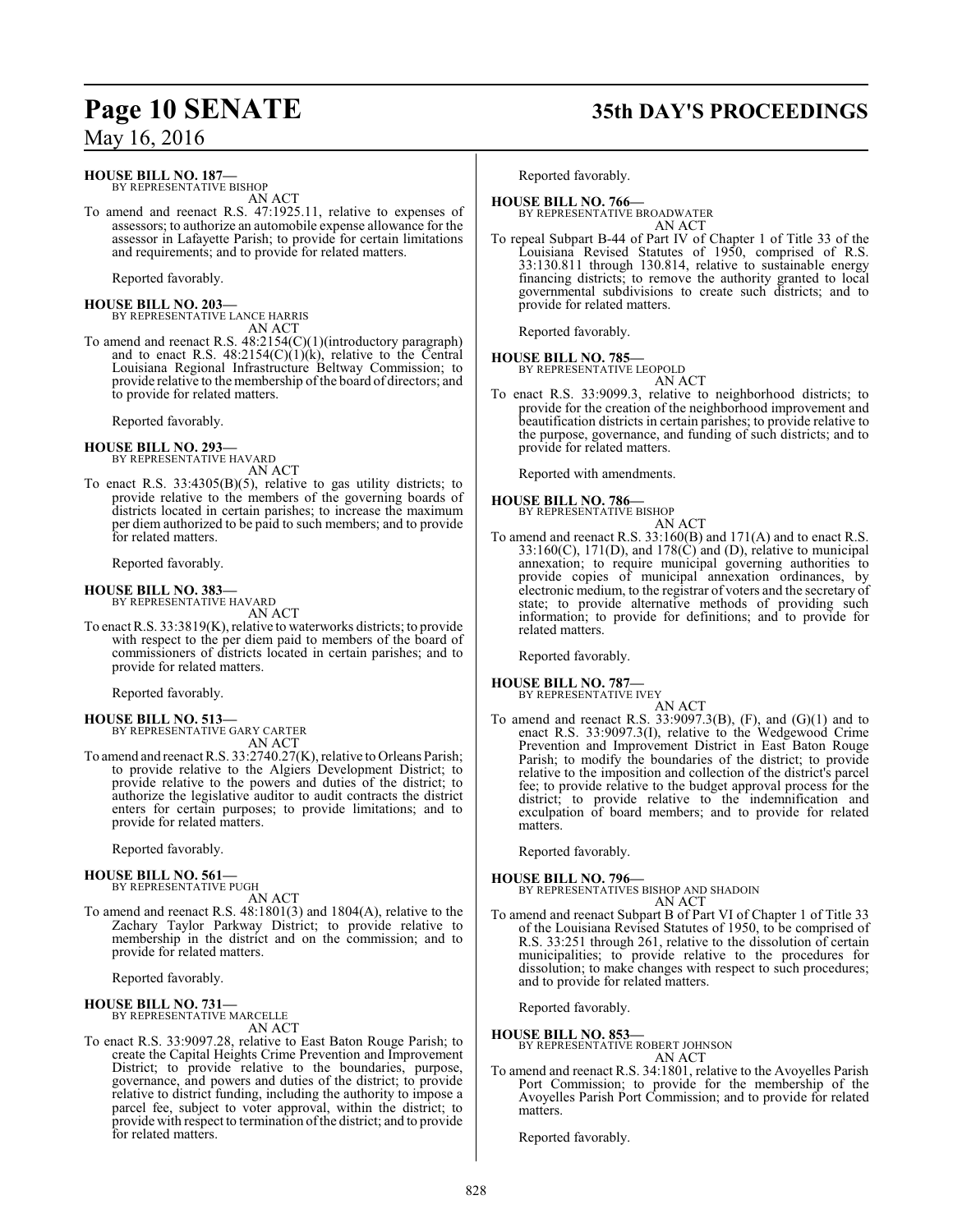**HOUSE BILL NO. 187—**
BY REPRESENTATIVE BISHOP

AN ACT

To amend and reenact R.S. 47:1925.11, relative to expenses of assessors; to authorize an automobile expense allowance for the assessor in Lafayette Parish; to provide for certain limitations and requirements; and to provide for related matters.

Reported favorably.

**HOUSE BILL NO. 203—**
BY REPRESENTATIVE LANCE HARRIS

AN ACT

To amend and reenact R.S. 48:2154(C)(1)(introductory paragraph) and to enact R.S. 48:2154(C)(1)(k), relative to the Central Louisiana Regional Infrastructure Beltway Commission; to provide relative to the membership of the board of directors; and to provide for related matters.

Reported favorably.

**HOUSE BILL NO. 293—**
BY REPRESENTATIVE HAVARD

AN ACT

To enact R.S. 33:4305(B)(5), relative to gas utility districts; to provide relative to the members of the governing boards of districts located in certain parishes; to increase the maximum per diem authorized to be paid to such members; and to provide for related matters.

Reported favorably.

**HOUSE BILL NO. 383—**
BY REPRESENTATIVE HAVARD

AN ACT

To enact R.S. 33:3819(K), relative to waterworks districts; to provide with respect to the per diem paid to members of the board of commissioners of districts located in certain parishes; and to provide for related matters.

Reported favorably.

**HOUSE BILL NO. 513—**
BY REPRESENTATIVE GARY CARTER

AN ACT

To amend and reenact R.S. 33:2740.27(K), relative to Orleans Parish; to provide relative to the Algiers Development District; to provide relative to the powers and duties of the district; to authorize the legislative auditor to audit contracts the district enters for certain purposes; to provide limitations; and to provide for related matters.

Reported favorably.

**HOUSE BILL NO. 561—**
BY REPRESENTATIVE PUGH

AN ACT

To amend and reenact R.S. 48:1801(3) and 1804(A), relative to the Zachary Taylor Parkway District; to provide relative to membership in the district and on the commission; and to provide for related matters.

Reported favorably.

**HOUSE BILL NO. 731—**
BY REPRESENTATIVE MARCELLE

AN ACT

To enact R.S. 33:9097.28, relative to East Baton Rouge Parish; to create the Capital Heights Crime Prevention and Improvement District; to provide relative to the boundaries, purpose, governance, and powers and duties of the district; to provide relative to district funding, including the authority to impose a parcel fee, subject to voter approval, within the district; to provide with respect to termination of the district; and to provide for related matters.

Reported favorably.

**HOUSE BILL NO. 766—**
BY REPRESENTATIVE BROADWATER

AN ACT

To repeal Subpart B-44 of Part IV of Chapter 1 of Title 33 of the Louisiana Revised Statutes of 1950, comprised of R.S. 33:130.811 through 130.814, relative to sustainable energy financing districts; to remove the authority granted to local governmental subdivisions to create such districts; and to provide for related matters.

Reported favorably.

**HOUSE BILL NO. 785—**
BY REPRESENTATIVE LEOPOLD

AN ACT

To enact R.S. 33:9099.3, relative to neighborhood districts; to provide for the creation of the neighborhood improvement and beautification districts in certain parishes; to provide relative to the purpose, governance, and funding of such districts; and to provide for related matters.

Reported with amendments.

**HOUSE BILL NO. 786—**
BY REPRESENTATIVE BISHOP

AN ACT

To amend and reenact R.S. 33:160(B) and 171(A) and to enact R.S. 33:160(C), 171(D), and 178(C) and (D), relative to municipal annexation; to require municipal governing authorities to provide copies of municipal annexation ordinances, by electronic medium, to the registrar of voters and the secretary of state; to provide alternative methods of providing such information; to provide for definitions; and to provide for related matters.

Reported favorably.

**HOUSE BILL NO. 787—**
BY REPRESENTATIVE IVEY

AN ACT

To amend and reenact R.S. 33:9097.3(B), (F), and (G)(1) and to enact R.S. 33:9097.3(I), relative to the Wedgewood Crime Prevention and Improvement District in East Baton Rouge Parish; to modify the boundaries of the district; to provide relative to the imposition and collection of the district's parcel fee; to provide relative to the budget approval process for the district; to provide relative to the indemnification and exculpation of board members; and to provide for related matters.

Reported favorably.

**HOUSE BILL NO. 796—**
BY REPRESENTATIVES BISHOP AND SHADOIN

AN ACT

To amend and reenact Subpart B of Part VI of Chapter 1 of Title 33 of the Louisiana Revised Statutes of 1950, to be comprised of R.S. 33:251 through 261, relative to the dissolution of certain municipalities; to provide relative to the procedures for dissolution; to make changes with respect to such procedures; and to provide for related matters.

Reported favorably.

**HOUSE BILL NO. 853—**
BY REPRESENTATIVE ROBERT JOHNSON

AN ACT

To amend and reenact R.S. 34:1801, relative to the Avoyelles Parish Port Commission; to provide for the membership of the Avoyelles Parish Port Commission; and to provide for related matters.

Reported favorably.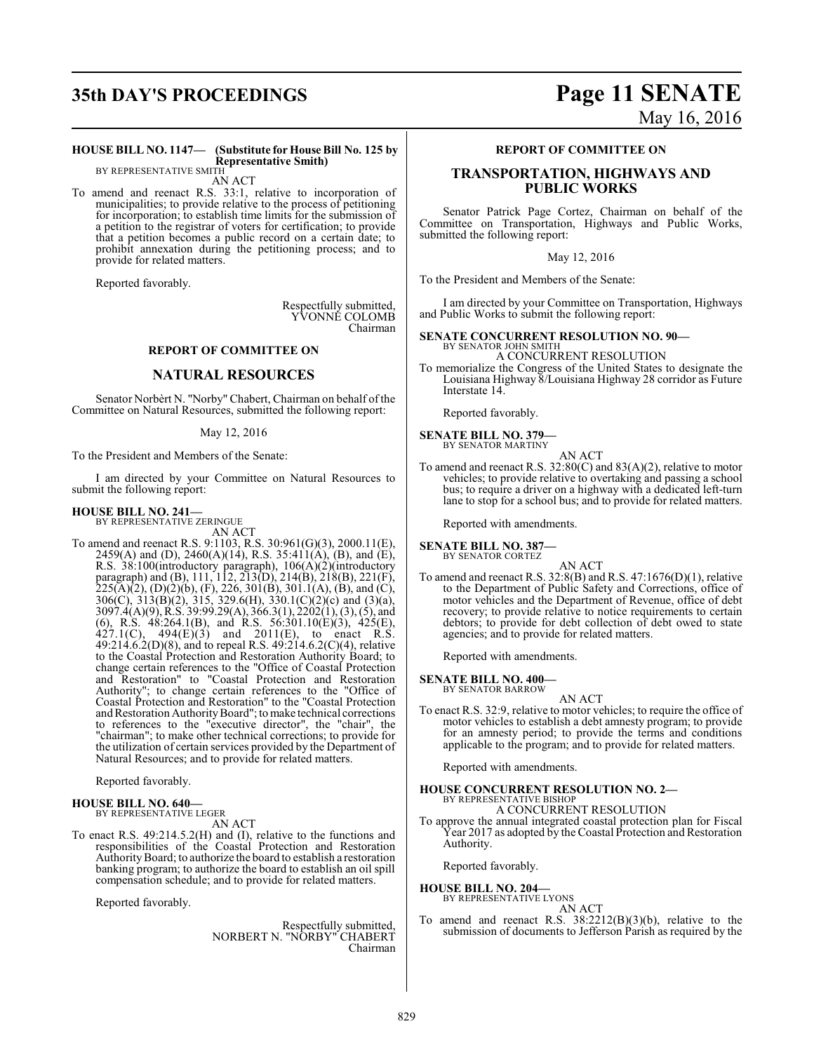**HOUSE BILL NO. 1147— (Substitute for House Bill No. 125 by Representative Smith)**
BY REPRESENTATIVE SMITH

AN ACT

To amend and reenact R.S. 33:1, relative to incorporation of municipalities; to provide relative to the process of petitioning for incorporation; to establish time limits for the submission of a petition to the registrar of voters for certification; to provide that a petition becomes a public record on a certain date; to prohibit annexation during the petitioning process; and to provide for related matters.

Reported favorably.

Respectfully submitted,
YVONNE COLOMB
Chairman

## REPORT OF COMMITTEE ON

## NATURAL RESOURCES

Senator Norbèrt N. "Norby" Chabert, Chairman on behalf of the Committee on Natural Resources, submitted the following report:

May 12, 2016

To the President and Members of the Senate:

I am directed by your Committee on Natural Resources to submit the following report:

**HOUSE BILL NO. 241—**
BY REPRESENTATIVE ZERINGUE

AN ACT

To amend and reenact R.S. 9:1103, R.S. 30:961(G)(3), 2000.11(E), 2459(A) and (D), 2460(A)(14), R.S. 35:411(A), (B), and (E), R.S. 38:100(introductory paragraph), 106(A)(2)(introductory paragraph) and (B), 111, 112, 213(D), 214(B), 218(B), 221(F), 225(A)(2), (D)(2)(b), (F), 226, 301(B), 301.1(A), (B), and (C), 306(C), 313(B)(2), 315, 329.6(H), 330.1(C)(2)(c) and (3)(a), 3097.4(A)(9), R.S. 39:99.29(A), 366.3(1), 2202(1), (3), (5), and (6), R.S. 48:264.1(B), and R.S. 56:301.10(E)(3), 425(E), 427.1(C), 494(E)(3) and 2011(E), to enact R.S. 49:214.6.2(D)(8), and to repeal R.S. 49:214.6.2(C)(4), relative to the Coastal Protection and Restoration Authority Board; to change certain references to the "Office of Coastal Protection and Restoration" to "Coastal Protection and Restoration Authority"; to change certain references to the "Office of Coastal Protection and Restoration" to the "Coastal Protection and Restoration Authority Board"; to make technical corrections to references to the "executive director", the "chair", the "chairman"; to make other technical corrections; to provide for the utilization of certain services provided by the Department of Natural Resources; and to provide for related matters.

Reported favorably.

**HOUSE BILL NO. 640—**
BY REPRESENTATIVE LEGER

AN ACT

To enact R.S. 49:214.5.2(H) and (I), relative to the functions and responsibilities of the Coastal Protection and Restoration Authority Board; to authorize the board to establish a restoration banking program; to authorize the board to establish an oil spill compensation schedule; and to provide for related matters.

Reported favorably.

Respectfully submitted,
NORBERT N. "NORBY" CHABERT
Chairman

## REPORT OF COMMITTEE ON

## TRANSPORTATION, HIGHWAYS AND PUBLIC WORKS

Senator Patrick Page Cortez, Chairman on behalf of the Committee on Transportation, Highways and Public Works, submitted the following report:

May 12, 2016

To the President and Members of the Senate:

I am directed by your Committee on Transportation, Highways and Public Works to submit the following report:

**SENATE CONCURRENT RESOLUTION NO. 90—**
BY SENATOR JOHN SMITH

A CONCURRENT RESOLUTION

To memorialize the Congress of the United States to designate the Louisiana Highway 8/Louisiana Highway 28 corridor as Future Interstate 14.

Reported favorably.

**SENATE BILL NO. 379—**
BY SENATOR MARTINY

AN ACT

To amend and reenact R.S. 32:80(C) and 83(A)(2), relative to motor vehicles; to provide relative to overtaking and passing a school bus; to require a driver on a highway with a dedicated left-turn lane to stop for a school bus; and to provide for related matters.

Reported with amendments.

**SENATE BILL NO. 387—**
BY SENATOR CORTEZ

AN ACT

To amend and reenact R.S. 32:8(B) and R.S. 47:1676(D)(1), relative to the Department of Public Safety and Corrections, office of motor vehicles and the Department of Revenue, office of debt recovery; to provide relative to notice requirements to certain debtors; to provide for debt collection of debt owed to state agencies; and to provide for related matters.

Reported with amendments.

**SENATE BILL NO. 400—**
BY SENATOR BARROW

AN ACT

To enact R.S. 32:9, relative to motor vehicles; to require the office of motor vehicles to establish a debt amnesty program; to provide for an amnesty period; to provide the terms and conditions applicable to the program; and to provide for related matters.

Reported with amendments.

**HOUSE CONCURRENT RESOLUTION NO. 2—**
BY REPRESENTATIVE BISHOP

A CONCURRENT RESOLUTION

To approve the annual integrated coastal protection plan for Fiscal Year 2017 as adopted by the Coastal Protection and Restoration Authority.

Reported favorably.

**HOUSE BILL NO. 204—**
BY REPRESENTATIVE LYONS

AN ACT

To amend and reenact R.S. 38:2212(B)(3)(b), relative to the submission of documents to Jefferson Parish as required by the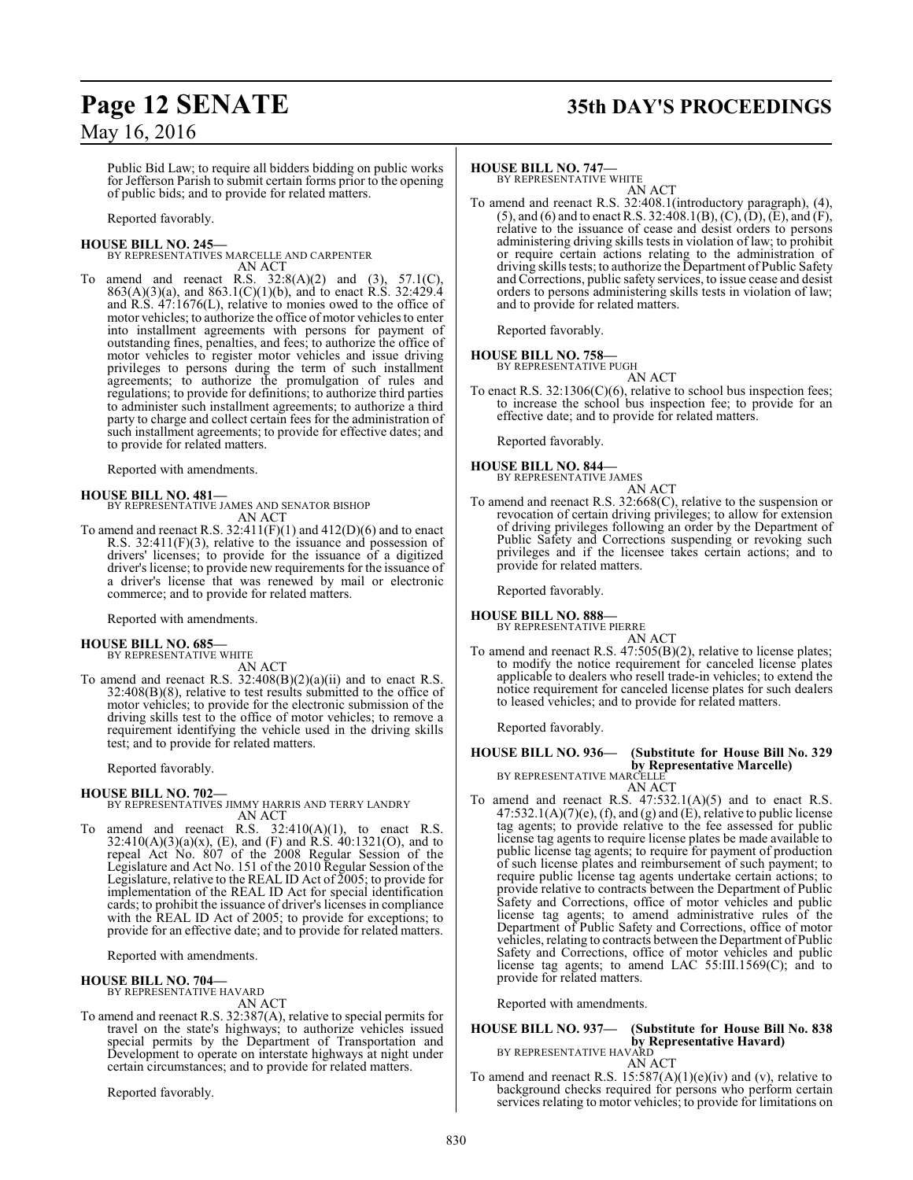Public Bid Law; to require all bidders bidding on public works for Jefferson Parish to submit certain forms prior to the opening of public bids; and to provide for related matters.

Reported favorably.

**HOUSE BILL NO. 245—**
BY REPRESENTATIVES MARCELLE AND CARPENTER
AN ACT

To amend and reenact R.S. 32:8(A)(2) and (3), 57.1(C), 863(A)(3)(a), and 863.1(C)(1)(b), and to enact R.S. 32:429.4 and R.S. 47:1676(L), relative to monies owed to the office of motor vehicles; to authorize the office of motor vehicles to enter into installment agreements with persons for payment of outstanding fines, penalties, and fees; to authorize the office of motor vehicles to register motor vehicles and issue driving privileges to persons during the term of such installment agreements; to authorize the promulgation of rules and regulations; to provide for definitions; to authorize third parties to administer such installment agreements; to authorize a third party to charge and collect certain fees for the administration of such installment agreements; to provide for effective dates; and to provide for related matters.

Reported with amendments.

**HOUSE BILL NO. 481—**
BY REPRESENTATIVE JAMES AND SENATOR BISHOP
AN ACT

To amend and reenact R.S. 32:411(F)(1) and 412(D)(6) and to enact R.S. 32:411(F)(3), relative to the issuance and possession of drivers' licenses; to provide for the issuance of a digitized driver's license; to provide new requirements for the issuance of a driver's license that was renewed by mail or electronic commerce; and to provide for related matters.

Reported with amendments.

**HOUSE BILL NO. 685—**
BY REPRESENTATIVE WHITE
AN ACT

To amend and reenact R.S. 32:408(B)(2)(a)(ii) and to enact R.S. 32:408(B)(8), relative to test results submitted to the office of motor vehicles; to provide for the electronic submission of the driving skills test to the office of motor vehicles; to remove a requirement identifying the vehicle used in the driving skills test; and to provide for related matters.

Reported favorably.

**HOUSE BILL NO. 702—**
BY REPRESENTATIVES JIMMY HARRIS AND TERRY LANDRY
AN ACT

To amend and reenact R.S. 32:410(A)(1), to enact R.S. 32:410(A)(3)(a)(x), (E), and (F) and R.S. 40:1321(O), and to repeal Act No. 807 of the 2008 Regular Session of the Legislature and Act No. 151 of the 2010 Regular Session of the Legislature, relative to the REAL ID Act of 2005; to provide for implementation of the REAL ID Act for special identification cards; to prohibit the issuance of driver's licenses in compliance with the REAL ID Act of 2005; to provide for exceptions; to provide for an effective date; and to provide for related matters.

Reported with amendments.

**HOUSE BILL NO. 704—**
BY REPRESENTATIVE HAVARD
AN ACT

To amend and reenact R.S. 32:387(A), relative to special permits for travel on the state's highways; to authorize vehicles issued special permits by the Department of Transportation and Development to operate on interstate highways at night under certain circumstances; and to provide for related matters.

Reported favorably.

**HOUSE BILL NO. 747—**
BY REPRESENTATIVE WHITE
AN ACT

To amend and reenact R.S. 32:408.1(introductory paragraph), (4), (5), and (6) and to enact R.S. 32:408.1(B), (C), (D), (E), and (F), relative to the issuance of cease and desist orders to persons administering driving skills tests in violation of law; to prohibit or require certain actions relating to the administration of driving skills tests; to authorize the Department of Public Safety and Corrections, public safety services, to issue cease and desist orders to persons administering skills tests in violation of law; and to provide for related matters.

Reported favorably.

**HOUSE BILL NO. 758—**
BY REPRESENTATIVE PUGH
AN ACT

To enact R.S. 32:1306(C)(6), relative to school bus inspection fees; to increase the school bus inspection fee; to provide for an effective date; and to provide for related matters.

Reported favorably.

**HOUSE BILL NO. 844—**
BY REPRESENTATIVE JAMES
AN ACT

To amend and reenact R.S. 32:668(C), relative to the suspension or revocation of certain driving privileges; to allow for extension of driving privileges following an order by the Department of Public Safety and Corrections suspending or revoking such privileges and if the licensee takes certain actions; and to provide for related matters.

Reported favorably.

**HOUSE BILL NO. 888—**
BY REPRESENTATIVE PIERRE
AN ACT

To amend and reenact R.S. 47:505(B)(2), relative to license plates; to modify the notice requirement for canceled license plates applicable to dealers who resell trade-in vehicles; to extend the notice requirement for canceled license plates for such dealers to leased vehicles; and to provide for related matters.

Reported favorably.

**HOUSE BILL NO. 936— (Substitute for House Bill No. 329 by Representative Marcelle)**
BY REPRESENTATIVE MARCELLE
AN ACT

To amend and reenact R.S. 47:532.1(A)(5) and to enact R.S. 47:532.1(A)(7)(e), (f), and (g) and (E), relative to public license tag agents; to provide relative to the fee assessed for public license tag agents to require license plates be made available to public license tag agents; to require for payment of production of such license plates and reimbursement of such payment; to require public license tag agents undertake certain actions; to provide relative to contracts between the Department of Public Safety and Corrections, office of motor vehicles and public license tag agents; to amend administrative rules of the Department of Public Safety and Corrections, office of motor vehicles, relating to contracts between the Department of Public Safety and Corrections, office of motor vehicles and public license tag agents; to amend LAC 55:III.1569(C); and to provide for related matters.

Reported with amendments.

**HOUSE BILL NO. 937— (Substitute for House Bill No. 838 by Representative Havard)**
BY REPRESENTATIVE HAVARD
AN ACT

To amend and reenact R.S. 15:587(A)(1)(e)(iv) and (v), relative to background checks required for persons who perform certain services relating to motor vehicles; to provide for limitations on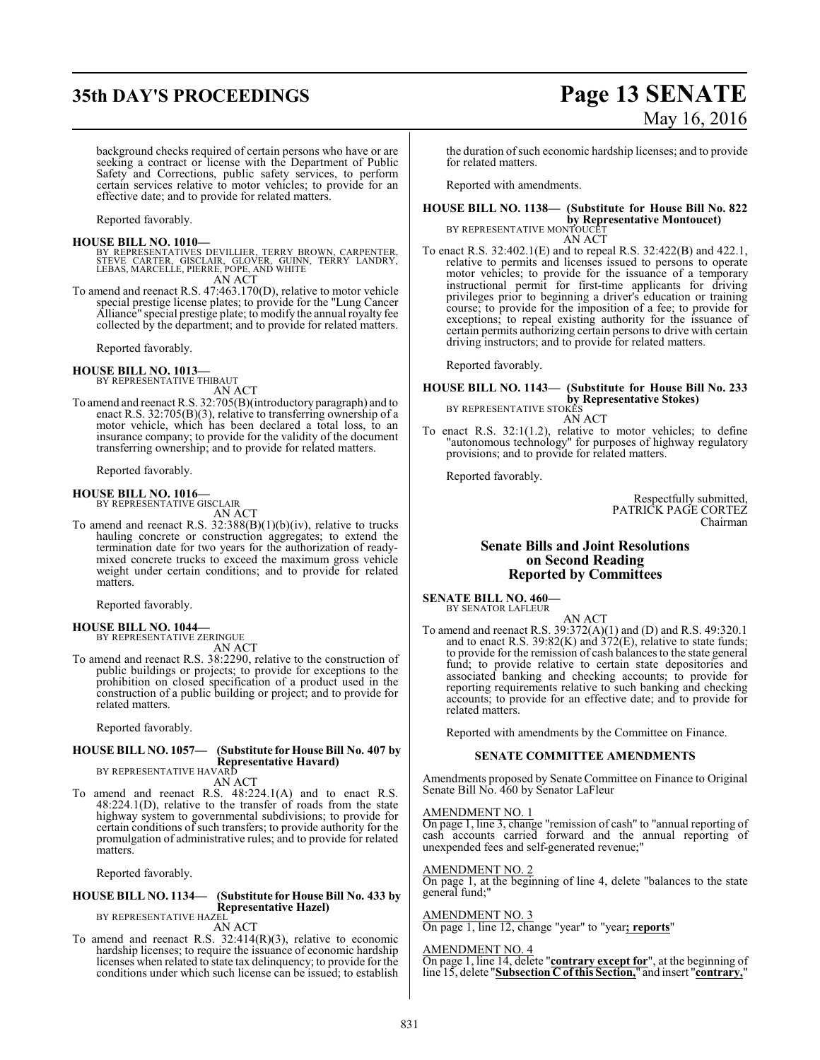background checks required of certain persons who have or are seeking a contract or license with the Department of Public Safety and Corrections, public safety services, to perform certain services relative to motor vehicles; to provide for an effective date; and to provide for related matters.

Reported favorably.

**HOUSE BILL NO. 1010—**
BY REPRESENTATIVES DEVILLIER, TERRY BROWN, CARPENTER, STEVE CARTER, GISCLAIR, GLOVER, GUINN, TERRY LANDRY, LEBAS, MARCELLE, PIERRE, POPE, AND WHITE
AN ACT

To amend and reenact R.S. 47:463.170(D), relative to motor vehicle special prestige license plates; to provide for the "Lung Cancer Alliance" special prestige plate; to modify the annual royalty fee collected by the department; and to provide for related matters.

Reported favorably.

**HOUSE BILL NO. 1013—**
BY REPRESENTATIVE THIBAUT
AN ACT

To amend and reenact R.S. 32:705(B)(introductory paragraph) and to enact R.S. 32:705(B)(3), relative to transferring ownership of a motor vehicle, which has been declared a total loss, to an insurance company; to provide for the validity of the document transferring ownership; and to provide for related matters.

Reported favorably.

**HOUSE BILL NO. 1016—**
BY REPRESENTATIVE GISCLAIR
AN ACT

To amend and reenact R.S. 32:388(B)(1)(b)(iv), relative to trucks hauling concrete or construction aggregates; to extend the termination date for two years for the authorization of ready-mixed concrete trucks to exceed the maximum gross vehicle weight under certain conditions; and to provide for related matters.

Reported favorably.

**HOUSE BILL NO. 1044—**
BY REPRESENTATIVE ZERINGUE
AN ACT

To amend and reenact R.S. 38:2290, relative to the construction of public buildings or projects; to provide for exceptions to the prohibition on closed specification of a product used in the construction of a public building or project; and to provide for related matters.

Reported favorably.

**HOUSE BILL NO. 1057— (Substitute for House Bill No. 407 by Representative Havard)**
BY REPRESENTATIVE HAVARD
AN ACT

To amend and reenact R.S. 48:224.1(A) and to enact R.S. 48:224.1(D), relative to the transfer of roads from the state highway system to governmental subdivisions; to provide for certain conditions of such transfers; to provide authority for the promulgation of administrative rules; and to provide for related matters.

Reported favorably.

**HOUSE BILL NO. 1134— (Substitute for House Bill No. 433 by Representative Hazel)**
BY REPRESENTATIVE HAZEL
AN ACT

To amend and reenact R.S. 32:414(R)(3), relative to economic hardship licenses; to require the issuance of economic hardship licenses when related to state tax delinquency; to provide for the conditions under which such license can be issued; to establish the duration of such economic hardship licenses; and to provide for related matters.

Reported with amendments.

**HOUSE BILL NO. 1138— (Substitute for House Bill No. 822 by Representative Montoucet)**
BY REPRESENTATIVE MONTOUCET
AN ACT

To enact R.S. 32:402.1(E) and to repeal R.S. 32:422(B) and 422.1, relative to permits and licenses issued to persons to operate motor vehicles; to provide for the issuance of a temporary instructional permit for first-time applicants for driving privileges prior to beginning a driver's education or training course; to provide for the imposition of a fee; to provide for exceptions; to repeal existing authority for the issuance of certain permits authorizing certain persons to drive with certain driving instructors; and to provide for related matters.

Reported favorably.

**HOUSE BILL NO. 1143— (Substitute for House Bill No. 233 by Representative Stokes)**
BY REPRESENTATIVE STOKES
AN ACT

To enact R.S. 32:1(1.2), relative to motor vehicles; to define "autonomous technology" for purposes of highway regulatory provisions; and to provide for related matters.

Reported favorably.

Respectfully submitted,
PATRICK PAGE CORTEZ
Chairman

## Senate Bills and Joint Resolutions on Second Reading Reported by Committees

**SENATE BILL NO. 460—**
BY SENATOR LAFLEUR
AN ACT

To amend and reenact R.S. 39:372(A)(1) and (D) and R.S. 49:320.1 and to enact R.S. 39:82(K) and 372(E), relative to state funds; to provide for the remission of cash balances to the state general fund; to provide relative to certain state depositories and associated banking and checking accounts; to provide for reporting requirements relative to such banking and checking accounts; to provide for an effective date; and to provide for related matters.

Reported with amendments by the Committee on Finance.

### SENATE COMMITTEE AMENDMENTS

Amendments proposed by Senate Committee on Finance to Original Senate Bill No. 460 by Senator LaFleur

AMENDMENT NO. 1
On page 1, line 3, change "remission of cash" to "annual reporting of cash accounts carried forward and the annual reporting of unexpended fees and self-generated revenue;"

AMENDMENT NO. 2
On page 1, at the beginning of line 4, delete "balances to the state general fund;"

AMENDMENT NO. 3
On page 1, line 12, change "year" to "year**; reports**"

AMENDMENT NO. 4
On page 1, line 14, delete "**contrary except for**", at the beginning of line 15, delete "**Subsection C of this Section,**" and insert "**contrary,**"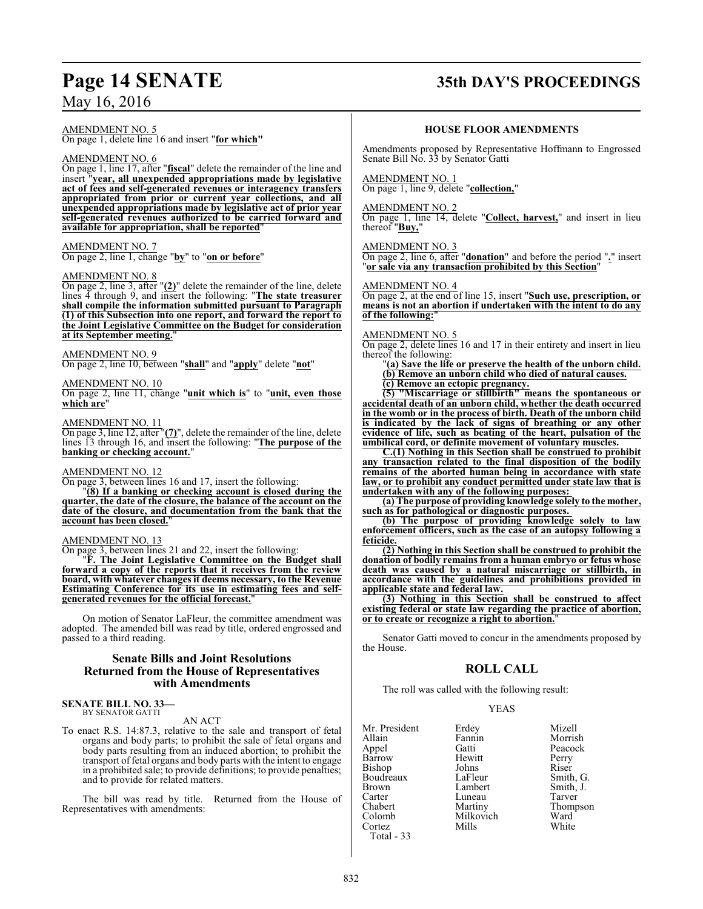AMENDMENT NO. 5
On page 1, delete line 16 and insert "**for which**"

AMENDMENT NO. 6
On page 1, line 17, after "**fiscal**" delete the remainder of the line and insert "**year, all unexpended appropriations made by legislative act of fees and self-generated revenues or interagency transfers appropriated from prior or current year collections, and all unexpended appropriations made by legislative act of prior year self-generated revenues authorized to be carried forward and available for appropriation, shall be reported**"

AMENDMENT NO. 7
On page 2, line 1, change "**by**" to "**on or before**"

AMENDMENT NO. 8
On page 2, line 3, after "**(2)**" delete the remainder of the line, delete lines 4 through 9, and insert the following: "**The state treasurer shall compile the information submitted pursuant to Paragraph (1) of this Subsection into one report, and forward the report to the Joint Legislative Committee on the Budget for consideration at its September meeting.**"

AMENDMENT NO. 9
On page 2, line 10, between "**shall**" and "**apply**" delete "**not**"

AMENDMENT NO. 10
On page 2, line 11, change "**unit which is**" to "**unit, even those which are**"

AMENDMENT NO. 11
On page 3, line 12, after "**(7)**", delete the remainder of the line, delete lines 13 through 16, and insert the following: "**The purpose of the banking or checking account.**"

AMENDMENT NO. 12
On page 3, between lines 16 and 17, insert the following:

"**(8) If a banking or checking account is closed during the quarter, the date of the closure, the balance of the account on the date of the closure, and documentation from the bank that the account has been closed.**"

AMENDMENT NO. 13
On page 3, between lines 21 and 22, insert the following:

"**F. The Joint Legislative Committee on the Budget shall forward a copy of the reports that it receives from the review board, with whatever changes it deems necessary, to the Revenue Estimating Conference for its use in estimating fees and self-generated revenues for the official forecast.**"

On motion of Senator LaFleur, the committee amendment was adopted. The amended bill was read by title, ordered engrossed and passed to a third reading.

## Senate Bills and Joint Resolutions Returned from the House of Representatives with Amendments

**SENATE BILL NO. 33—**
BY SENATOR GATTI

AN ACT

To enact R.S. 14:87.3, relative to the sale and transport of fetal organs and body parts; to prohibit the sale of fetal organs and body parts resulting from an induced abortion; to prohibit the transport of fetal organs and body parts with the intent to engage in a prohibited sale; to provide definitions; to provide penalties; and to provide for related matters.

The bill was read by title. Returned from the House of Representatives with amendments:

### HOUSE FLOOR AMENDMENTS

Amendments proposed by Representative Hoffmann to Engrossed Senate Bill No. 33 by Senator Gatti

AMENDMENT NO. 1
On page 1, line 9, delete "**collection,**"

AMENDMENT NO. 2
On page 1, line 14, delete "**Collect, harvest,**" and insert in lieu thereof "**Buy,**"

AMENDMENT NO. 3
On page 2, line 6, after "**donation**" and before the period "**.**" insert "**or sale via any transaction prohibited by this Section**"

AMENDMENT NO. 4
On page 2, at the end of line 15, insert "**Such use, prescription, or means is not an abortion if undertaken with the intent to do any of the following:**"

AMENDMENT NO. 5
On page 2, delete lines 16 and 17 in their entirety and insert in lieu thereof the following:

"**(a) Save the life or preserve the health of the unborn child.**
**(b) Remove an unborn child who died of natural causes.**
**(c) Remove an ectopic pregnancy.**

**(5) "Miscarriage or stillbirth" means the spontaneous or accidental death of an unborn child, whether the death occurred in the womb or in the process of birth. Death of the unborn child is indicated by the lack of signs of breathing or any other evidence of life, such as beating of the heart, pulsation of the umbilical cord, or definite movement of voluntary muscles.**

**C.(1) Nothing in this Section shall be construed to prohibit any transaction related to the final disposition of the bodily remains of the aborted human being in accordance with state law, or to prohibit any conduct permitted under state law that is undertaken with any of the following purposes:**

**(a) The purpose of providing knowledge solely to the mother, such as for pathological or diagnostic purposes.**

**(b) The purpose of providing knowledge solely to law enforcement officers, such as the case of an autopsy following a feticide.**

**(2) Nothing in this Section shall be construed to prohibit the donation of bodily remains from a human embryo or fetus whose death was caused by a natural miscarriage or stillbirth, in accordance with the guidelines and prohibitions provided in applicable state and federal law.**

**(3) Nothing in this Section shall be construed to affect existing federal or state law regarding the practice of abortion, or to create or recognize a right to abortion.**"

Senator Gatti moved to concur in the amendments proposed by the House.

## ROLL CALL

The roll was called with the following result:

YEAS

| | | |
|---|---|---|
| Mr. President | Erdey | Mizell |
| Allain | Fannin | Morrish |
| Appel | Gatti | Peacock |
| Barrow | Hewitt | Perry |
| Bishop | Johns | Riser |
| Boudreaux | LaFleur | Smith, G. |
| Brown | Lambert | Smith, J. |
| Carter | Luneau | Tarver |
| Chabert | Martiny | Thompson |
| Colomb | Milkovich | Ward |
| Cortez | Mills | White |

Total - 33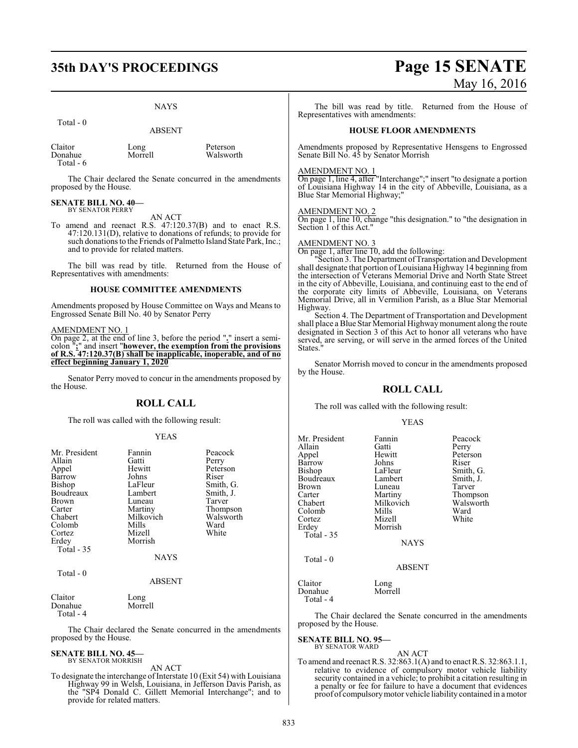NAYS

Total - 0

ABSENT

| | | |
|---|---|---|
| Claitor | Long | Peterson |
| Donahue | Morrell | Walsworth |
| Total - 6 | | |

The Chair declared the Senate concurred in the amendments proposed by the House.

**SENATE BILL NO. 40—**
BY SENATOR PERRY

AN ACT

To amend and reenact R.S. 47:120.37(B) and to enact R.S. 47:120.131(D), relative to donations of refunds; to provide for such donations to the Friends of Palmetto Island State Park, Inc.; and to provide for related matters.

The bill was read by title. Returned from the House of Representatives with amendments:

**HOUSE COMMITTEE AMENDMENTS**

Amendments proposed by House Committee on Ways and Means to Engrossed Senate Bill No. 40 by Senator Perry

AMENDMENT NO. 1

On page 2, at the end of line 3, before the period "**.**" insert a semi-colon "**;**" and insert "**however, the exemption from the provisions of R.S. 47:120.37(B) shall be inapplicable, inoperable, and of no effect beginning January 1, 2020**"

Senator Perry moved to concur in the amendments proposed by the House.

## ROLL CALL

The roll was called with the following result:

YEAS

| | | |
|---|---|---|
| Mr. President | Fannin | Peacock |
| Allain | Gatti | Perry |
| Appel | Hewitt | Peterson |
| Barrow | Johns | Riser |
| Bishop | LaFleur | Smith, G. |
| Boudreaux | Lambert | Smith, J. |
| Brown | Luneau | Tarver |
| Carter | Martiny | Thompson |
| Chabert | Milkovich | Walsworth |
| Colomb | Mills | Ward |
| Cortez | Mizell | White |
| Erdey | Morrish | |
| Total - 35 | | |

NAYS

Total - 0

ABSENT

| | |
|---|---|
| Claitor | Long |
| Donahue | Morrell |
| Total - 4 | |

The Chair declared the Senate concurred in the amendments proposed by the House.

**SENATE BILL NO. 45—**
BY SENATOR MORRISH

AN ACT

To designate the interchange of Interstate 10 (Exit 54) with Louisiana Highway 99 in Welsh, Louisiana, in Jefferson Davis Parish, as the "SP4 Donald C. Gillett Memorial Interchange"; and to provide for related matters.

The bill was read by title. Returned from the House of Representatives with amendments:

**HOUSE FLOOR AMENDMENTS**

Amendments proposed by Representative Hensgens to Engrossed Senate Bill No. 45 by Senator Morrish

AMENDMENT NO. 1

On page 1, line 4, after "Interchange";" insert "to designate a portion of Louisiana Highway 14 in the city of Abbeville, Louisiana, as a Blue Star Memorial Highway;"

AMENDMENT NO. 2

On page 1, line 10, change "this designation." to "the designation in Section 1 of this Act."

AMENDMENT NO. 3

On page 1, after line 10, add the following:

"Section 3. The Department of Transportation and Development shall designate that portion of Louisiana Highway 14 beginning from the intersection of Veterans Memorial Drive and North State Street in the city of Abbeville, Louisiana, and continuing east to the end of the corporate city limits of Abbeville, Louisiana, on Veterans Memorial Drive, all in Vermilion Parish, as a Blue Star Memorial Highway.

Section 4. The Department of Transportation and Development shall place a Blue Star Memorial Highway monument along the route designated in Section 3 of this Act to honor all veterans who have served, are serving, or will serve in the armed forces of the United States."

Senator Morrish moved to concur in the amendments proposed by the House.

## ROLL CALL

The roll was called with the following result:

YEAS

| | | |
|---|---|---|
| Mr. President | Fannin | Peacock |
| Allain | Gatti | Perry |
| Appel | Hewitt | Peterson |
| Barrow | Johns | Riser |
| Bishop | LaFleur | Smith, G. |
| Boudreaux | Lambert | Smith, J. |
| Brown | Luneau | Tarver |
| Carter | Martiny | Thompson |
| Chabert | Milkovich | Walsworth |
| Colomb | Mills | Ward |
| Cortez | Mizell | White |
| Erdey | Morrish | |
| Total - 35 | | |

NAYS

Total - 0

ABSENT

| | |
|---|---|
| Claitor | Long |
| Donahue | Morrell |
| Total - 4 | |

The Chair declared the Senate concurred in the amendments proposed by the House.

**SENATE BILL NO. 95—**
BY SENATOR WARD

AN ACT

To amend and reenact R.S. 32:863.1(A) and to enact R.S. 32:863.1.1, relative to evidence of compulsory motor vehicle liability security contained in a vehicle; to prohibit a citation resulting in a penalty or fee for failure to have a document that evidences proof of compulsory motor vehicle liability contained in a motor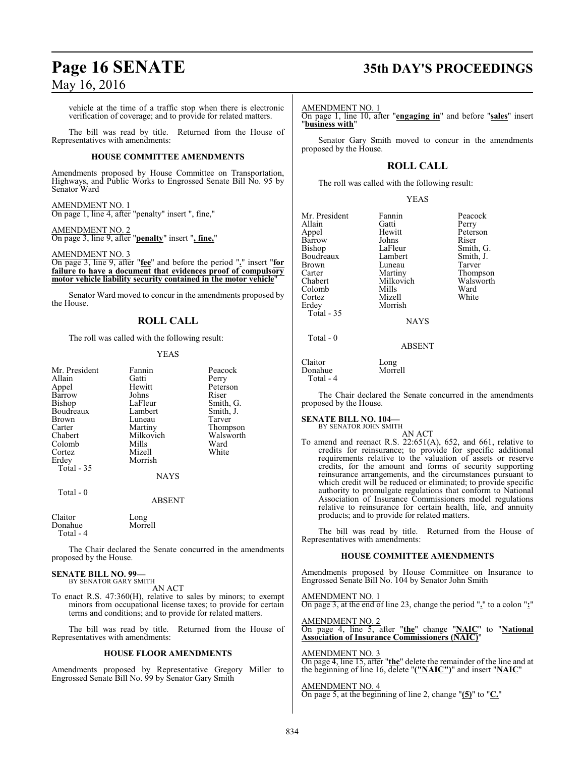vehicle at the time of a traffic stop when there is electronic verification of coverage; and to provide for related matters.

The bill was read by title. Returned from the House of Representatives with amendments:

#### HOUSE COMMITTEE AMENDMENTS

Amendments proposed by House Committee on Transportation, Highways, and Public Works to Engrossed Senate Bill No. 95 by Senator Ward

AMENDMENT NO. 1
On page 1, line 4, after "penalty" insert ", fine,"

AMENDMENT NO. 2
On page 3, line 9, after "**penalty**" insert "**, fine,**"

AMENDMENT NO. 3
On page 3, line 9, after "**fee**" and before the period "**.**" insert "**for failure to have a document that evidences proof of compulsory motor vehicle liability security contained in the motor vehicle**"

Senator Ward moved to concur in the amendments proposed by the House.

## ROLL CALL

The roll was called with the following result:

YEAS

| | | |
|---|---|---|
| Mr. President | Fannin | Peacock |
| Allain | Gatti | Perry |
| Appel | Hewitt | Peterson |
| Barrow | Johns | Riser |
| Bishop | LaFleur | Smith, G. |
| Boudreaux | Lambert | Smith, J. |
| Brown | Luneau | Tarver |
| Carter | Martiny | Thompson |
| Chabert | Milkovich | Walsworth |
| Colomb | Mills | Ward |
| Cortez | Mizell | White |
| Erdey | Morrish | |

Total - 35

NAYS

Total - 0

ABSENT

| | |
|---|---|
| Claitor | Long |
| Donahue | Morrell |

Total - 4

The Chair declared the Senate concurred in the amendments proposed by the House.

**SENATE BILL NO. 99—**
BY SENATOR GARY SMITH

AN ACT

To enact R.S. 47:360(H), relative to sales by minors; to exempt minors from occupational license taxes; to provide for certain terms and conditions; and to provide for related matters.

The bill was read by title. Returned from the House of Representatives with amendments:

#### HOUSE FLOOR AMENDMENTS

Amendments proposed by Representative Gregory Miller to Engrossed Senate Bill No. 99 by Senator Gary Smith

AMENDMENT NO. 1
On page 1, line 10, after "**engaging in**" and before "**sales**" insert "**business with**"

Senator Gary Smith moved to concur in the amendments proposed by the House.

## ROLL CALL

The roll was called with the following result:

YEAS

| | | |
|---|---|---|
| Mr. President | Fannin | Peacock |
| Allain | Gatti | Perry |
| Appel | Hewitt | Peterson |
| Barrow | Johns | Riser |
| Bishop | LaFleur | Smith, G. |
| Boudreaux | Lambert | Smith, J. |
| Brown | Luneau | Tarver |
| Carter | Martiny | Thompson |
| Chabert | Milkovich | Walsworth |
| Colomb | Mills | Ward |
| Cortez | Mizell | White |
| Erdey | Morrish | |

Total - 35

NAYS

Total - 0

ABSENT

| | |
|---|---|
| Claitor | Long |
| Donahue | Morrell |

Total - 4

The Chair declared the Senate concurred in the amendments proposed by the House.

**SENATE BILL NO. 104—**
BY SENATOR JOHN SMITH

AN ACT

To amend and reenact R.S. 22:651(A), 652, and 661, relative to credits for reinsurance; to provide for specific additional requirements relative to the valuation of assets or reserve credits, for the amount and forms of security supporting reinsurance arrangements, and the circumstances pursuant to which credit will be reduced or eliminated; to provide specific authority to promulgate regulations that conform to National Association of Insurance Commissioners model regulations relative to reinsurance for certain health, life, and annuity products; and to provide for related matters.

The bill was read by title. Returned from the House of Representatives with amendments:

#### HOUSE COMMITTEE AMENDMENTS

Amendments proposed by House Committee on Insurance to Engrossed Senate Bill No. 104 by Senator John Smith

AMENDMENT NO. 1
On page 3, at the end of line 23, change the period "**.**" to a colon "**:**"

AMENDMENT NO. 2
On page 4, line 5, after "**the**" change "**NAIC**" to "**National Association of Insurance Commissioners (NAIC)**"

AMENDMENT NO. 3
On page 4, line 15, after "**the**" delete the remainder of the line and at the beginning of line 16, delete "**("NAIC")**" and insert "**NAIC**"

AMENDMENT NO. 4
On page 5, at the beginning of line 2, change "**(5)**" to "**C.**"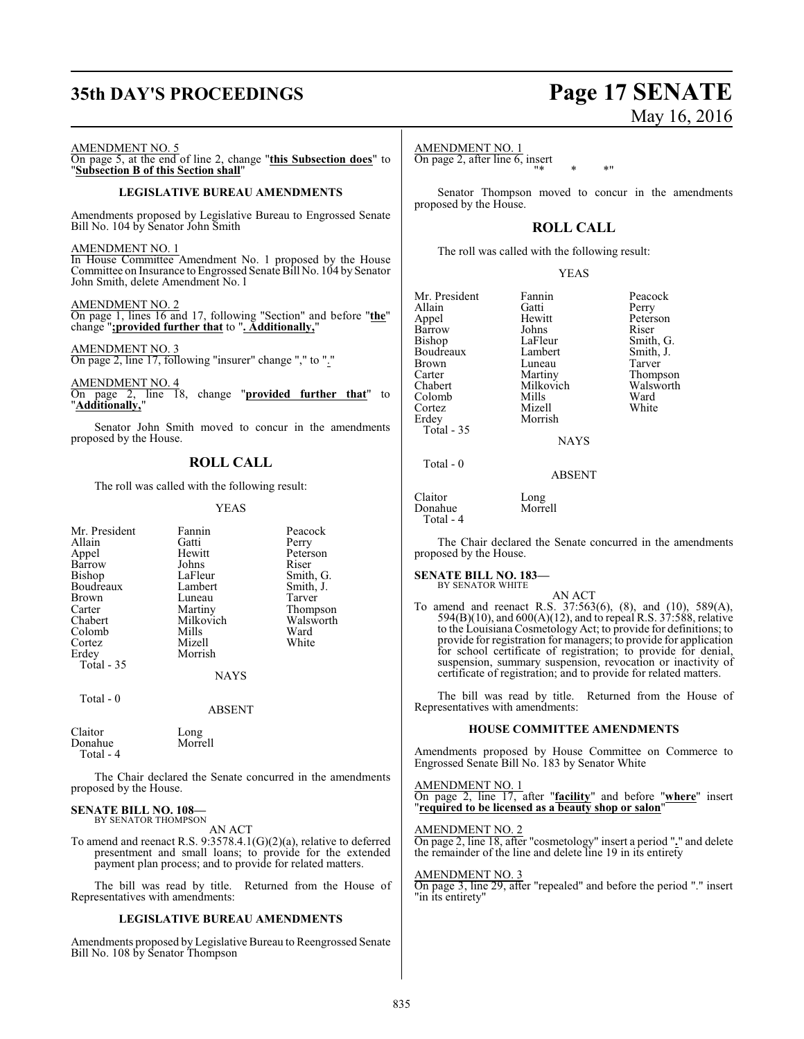AMENDMENT NO. 5
On page 5, at the end of line 2, change "**this Subsection does**" to "**Subsection B of this Section shall**"

## LEGISLATIVE BUREAU AMENDMENTS

Amendments proposed by Legislative Bureau to Engrossed Senate Bill No. 104 by Senator John Smith

AMENDMENT NO. 1
In House Committee Amendment No. 1 proposed by the House Committee on Insurance to Engrossed Senate Bill No. 104 by Senator John Smith, delete Amendment No. l

AMENDMENT NO. 2
On page 1, lines 16 and 17, following "Section" and before "**the**" change "**;provided further that** to "**. Additionally,**"

AMENDMENT NO. 3
On page 2, line 17, following "insurer" change "," to "."

AMENDMENT NO. 4
On page 2, line 18, change "**provided further that**" to "**Additionally,**"

Senator John Smith moved to concur in the amendments proposed by the House.

## ROLL CALL

The roll was called with the following result:

YEAS

| | | |
|---|---|---|
| Mr. President | Fannin | Peacock |
| Allain | Gatti | Perry |
| Appel | Hewitt | Peterson |
| Barrow | Johns | Riser |
| Bishop | LaFleur | Smith, G. |
| Boudreaux | Lambert | Smith, J. |
| Brown | Luneau | Tarver |
| Carter | Martiny | Thompson |
| Chabert | Milkovich | Walsworth |
| Colomb | Mills | Ward |
| Cortez | Mizell | White |
| Erdey | Morrish | |
| Total - 35 | | |

NAYS

Total - 0

ABSENT

| | |
|---|---|
| Claitor | Long |
| Donahue | Morrell |
| Total - 4 | |

The Chair declared the Senate concurred in the amendments proposed by the House.

**SENATE BILL NO. 108—**
BY SENATOR THOMPSON

AN ACT

To amend and reenact R.S. 9:3578.4.1(G)(2)(a), relative to deferred presentment and small loans; to provide for the extended payment plan process; and to provide for related matters.

The bill was read by title. Returned from the House of Representatives with amendments:

## LEGISLATIVE BUREAU AMENDMENTS

Amendments proposed by Legislative Bureau to Reengrossed Senate Bill No. 108 by Senator Thompson

AMENDMENT NO. 1
On page 2, after line 6, insert
"* * *"

Senator Thompson moved to concur in the amendments proposed by the House.

## ROLL CALL

The roll was called with the following result:

YEAS

| | | |
|---|---|---|
| Mr. President | Fannin | Peacock |
| Allain | Gatti | Perry |
| Appel | Hewitt | Peterson |
| Barrow | Johns | Riser |
| Bishop | LaFleur | Smith, G. |
| Boudreaux | Lambert | Smith, J. |
| Brown | Luneau | Tarver |
| Carter | Martiny | Thompson |
| Chabert | Milkovich | Walsworth |
| Colomb | Mills | Ward |
| Cortez | Mizell | White |
| Erdey | Morrish | |
| Total - 35 | | |

NAYS

Total - 0

ABSENT

| | |
|---|---|
| Claitor | Long |
| Donahue | Morrell |
| Total - 4 | |

The Chair declared the Senate concurred in the amendments proposed by the House.

**SENATE BILL NO. 183—**
BY SENATOR WHITE

AN ACT

To amend and reenact R.S. 37:563(6), (8), and (10), 589(A), 594(B)(10), and 600(A)(12), and to repeal R.S. 37:588, relative to the Louisiana Cosmetology Act; to provide for definitions; to provide for registration for managers; to provide for application for school certificate of registration; to provide for denial, suspension, summary suspension, revocation or inactivity of certificate of registration; and to provide for related matters.

The bill was read by title. Returned from the House of Representatives with amendments:

## HOUSE COMMITTEE AMENDMENTS

Amendments proposed by House Committee on Commerce to Engrossed Senate Bill No. 183 by Senator White

AMENDMENT NO. 1
On page 2, line 17, after "**facility**" and before "**where**" insert "**required to be licensed as a beauty shop or salon**"

AMENDMENT NO. 2
On page 2, line 18, after "cosmetology" insert a period "**.**" and delete the remainder of the line and delete line 19 in its entirety

AMENDMENT NO. 3
On page 3, line 29, after "repealed" and before the period "." insert "in its entirety"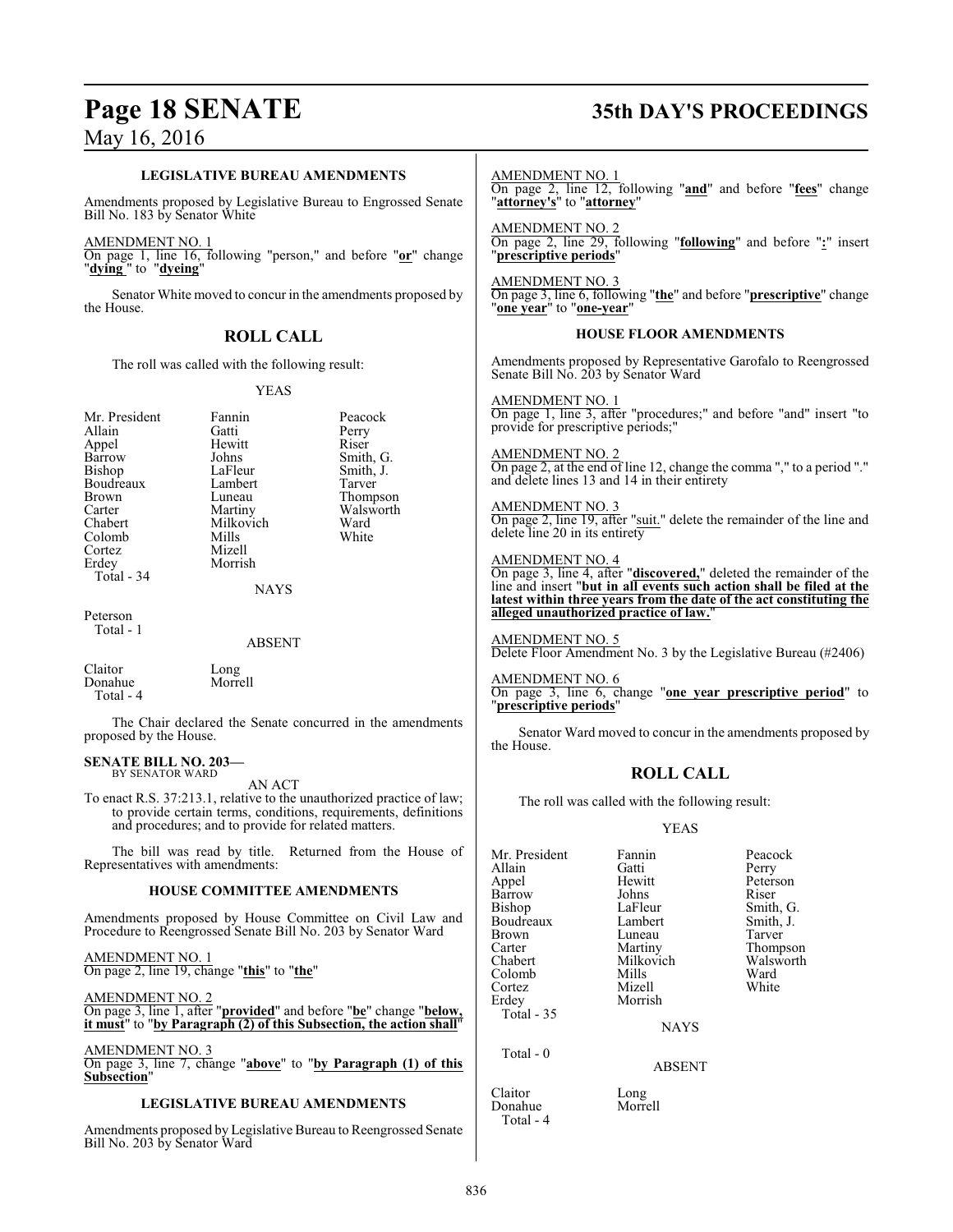### LEGISLATIVE BUREAU AMENDMENTS

Amendments proposed by Legislative Bureau to Engrossed Senate Bill No. 183 by Senator White

AMENDMENT NO. 1
On page 1, line 16, following "person," and before "**or**" change "**dying** " to "**dyeing**"

Senator White moved to concur in the amendments proposed by the House.

## ROLL CALL

The roll was called with the following result:

YEAS

| | | |
|---|---|---|
| Mr. President | Fannin | Peacock |
| Allain | Gatti | Perry |
| Appel | Hewitt | Riser |
| Barrow | Johns | Smith, G. |
| Bishop | LaFleur | Smith, J. |
| Boudreaux | Lambert | Tarver |
| Brown | Luneau | Thompson |
| Carter | Martiny | Walsworth |
| Chabert | Milkovich | Ward |
| Colomb | Mills | White |
| Cortez | Mizell | |
| Erdey | Morrish | |
| Total - 34 | | |

NAYS

Peterson
Total - 1

ABSENT

| | |
|---|---|
| Claitor | Long |
| Donahue | Morrell |
| Total - 4 | |

The Chair declared the Senate concurred in the amendments proposed by the House.

**SENATE BILL NO. 203—**
BY SENATOR WARD

AN ACT

To enact R.S. 37:213.1, relative to the unauthorized practice of law; to provide certain terms, conditions, requirements, definitions and procedures; and to provide for related matters.

The bill was read by title. Returned from the House of Representatives with amendments:

### HOUSE COMMITTEE AMENDMENTS

Amendments proposed by House Committee on Civil Law and Procedure to Reengrossed Senate Bill No. 203 by Senator Ward

AMENDMENT NO. 1
On page 2, line 19, change "**this**" to "**the**"

AMENDMENT NO. 2
On page 3, line 1, after "**provided**" and before "**be**" change "**below, it must**" to "**by Paragraph (2) of this Subsection, the action shall**"

AMENDMENT NO. 3
On page 3, line 7, change "**above**" to "**by Paragraph (1) of this Subsection**"

### LEGISLATIVE BUREAU AMENDMENTS

Amendments proposed by Legislative Bureau to Reengrossed Senate Bill No. 203 by Senator Ward

AMENDMENT NO. 1
On page 2, line 12, following "**and**" and before "**fees**" change "**attorney's**" to "**attorney**"

AMENDMENT NO. 2
On page 2, line 29, following "**following**" and before "**:**" insert "**prescriptive periods**"

AMENDMENT NO. 3
On page 3, line 6, following "**the**" and before "**prescriptive**" change "**one year**" to "**one-year**"

### HOUSE FLOOR AMENDMENTS

Amendments proposed by Representative Garofalo to Reengrossed Senate Bill No. 203 by Senator Ward

AMENDMENT NO. 1
On page 1, line 3, after "procedures;" and before "and" insert "to provide for prescriptive periods;"

AMENDMENT NO. 2
On page 2, at the end of line 12, change the comma "," to a period "." and delete lines 13 and 14 in their entirety

AMENDMENT NO. 3
On page 2, line 19, after "suit." delete the remainder of the line and delete line 20 in its entirety

AMENDMENT NO. 4
On page 3, line 4, after "**discovered,**" deleted the remainder of the line and insert "**but in all events such action shall be filed at the latest within three years from the date of the act constituting the alleged unauthorized practice of law.**"

AMENDMENT NO. 5
Delete Floor Amendment No. 3 by the Legislative Bureau (#2406)

AMENDMENT NO. 6
On page 3, line 6, change "**one year prescriptive period**" to "**prescriptive periods**"

Senator Ward moved to concur in the amendments proposed by the House.

## ROLL CALL

The roll was called with the following result:

YEAS

| | | |
|---|---|---|
| Mr. President | Fannin | Peacock |
| Allain | Gatti | Perry |
| Appel | Hewitt | Peterson |
| Barrow | Johns | Riser |
| Bishop | LaFleur | Smith, G. |
| Boudreaux | Lambert | Smith, J. |
| Brown | Luneau | Tarver |
| Carter | Martiny | Thompson |
| Chabert | Milkovich | Walsworth |
| Colomb | Mills | Ward |
| Cortez | Mizell | White |
| Erdey | Morrish | |
| Total - 35 | | |

NAYS

Total - 0

ABSENT

| | |
|---|---|
| Claitor | Long |
| Donahue | Morrell |
| Total - 4 | |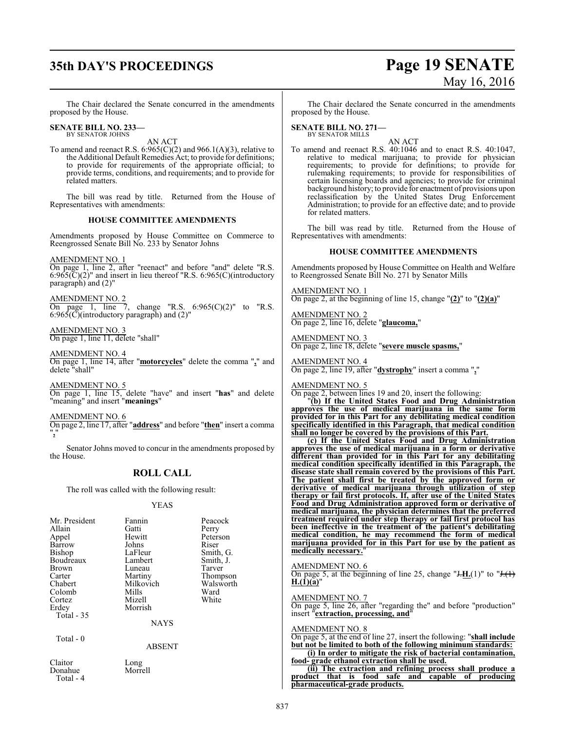The Chair declared the Senate concurred in the amendments proposed by the House.

**SENATE BILL NO. 233—**
BY SENATOR JOHNS

AN ACT

To amend and reenact R.S. 6:965(C)(2) and 966.1(A)(3), relative to the Additional Default Remedies Act; to provide for definitions; to provide for requirements of the appropriate official; to provide terms, conditions, and requirements; and to provide for related matters.

The bill was read by title. Returned from the House of Representatives with amendments:

**HOUSE COMMITTEE AMENDMENTS**

Amendments proposed by House Committee on Commerce to Reengrossed Senate Bill No. 233 by Senator Johns

AMENDMENT NO. 1
On page 1, line 2, after "reenact" and before "and" delete "R.S. 6:965(C)(2)" and insert in lieu thereof "R.S. 6:965(C)(introductory paragraph) and (2)"

AMENDMENT NO. 2
On page 1, line 7, change "R.S. 6:965(C)(2)" to "R.S. 6:965(C)(introductory paragraph) and (2)"

AMENDMENT NO. 3
On page 1, line 11, delete "shall"

AMENDMENT NO. 4
On page 1, line 14, after "**motorcycles**" delete the comma "**,**" and delete "shall"

AMENDMENT NO. 5
On page 1, line 15, delete "have" and insert "**has**" and delete "meaning" and insert "**meanings**"

AMENDMENT NO. 6
On page 2, line 17, after "**address**" and before "**then**" insert a comma "**,**"

Senator Johns moved to concur in the amendments proposed by the House.

## ROLL CALL

The roll was called with the following result:

YEAS

| | | |
|---|---|---|
| Mr. President | Fannin | Peacock |
| Allain | Gatti | Perry |
| Appel | Hewitt | Peterson |
| Barrow | Johns | Riser |
| Bishop | LaFleur | Smith, G. |
| Boudreaux | Lambert | Smith, J. |
| Brown | Luneau | Tarver |
| Carter | Martiny | Thompson |
| Chabert | Milkovich | Walsworth |
| Colomb | Mills | Ward |
| Cortez | Mizell | White |
| Erdey | Morrish | |
| Total - 35 | | |

NAYS

Total - 0

ABSENT

| | |
|---|---|
| Claitor | Long |
| Donahue | Morrell |
| Total - 4 | |

The Chair declared the Senate concurred in the amendments proposed by the House.

**SENATE BILL NO. 271—**
BY SENATOR MILLS

AN ACT

To amend and reenact R.S. 40:1046 and to enact R.S. 40:1047, relative to medical marijuana; to provide for physician requirements; to provide for definitions; to provide for rulemaking requirements; to provide for responsibilities of certain licensing boards and agencies; to provide for criminal background history; to provide for enactment of provisions upon reclassification by the United States Drug Enforcement Administration; to provide for an effective date; and to provide for related matters.

The bill was read by title. Returned from the House of Representatives with amendments:

**HOUSE COMMITTEE AMENDMENTS**

Amendments proposed by House Committee on Health and Welfare to Reengrossed Senate Bill No. 271 by Senator Mills

AMENDMENT NO. 1
On page 2, at the beginning of line 15, change "**(2)**" to "**(2)(a)**"

AMENDMENT NO. 2
On page 2, line 16, delete "**glaucoma,**"

AMENDMENT NO. 3
On page 2, line 18, delete "**severe muscle spasms,**"

AMENDMENT NO. 4
On page 2, line 19, after "**dystrophy**" insert a comma "**,**"

AMENDMENT NO. 5
On page 2, between lines 19 and 20, insert the following:

"**(b) If the United States Food and Drug Administration approves the use of medical marijuana in the same form provided for in this Part for any debilitating medical condition specifically identified in this Paragraph, that medical condition shall no longer be covered by the provisions of this Part.**

**(c) If the United States Food and Drug Administration approves the use of medical marijuana in a form or derivative different than provided for in this Part for any debilitating medical condition specifically identified in this Paragraph, the disease state shall remain covered by the provisions of this Part. The patient shall first be treated by the approved form or derivative of medical marijuana through utilization of step therapy or fail first protocols. If, after use of the United States Food and Drug Administration approved form or derivative of medical marijuana, the physician determines that the preferred treatment required under step therapy or fail first protocol has been ineffective in the treatment of the patient's debilitating medical condition, he may recommend the form of medical marijuana provided for in this Part for use by the patient as medically necessary.**"

AMENDMENT NO. 6
On page 5, at the beginning of line 25, change "~~J.~~**H.**(1)" to "~~J.(1)~~ **H.(1)(a)**"

AMENDMENT NO. 7
On page 5, line 26, after "regarding the" and before "production" insert "**extraction, processing, and**"

AMENDMENT NO. 8
On page 5, at the end of line 27, insert the following: "**shall include but not be limited to both of the following minimum standards:**

**(i) In order to mitigate the risk of bacterial contamination, food- grade ethanol extraction shall be used.**

**(ii) The extraction and refining process shall produce a product that is food safe and capable of producing pharmaceutical-grade products.**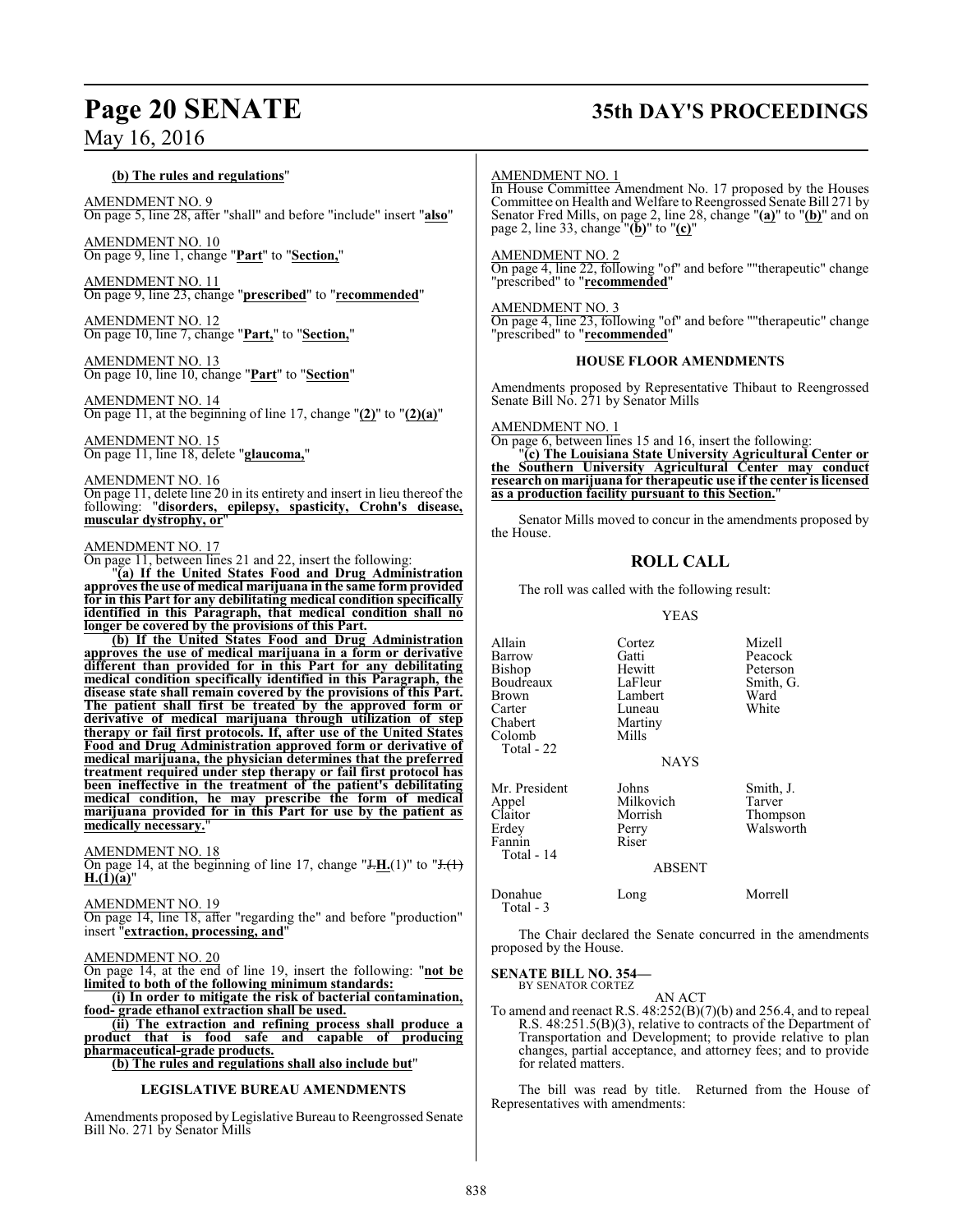**(b) The rules and regulations**"

AMENDMENT NO. 9
On page 5, line 28, after "shall" and before "include" insert "**also**"

AMENDMENT NO. 10
On page 9, line 1, change "**Part**" to "**Section,**"

AMENDMENT NO. 11
On page 9, line 23, change "**prescribed**" to "**recommended**"

AMENDMENT NO. 12
On page 10, line 7, change "**Part,**" to "**Section,**"

AMENDMENT NO. 13
On page 10, line 10, change "**Part**" to "**Section**"

AMENDMENT NO. 14
On page 11, at the beginning of line 17, change "**(2)**" to "**(2)(a)**"

AMENDMENT NO. 15
On page 11, line 18, delete "**glaucoma,**"

AMENDMENT NO. 16
On page 11, delete line 20 in its entirety and insert in lieu thereof the following: "**disorders, epilepsy, spasticity, Crohn's disease, muscular dystrophy, or**"

AMENDMENT NO. 17
On page 11, between lines 21 and 22, insert the following:

"**(a) If the United States Food and Drug Administration approves the use of medical marijuana in the same form provided for in this Part for any debilitating medical condition specifically identified in this Paragraph, that medical condition shall no longer be covered by the provisions of this Part.**

**(b) If the United States Food and Drug Administration approves the use of medical marijuana in a form or derivative different than provided for in this Part for any debilitating medical condition specifically identified in this Paragraph, the disease state shall remain covered by the provisions of this Part. The patient shall first be treated by the approved form or derivative of medical marijuana through utilization of step therapy or fail first protocols. If, after use of the United States Food and Drug Administration approved form or derivative of medical marijuana, the physician determines that the preferred treatment required under step therapy or fail first protocol has been ineffective in the treatment of the patient's debilitating medical condition, he may prescribe the form of medical marijuana provided for in this Part for use by the patient as medically necessary.**"

AMENDMENT NO. 18
On page 14, at the beginning of line 17, change "~~J.~~**H.**(1)" to "~~J.(1)~~ **H.(1)(a)**"

AMENDMENT NO. 19
On page 14, line 18, after "regarding the" and before "production" insert "**extraction, processing, and**"

AMENDMENT NO. 20
On page 14, at the end of line 19, insert the following: "**not be limited to both of the following minimum standards:**

**(i) In order to mitigate the risk of bacterial contamination, food- grade ethanol extraction shall be used.**

**(ii) The extraction and refining process shall produce a product that is food safe and capable of producing pharmaceutical-grade products.**

**(b) The rules and regulations shall also include but**"

**LEGISLATIVE BUREAU AMENDMENTS**

Amendments proposed by Legislative Bureau to Reengrossed Senate Bill No. 271 by Senator Mills

AMENDMENT NO. 1
In House Committee Amendment No. 17 proposed by the Houses Committee on Health and Welfare to Reengrossed Senate Bill 271 by Senator Fred Mills, on page 2, line 28, change "**(a)**" to "**(b)**" and on page 2, line 33, change "**(b)**" to "**(c)**"

AMENDMENT NO. 2
On page 4, line 22, following "of" and before ""therapeutic" change "prescribed" to "**recommended**"

AMENDMENT NO. 3
On page 4, line 23, following "of" and before ""therapeutic" change "prescribed" to "**recommended**"

**HOUSE FLOOR AMENDMENTS**

Amendments proposed by Representative Thibaut to Reengrossed Senate Bill No. 271 by Senator Mills

AMENDMENT NO. 1
On page 6, between lines 15 and 16, insert the following:

"**(c) The Louisiana State University Agricultural Center or the Southern University Agricultural Center may conduct research on marijuana for therapeutic use if the center is licensed as a production facility pursuant to this Section.**"

Senator Mills moved to concur in the amendments proposed by the House.

## ROLL CALL

The roll was called with the following result:

YEAS

| | | |
|---|---|---|
| Allain | Cortez | Mizell |
| Barrow | Gatti | Peacock |
| Bishop | Hewitt | Peterson |
| Boudreaux | LaFleur | Smith, G. |
| Brown | Lambert | Ward |
| Carter | Luneau | White |
| Chabert | Martiny | |
| Colomb | Mills | |

Total - 22

NAYS

| | | |
|---|---|---|
| Mr. President | Johns | Smith, J. |
| Appel | Milkovich | Tarver |
| Claitor | Morrish | Thompson |
| Erdey | Perry | Walsworth |
| Fannin | Riser | |

Total - 14

ABSENT

| | | |
|---|---|---|
| Donahue | Long | Morrell |

Total - 3

The Chair declared the Senate concurred in the amendments proposed by the House.

**SENATE BILL NO. 354—**
BY SENATOR CORTEZ

AN ACT

To amend and reenact R.S. 48:252(B)(7)(b) and 256.4, and to repeal R.S. 48:251.5(B)(3), relative to contracts of the Department of Transportation and Development; to provide relative to plan changes, partial acceptance, and attorney fees; and to provide for related matters.

The bill was read by title. Returned from the House of Representatives with amendments: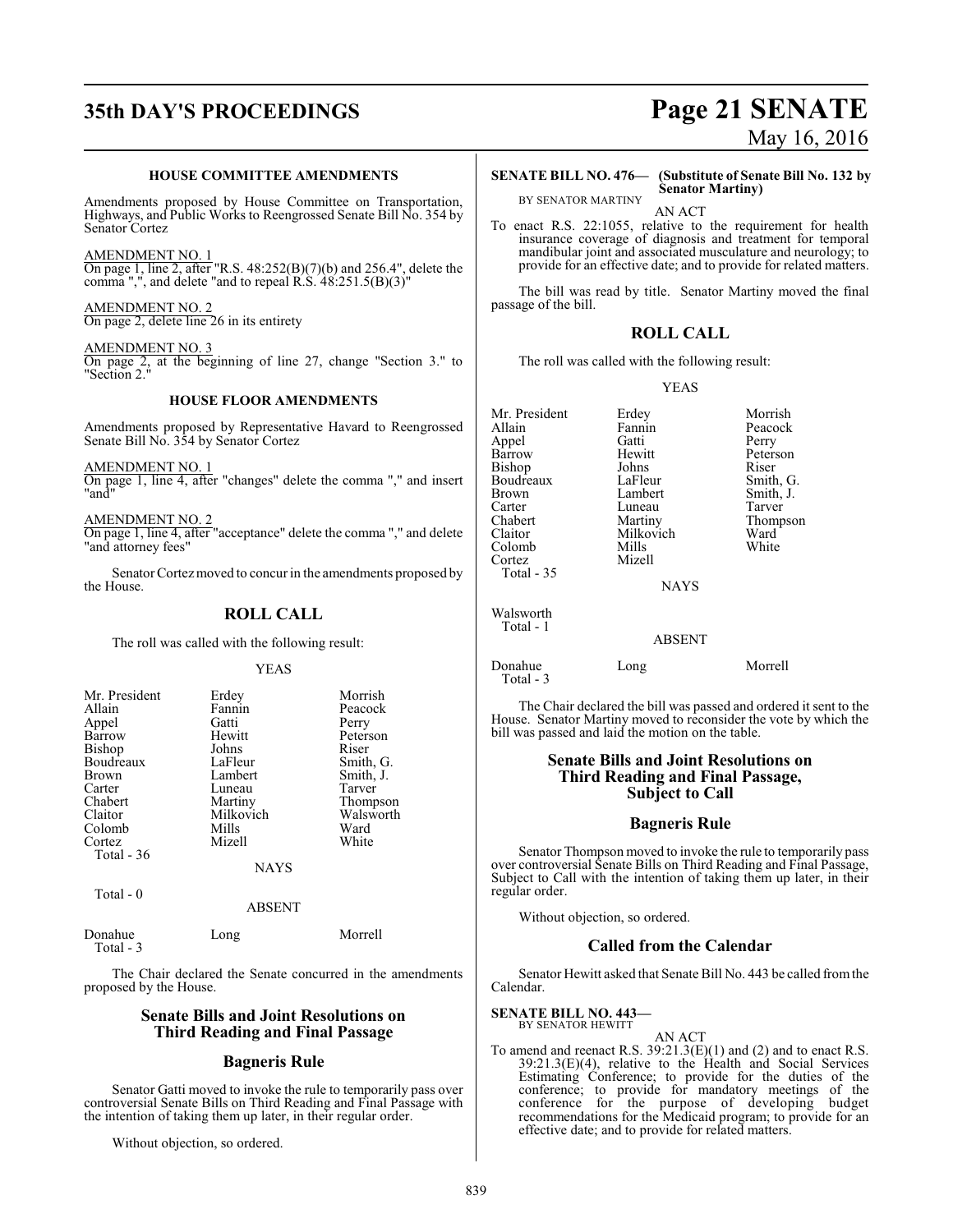### HOUSE COMMITTEE AMENDMENTS

Amendments proposed by House Committee on Transportation, Highways, and Public Works to Reengrossed Senate Bill No. 354 by Senator Cortez

AMENDMENT NO. 1
On page 1, line 2, after "R.S. 48:252(B)(7)(b) and 256.4", delete the comma ",", and delete "and to repeal R.S. 48:251.5(B)(3)"

AMENDMENT NO. 2
On page 2, delete line 26 in its entirety

AMENDMENT NO. 3
On page 2, at the beginning of line 27, change "Section 3." to "Section 2."

### HOUSE FLOOR AMENDMENTS

Amendments proposed by Representative Havard to Reengrossed Senate Bill No. 354 by Senator Cortez

AMENDMENT NO. 1
On page 1, line 4, after "changes" delete the comma "," and insert "and"

AMENDMENT NO. 2
On page 1, line 4, after "acceptance" delete the comma "," and delete "and attorney fees"

Senator Cortez moved to concur in the amendments proposed by the House.

## ROLL CALL

The roll was called with the following result:

YEAS

| | | |
|---|---|---|
| Mr. President | Erdey | Morrish |
| Allain | Fannin | Peacock |
| Appel | Gatti | Perry |
| Barrow | Hewitt | Peterson |
| Bishop | Johns | Riser |
| Boudreaux | LaFleur | Smith, G. |
| Brown | Lambert | Smith, J. |
| Carter | Luneau | Tarver |
| Chabert | Martiny | Thompson |
| Claitor | Milkovich | Walsworth |
| Colomb | Mills | Ward |
| Cortez | Mizell | White |

Total - 36

NAYS

Total - 0

ABSENT

| | | |
|---|---|---|
| Donahue | Long | Morrell |

Total - 3

The Chair declared the Senate concurred in the amendments proposed by the House.

## Senate Bills and Joint Resolutions on Third Reading and Final Passage

## Bagneris Rule

Senator Gatti moved to invoke the rule to temporarily pass over controversial Senate Bills on Third Reading and Final Passage with the intention of taking them up later, in their regular order.

Without objection, so ordered.

**SENATE BILL NO. 476— (Substitute of Senate Bill No. 132 by Senator Martiny)**
BY SENATOR MARTINY

AN ACT

To enact R.S. 22:1055, relative to the requirement for health insurance coverage of diagnosis and treatment for temporal mandibular joint and associated musculature and neurology; to provide for an effective date; and to provide for related matters.

The bill was read by title. Senator Martiny moved the final passage of the bill.

## ROLL CALL

The roll was called with the following result:

YEAS

| | | |
|---|---|---|
| Mr. President | Erdey | Morrish |
| Allain | Fannin | Peacock |
| Appel | Gatti | Perry |
| Barrow | Hewitt | Peterson |
| Bishop | Johns | Riser |
| Boudreaux | LaFleur | Smith, G. |
| Brown | Lambert | Smith, J. |
| Carter | Luneau | Tarver |
| Chabert | Martiny | Thompson |
| Claitor | Milkovich | Ward |
| Colomb | Mills | White |
| Cortez | Mizell | |

Total - 35

NAYS

Walsworth

Total - 1

ABSENT

| | | |
|---|---|---|
| Donahue | Long | Morrell |

Total - 3

The Chair declared the bill was passed and ordered it sent to the House. Senator Martiny moved to reconsider the vote by which the bill was passed and laid the motion on the table.

## Senate Bills and Joint Resolutions on Third Reading and Final Passage, Subject to Call

## Bagneris Rule

Senator Thompson moved to invoke the rule to temporarily pass over controversial Senate Bills on Third Reading and Final Passage, Subject to Call with the intention of taking them up later, in their regular order.

Without objection, so ordered.

## Called from the Calendar

Senator Hewitt asked that Senate Bill No. 443 be called from the Calendar.

**SENATE BILL NO. 443—**
BY SENATOR HEWITT

AN ACT

To amend and reenact R.S. 39:21.3(E)(1) and (2) and to enact R.S. 39:21.3(E)(4), relative to the Health and Social Services Estimating Conference; to provide for the duties of the conference; to provide for mandatory meetings of the conference for the purpose of developing budget recommendations for the Medicaid program; to provide for an effective date; and to provide for related matters.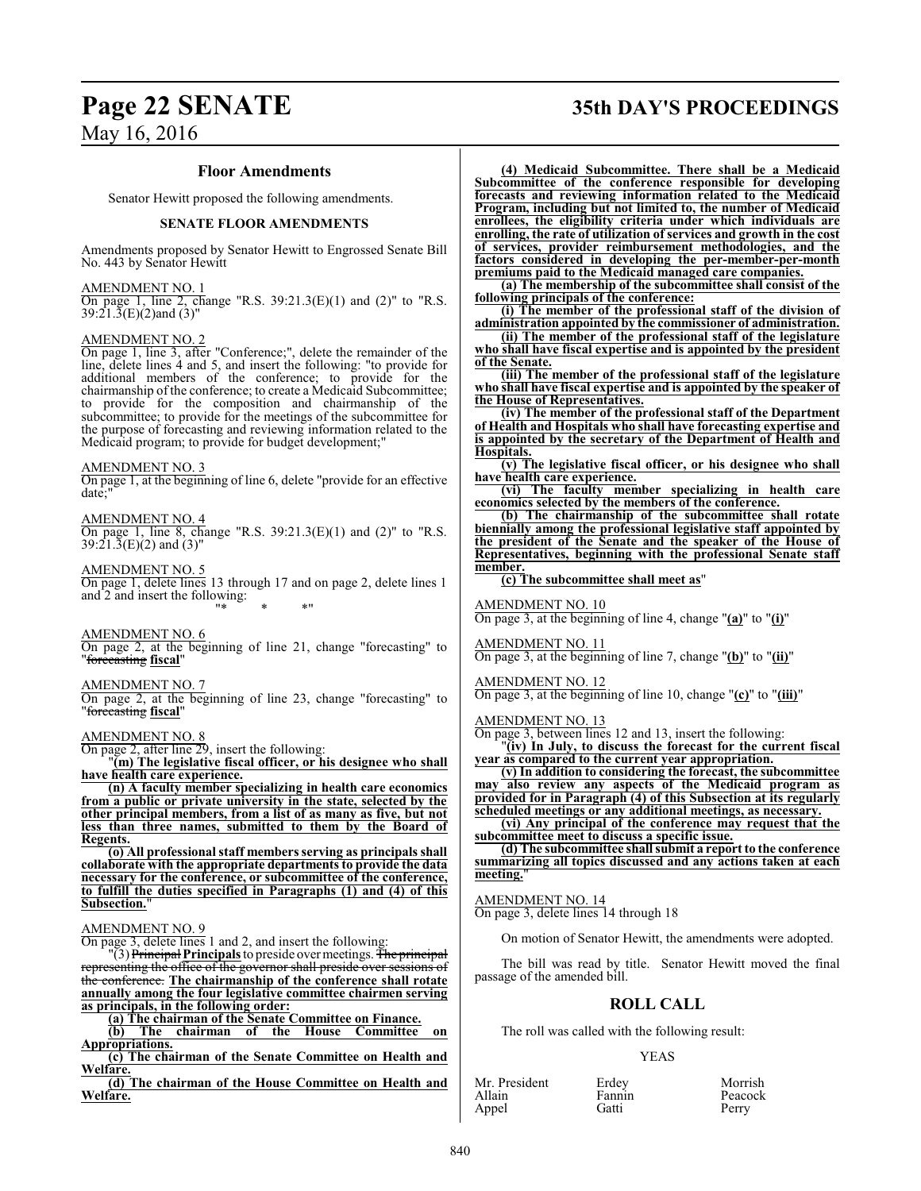## Floor Amendments

Senator Hewitt proposed the following amendments.

### SENATE FLOOR AMENDMENTS

Amendments proposed by Senator Hewitt to Engrossed Senate Bill No. 443 by Senator Hewitt

AMENDMENT NO. 1
On page 1, line 2, change "R.S. 39:21.3(E)(1) and (2)" to "R.S. 39:21.3(E)(2)and (3)"

AMENDMENT NO. 2
On page 1, line 3, after "Conference;", delete the remainder of the line, delete lines 4 and 5, and insert the following: "to provide for additional members of the conference; to provide for the chairmanship of the conference; to create a Medicaid Subcommittee; to provide for the composition and chairmanship of the subcommittee; to provide for the meetings of the subcommittee for the purpose of forecasting and reviewing information related to the Medicaid program; to provide for budget development;"

AMENDMENT NO. 3
On page 1, at the beginning of line 6, delete "provide for an effective date;"

AMENDMENT NO. 4
On page 1, line 8, change "R.S. 39:21.3(E)(1) and (2)" to "R.S. 39:21.3(E)(2) and (3)"

AMENDMENT NO. 5
On page 1, delete lines 13 through 17 and on page 2, delete lines 1 and 2 and insert the following:

"* * *"

AMENDMENT NO. 6
On page 2, at the beginning of line 21, change "forecasting" to "~~forecasting~~ **fiscal**"

AMENDMENT NO. 7
On page 2, at the beginning of line 23, change "forecasting" to "~~forecasting~~ **fiscal**"

AMENDMENT NO. 8
On page 2, after line 29, insert the following:

"**(m) The legislative fiscal officer, or his designee who shall have health care experience.**

**(n) A faculty member specializing in health care economics from a public or private university in the state, selected by the other principal members, from a list of as many as five, but not less than three names, submitted to them by the Board of Regents.**

**(o) All professional staff members serving as principals shall collaborate with the appropriate departments to provide the data necessary for the conference, or subcommittee of the conference, to fulfill the duties specified in Paragraphs (1) and (4) of this Subsection.**"

AMENDMENT NO. 9
On page 3, delete lines 1 and 2, and insert the following:

"(3) ~~Principal~~ **Principals** to preside over meetings. ~~The principal representing the office of the governor shall preside over sessions of the conference.~~ **The chairmanship of the conference shall rotate annually among the four legislative committee chairmen serving as principals, in the following order:**

**(a) The chairman of the Senate Committee on Finance.**

**(b) The chairman of the House Committee on Appropriations.**

**(c) The chairman of the Senate Committee on Health and Welfare.**

**(d) The chairman of the House Committee on Health and Welfare.**

**(4) Medicaid Subcommittee. There shall be a Medicaid Subcommittee of the conference responsible for developing forecasts and reviewing information related to the Medicaid Program, including but not limited to, the number of Medicaid enrollees, the eligibility criteria under which individuals are enrolling, the rate of utilization of services and growth in the cost of services, provider reimbursement methodologies, and the factors considered in developing the per-member-per-month premiums paid to the Medicaid managed care companies.**

**(a) The membership of the subcommittee shall consist of the following principals of the conference:**

**(i) The member of the professional staff of the division of administration appointed by the commissioner of administration.**

**(ii) The member of the professional staff of the legislature who shall have fiscal expertise and is appointed by the president of the Senate.**

**(iii) The member of the professional staff of the legislature who shall have fiscal expertise and is appointed by the speaker of the House of Representatives.**

**(iv) The member of the professional staff of the Department of Health and Hospitals who shall have forecasting expertise and is appointed by the secretary of the Department of Health and Hospitals.**

**(v) The legislative fiscal officer, or his designee who shall have health care experience.**

**(vi) The faculty member specializing in health care economics selected by the members of the conference.**

**(b) The chairmanship of the subcommittee shall rotate biennially among the professional legislative staff appointed by the president of the Senate and the speaker of the House of Representatives, beginning with the professional Senate staff member.**

**(c) The subcommittee shall meet as**"

AMENDMENT NO. 10
On page 3, at the beginning of line 4, change "**(a)**" to "**(i)**"

AMENDMENT NO. 11
On page 3, at the beginning of line 7, change "**(b)**" to "**(ii)**"

AMENDMENT NO. 12
On page 3, at the beginning of line 10, change "**(c)**" to "**(iii)**"

AMENDMENT NO. 13
On page 3, between lines 12 and 13, insert the following:

"**(iv) In July, to discuss the forecast for the current fiscal year as compared to the current year appropriation.**

**(v) In addition to considering the forecast, the subcommittee may also review any aspects of the Medicaid program as provided for in Paragraph (4) of this Subsection at its regularly scheduled meetings or any additional meetings, as necessary.**

**(vi) Any principal of the conference may request that the subcommittee meet to discuss a specific issue.**

**(d) The subcommittee shall submit a report to the conference summarizing all topics discussed and any actions taken at each meeting.**"

AMENDMENT NO. 14
On page 3, delete lines 14 through 18

On motion of Senator Hewitt, the amendments were adopted.

The bill was read by title. Senator Hewitt moved the final passage of the amended bill.

## ROLL CALL

The roll was called with the following result:

YEAS

| | | |
|---|---|---|
| Mr. President | Erdey | Morrish |
| Allain | Fannin | Peacock |
| Appel | Gatti | Perry |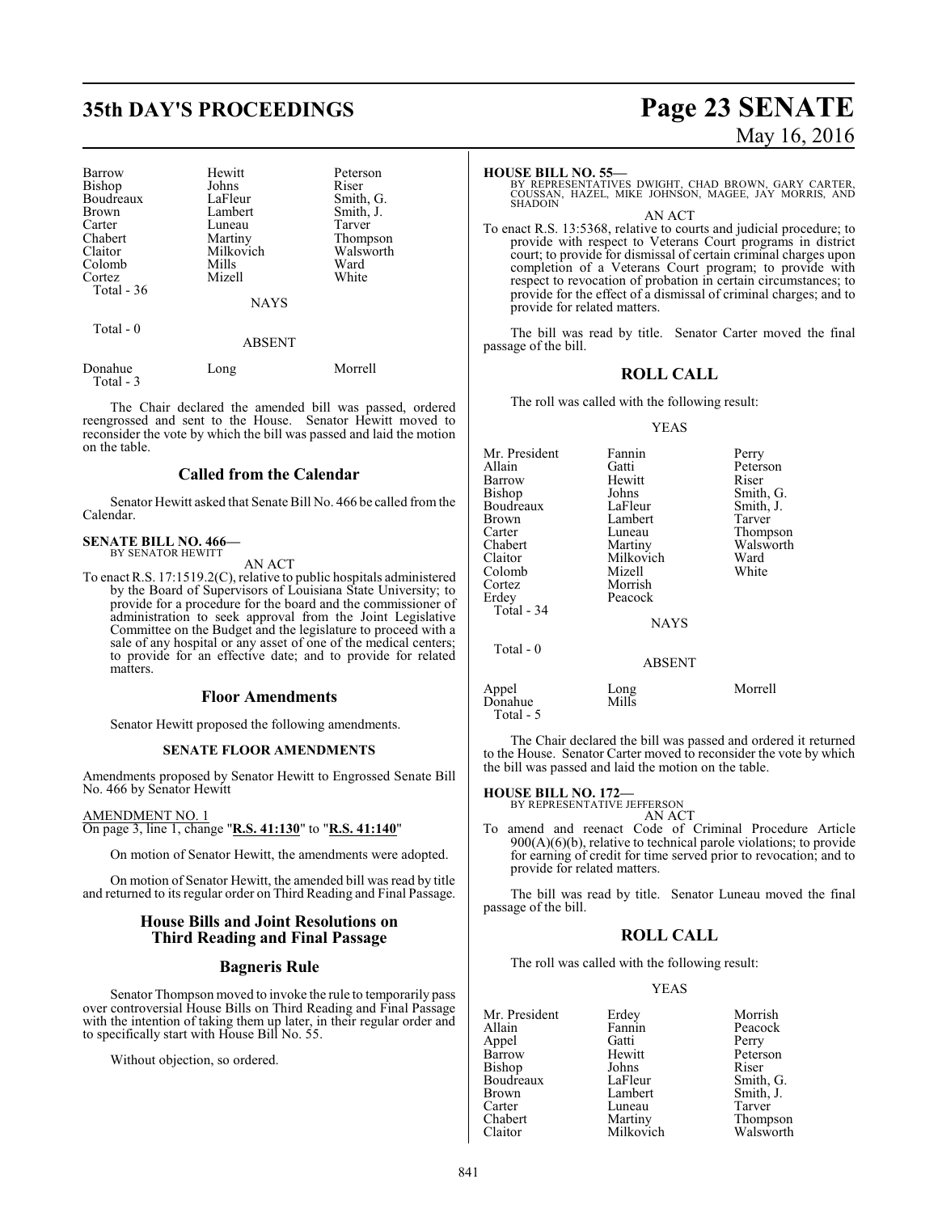| | | |
|---|---|---|
| Barrow | Hewitt | Peterson |
| Bishop | Johns | Riser |
| Boudreaux | LaFleur | Smith, G. |
| Brown | Lambert | Smith, J. |
| Carter | Luneau | Tarver |
| Chabert | Martiny | Thompson |
| Claitor | Milkovich | Walsworth |
| Colomb | Mills | Ward |
| Cortez | Mizell | White |
| Total - 36 | | |

NAYS

Total - 0

ABSENT

| | | |
|---|---|---|
| Donahue | Long | Morrell |
| Total - 3 | | |

The Chair declared the amended bill was passed, ordered reengrossed and sent to the House. Senator Hewitt moved to reconsider the vote by which the bill was passed and laid the motion on the table.

## Called from the Calendar

Senator Hewitt asked that Senate Bill No. 466 be called from the Calendar.

**SENATE BILL NO. 466—**
BY SENATOR HEWITT

AN ACT

To enact R.S. 17:1519.2(C), relative to public hospitals administered by the Board of Supervisors of Louisiana State University; to provide for a procedure for the board and the commissioner of administration to seek approval from the Joint Legislative Committee on the Budget and the legislature to proceed with a sale of any hospital or any asset of one of the medical centers; to provide for an effective date; and to provide for related matters.

## Floor Amendments

Senator Hewitt proposed the following amendments.

### SENATE FLOOR AMENDMENTS

Amendments proposed by Senator Hewitt to Engrossed Senate Bill No. 466 by Senator Hewitt

AMENDMENT NO. 1
On page 3, line 1, change "**R.S. 41:130**" to "**R.S. 41:140**"

On motion of Senator Hewitt, the amendments were adopted.

On motion of Senator Hewitt, the amended bill was read by title and returned to its regular order on Third Reading and Final Passage.

## House Bills and Joint Resolutions on Third Reading and Final Passage

## Bagneris Rule

Senator Thompson moved to invoke the rule to temporarily pass over controversial House Bills on Third Reading and Final Passage with the intention of taking them up later, in their regular order and to specifically start with House Bill No. 55.

Without objection, so ordered.

**HOUSE BILL NO. 55—**
BY REPRESENTATIVES DWIGHT, CHAD BROWN, GARY CARTER, COUSSAN, HAZEL, MIKE JOHNSON, MAGEE, JAY MORRIS, AND SHADOIN

AN ACT

To enact R.S. 13:5368, relative to courts and judicial procedure; to provide with respect to Veterans Court programs in district court; to provide for dismissal of certain criminal charges upon completion of a Veterans Court program; to provide with respect to revocation of probation in certain circumstances; to provide for the effect of a dismissal of criminal charges; and to provide for related matters.

The bill was read by title. Senator Carter moved the final passage of the bill.

## ROLL CALL

The roll was called with the following result:

YEAS

| | | |
|---|---|---|
| Mr. President | Fannin | Perry |
| Allain | Gatti | Peterson |
| Barrow | Hewitt | Riser |
| Bishop | Johns | Smith, G. |
| Boudreaux | LaFleur | Smith, J. |
| Brown | Lambert | Tarver |
| Carter | Luneau | Thompson |
| Chabert | Martiny | Walsworth |
| Claitor | Milkovich | Ward |
| Colomb | Mizell | White |
| Cortez | Morrish | |
| Erdey | Peacock | |
| Total - 34 | | |

NAYS

Total - 0

ABSENT

| | | |
|---|---|---|
| Appel | Long | Morrell |
| Donahue | Mills | |
| Total - 5 | | |

The Chair declared the bill was passed and ordered it returned to the House. Senator Carter moved to reconsider the vote by which the bill was passed and laid the motion on the table.

**HOUSE BILL NO. 172—**
BY REPRESENTATIVE JEFFERSON

AN ACT

To amend and reenact Code of Criminal Procedure Article 900(A)(6)(b), relative to technical parole violations; to provide for earning of credit for time served prior to revocation; and to provide for related matters.

The bill was read by title. Senator Luneau moved the final passage of the bill.

## ROLL CALL

The roll was called with the following result:

YEAS

| | | |
|---|---|---|
| Mr. President | Erdey | Morrish |
| Allain | Fannin | Peacock |
| Appel | Gatti | Perry |
| Barrow | Hewitt | Peterson |
| Bishop | Johns | Riser |
| Boudreaux | LaFleur | Smith, G. |
| Brown | Lambert | Smith, J. |
| Carter | Luneau | Tarver |
| Chabert | Martiny | Thompson |
| Claitor | Milkovich | Walsworth |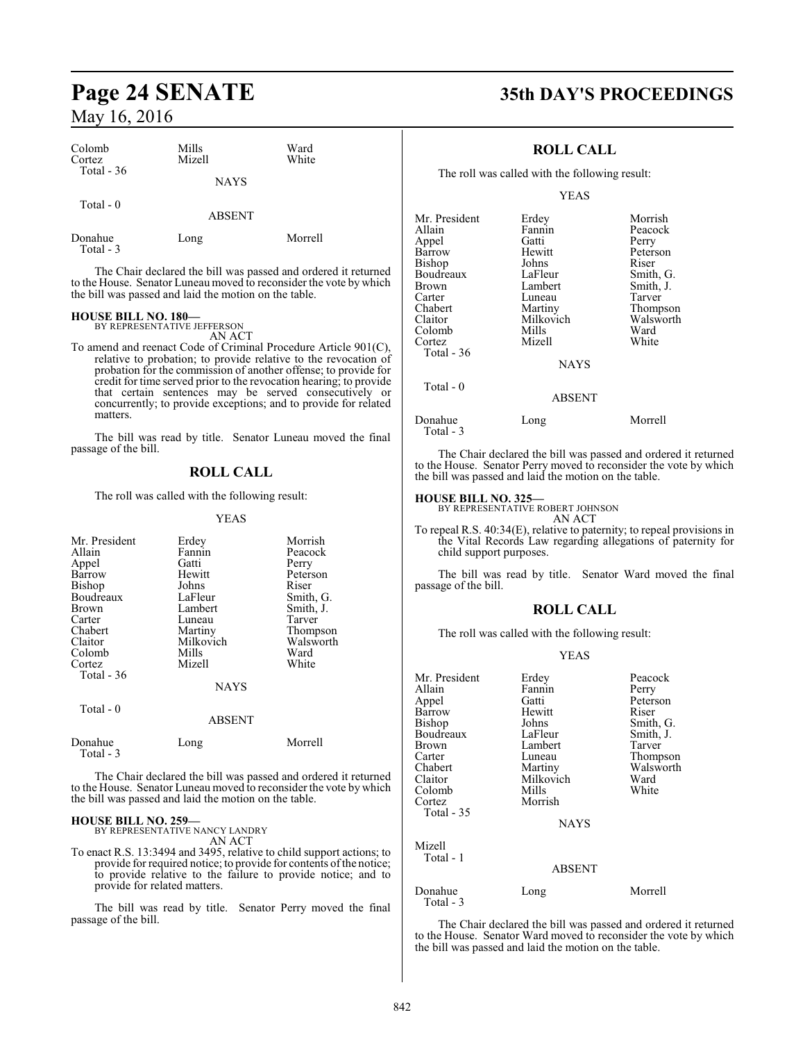| | | |
|---|---|---|
| Colomb | Mills | Ward |
| Cortez | Mizell | White |
| Total - 36 | | |

NAYS

Total - 0

ABSENT

| | | |
|---|---|---|
| Donahue | Long | Morrell |
| Total - 3 | | |

The Chair declared the bill was passed and ordered it returned to the House. Senator Luneau moved to reconsider the vote by which the bill was passed and laid the motion on the table.

**HOUSE BILL NO. 180—**
BY REPRESENTATIVE JEFFERSON
AN ACT

To amend and reenact Code of Criminal Procedure Article 901(C), relative to probation; to provide relative to the revocation of probation for the commission of another offense; to provide for credit for time served prior to the revocation hearing; to provide that certain sentences may be served consecutively or concurrently; to provide exceptions; and to provide for related matters.

The bill was read by title. Senator Luneau moved the final passage of the bill.

## ROLL CALL

The roll was called with the following result:

YEAS

| | | |
|---|---|---|
| Mr. President | Erdey | Morrish |
| Allain | Fannin | Peacock |
| Appel | Gatti | Perry |
| Barrow | Hewitt | Peterson |
| Bishop | Johns | Riser |
| Boudreaux | LaFleur | Smith, G. |
| Brown | Lambert | Smith, J. |
| Carter | Luneau | Tarver |
| Chabert | Martiny | Thompson |
| Claitor | Milkovich | Walsworth |
| Colomb | Mills | Ward |
| Cortez | Mizell | White |
| Total - 36 | | |

NAYS

Total - 0

ABSENT

| | | |
|---|---|---|
| Donahue | Long | Morrell |
| Total - 3 | | |

The Chair declared the bill was passed and ordered it returned to the House. Senator Luneau moved to reconsider the vote by which the bill was passed and laid the motion on the table.

**HOUSE BILL NO. 259—**
BY REPRESENTATIVE NANCY LANDRY
AN ACT

To enact R.S. 13:3494 and 3495, relative to child support actions; to provide for required notice; to provide for contents of the notice; to provide relative to the failure to provide notice; and to provide for related matters.

The bill was read by title. Senator Perry moved the final passage of the bill.

## ROLL CALL

The roll was called with the following result:

YEAS

| | | |
|---|---|---|
| Mr. President | Erdey | Morrish |
| Allain | Fannin | Peacock |
| Appel | Gatti | Perry |
| Barrow | Hewitt | Peterson |
| Bishop | Johns | Riser |
| Boudreaux | LaFleur | Smith, G. |
| Brown | Lambert | Smith, J. |
| Carter | Luneau | Tarver |
| Chabert | Martiny | Thompson |
| Claitor | Milkovich | Walsworth |
| Colomb | Mills | Ward |
| Cortez | Mizell | White |
| Total - 36 | | |

NAYS

Total - 0

ABSENT

| | | |
|---|---|---|
| Donahue | Long | Morrell |
| Total - 3 | | |

The Chair declared the bill was passed and ordered it returned to the House. Senator Perry moved to reconsider the vote by which the bill was passed and laid the motion on the table.

**HOUSE BILL NO. 325—**
BY REPRESENTATIVE ROBERT JOHNSON
AN ACT

To repeal R.S. 40:34(E), relative to paternity; to repeal provisions in the Vital Records Law regarding allegations of paternity for child support purposes.

The bill was read by title. Senator Ward moved the final passage of the bill.

## ROLL CALL

The roll was called with the following result:

YEAS

| | | |
|---|---|---|
| Mr. President | Erdey | Peacock |
| Allain | Fannin | Perry |
| Appel | Gatti | Peterson |
| Barrow | Hewitt | Riser |
| Bishop | Johns | Smith, G. |
| Boudreaux | LaFleur | Smith, J. |
| Brown | Lambert | Tarver |
| Carter | Luneau | Thompson |
| Chabert | Martiny | Walsworth |
| Claitor | Milkovich | Ward |
| Colomb | Mills | White |
| Cortez | Morrish | |
| Total - 35 | | |

NAYS

Mizell
Total - 1

ABSENT

| | | |
|---|---|---|
| Donahue | Long | Morrell |
| Total - 3 | | |

The Chair declared the bill was passed and ordered it returned to the House. Senator Ward moved to reconsider the vote by which the bill was passed and laid the motion on the table.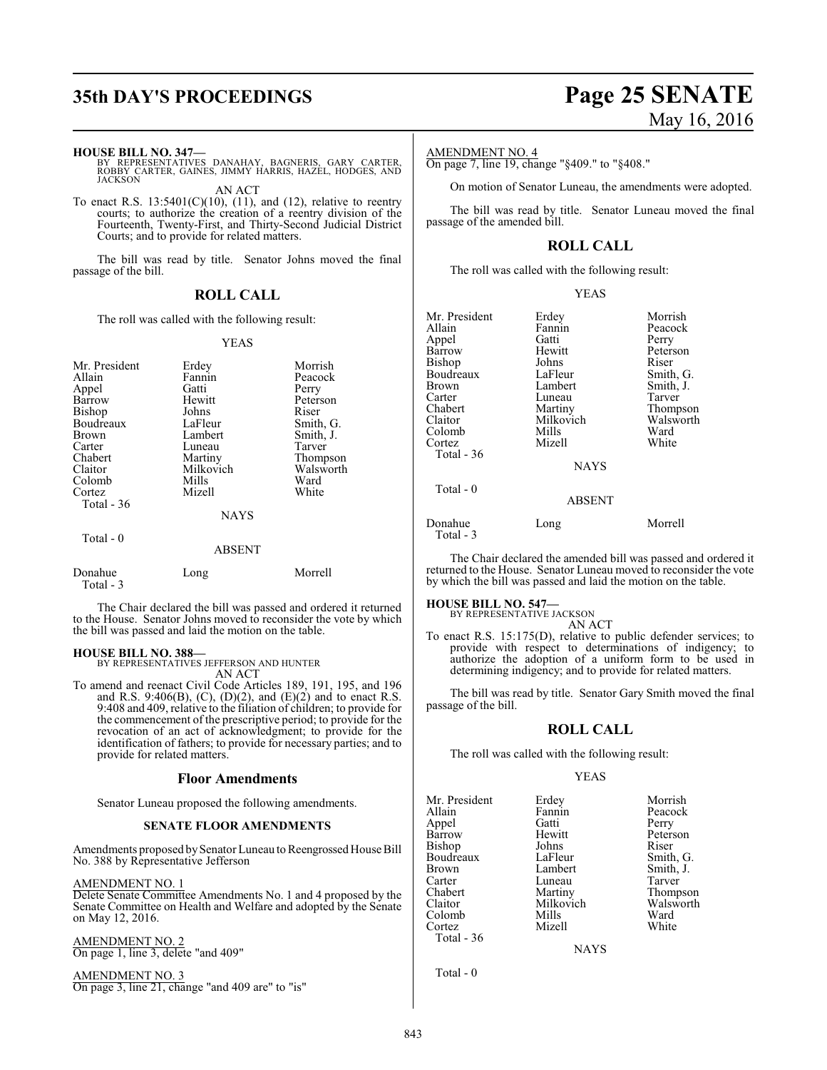**HOUSE BILL NO. 347—**
BY REPRESENTATIVES DANAHAY, BAGNERIS, GARY CARTER, ROBBY CARTER, GAINES, JIMMY HARRIS, HAZEL, HODGES, AND JACKSON

AN ACT

To enact R.S. 13:5401(C)(10), (11), and (12), relative to reentry courts; to authorize the creation of a reentry division of the Fourteenth, Twenty-First, and Thirty-Second Judicial District Courts; and to provide for related matters.

The bill was read by title. Senator Johns moved the final passage of the bill.

## ROLL CALL

The roll was called with the following result:

YEAS

| | | |
|---|---|---|
| Mr. President | Erdey | Morrish |
| Allain | Fannin | Peacock |
| Appel | Gatti | Perry |
| Barrow | Hewitt | Peterson |
| Bishop | Johns | Riser |
| Boudreaux | LaFleur | Smith, G. |
| Brown | Lambert | Smith, J. |
| Carter | Luneau | Tarver |
| Chabert | Martiny | Thompson |
| Claitor | Milkovich | Walsworth |
| Colomb | Mills | Ward |
| Cortez | Mizell | White |
| Total - 36 | | |

NAYS

Total - 0

ABSENT

| | | |
|---|---|---|
| Donahue | Long | Morrell |
| Total - 3 | | |

The Chair declared the bill was passed and ordered it returned to the House. Senator Johns moved to reconsider the vote by which the bill was passed and laid the motion on the table.

**HOUSE BILL NO. 388—**
BY REPRESENTATIVES JEFFERSON AND HUNTER

AN ACT

To amend and reenact Civil Code Articles 189, 191, 195, and 196 and R.S. 9:406(B), (C), (D)(2), and (E)(2) and to enact R.S. 9:408 and 409, relative to the filiation of children; to provide for the commencement of the prescriptive period; to provide for the revocation of an act of acknowledgment; to provide for the identification of fathers; to provide for necessary parties; and to provide for related matters.

## Floor Amendments

Senator Luneau proposed the following amendments.

### SENATE FLOOR AMENDMENTS

Amendments proposed by Senator Luneau to Reengrossed House Bill No. 388 by Representative Jefferson

AMENDMENT NO. 1
Delete Senate Committee Amendments No. 1 and 4 proposed by the Senate Committee on Health and Welfare and adopted by the Senate on May 12, 2016.

AMENDMENT NO. 2
On page 1, line 3, delete "and 409"

AMENDMENT NO. 3
On page 3, line 21, change "and 409 are" to "is"

AMENDMENT NO. 4
On page 7, line 19, change "§409." to "§408."

On motion of Senator Luneau, the amendments were adopted.

The bill was read by title. Senator Luneau moved the final passage of the amended bill.

## ROLL CALL

The roll was called with the following result:

YEAS

| | | |
|---|---|---|
| Mr. President | Erdey | Morrish |
| Allain | Fannin | Peacock |
| Appel | Gatti | Perry |
| Barrow | Hewitt | Peterson |
| Bishop | Johns | Riser |
| Boudreaux | LaFleur | Smith, G. |
| Brown | Lambert | Smith, J. |
| Carter | Luneau | Tarver |
| Chabert | Martiny | Thompson |
| Claitor | Milkovich | Walsworth |
| Colomb | Mills | Ward |
| Cortez | Mizell | White |
| Total - 36 | | |

NAYS

Total - 0

ABSENT

| | | |
|---|---|---|
| Donahue | Long | Morrell |
| Total - 3 | | |

The Chair declared the amended bill was passed and ordered it returned to the House. Senator Luneau moved to reconsider the vote by which the bill was passed and laid the motion on the table.

**HOUSE BILL NO. 547—**
BY REPRESENTATIVE JACKSON

AN ACT

To enact R.S. 15:175(D), relative to public defender services; to provide with respect to determinations of indigency; to authorize the adoption of a uniform form to be used in determining indigency; and to provide for related matters.

The bill was read by title. Senator Gary Smith moved the final passage of the bill.

## ROLL CALL

The roll was called with the following result:

YEAS

| | | |
|---|---|---|
| Mr. President | Erdey | Morrish |
| Allain | Fannin | Peacock |
| Appel | Gatti | Perry |
| Barrow | Hewitt | Peterson |
| Bishop | Johns | Riser |
| Boudreaux | LaFleur | Smith, G. |
| Brown | Lambert | Smith, J. |
| Carter | Luneau | Tarver |
| Chabert | Martiny | Thompson |
| Claitor | Milkovich | Walsworth |
| Colomb | Mills | Ward |
| Cortez | Mizell | White |
| Total - 36 | | |

NAYS

Total - 0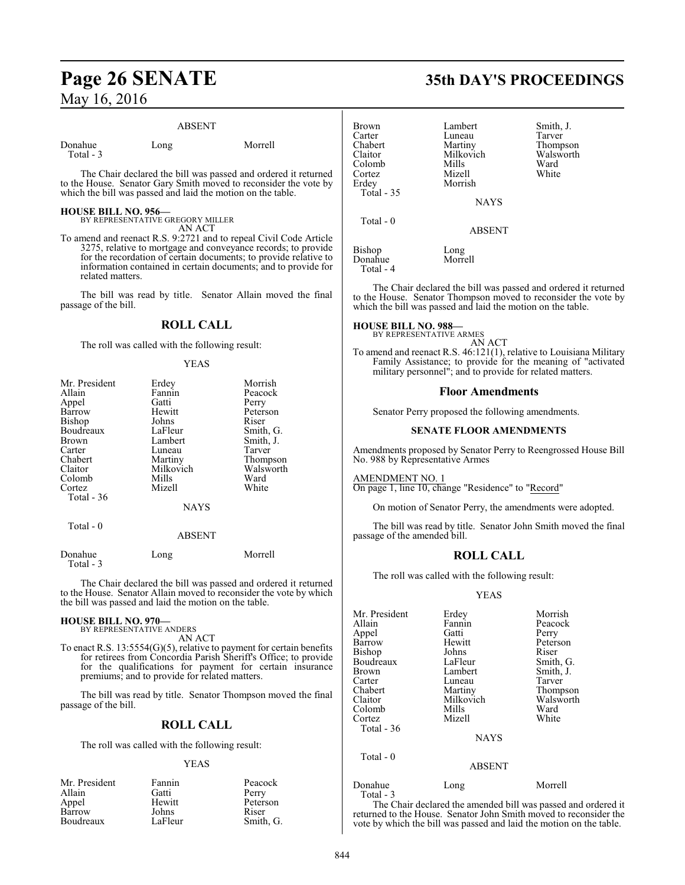ABSENT

| | | |
|---|---|---|
| Donahue | Long | Morrell |
| Total - 3 | | |

The Chair declared the bill was passed and ordered it returned to the House. Senator Gary Smith moved to reconsider the vote by which the bill was passed and laid the motion on the table.

**HOUSE BILL NO. 956—**
BY REPRESENTATIVE GREGORY MILLER
AN ACT

To amend and reenact R.S. 9:2721 and to repeal Civil Code Article 3275, relative to mortgage and conveyance records; to provide for the recordation of certain documents; to provide relative to information contained in certain documents; and to provide for related matters.

The bill was read by title. Senator Allain moved the final passage of the bill.

## ROLL CALL

The roll was called with the following result:

YEAS

| | | |
|---|---|---|
| Mr. President | Erdey | Morrish |
| Allain | Fannin | Peacock |
| Appel | Gatti | Perry |
| Barrow | Hewitt | Peterson |
| Bishop | Johns | Riser |
| Boudreaux | LaFleur | Smith, G. |
| Brown | Lambert | Smith, J. |
| Carter | Luneau | Tarver |
| Chabert | Martiny | Thompson |
| Claitor | Milkovich | Walsworth |
| Colomb | Mills | Ward |
| Cortez | Mizell | White |
| Total - 36 | | |

NAYS

Total - 0

ABSENT

| | | |
|---|---|---|
| Donahue | Long | Morrell |
| Total - 3 | | |

The Chair declared the bill was passed and ordered it returned to the House. Senator Allain moved to reconsider the vote by which the bill was passed and laid the motion on the table.

**HOUSE BILL NO. 970—**
BY REPRESENTATIVE ANDERS
AN ACT

To enact R.S. 13:5554(G)(5), relative to payment for certain benefits for retirees from Concordia Parish Sheriff's Office; to provide for the qualifications for payment for certain insurance premiums; and to provide for related matters.

The bill was read by title. Senator Thompson moved the final passage of the bill.

## ROLL CALL

The roll was called with the following result:

YEAS

| | | |
|---|---|---|
| Mr. President | Fannin | Peacock |
| Allain | Gatti | Perry |
| Appel | Hewitt | Peterson |
| Barrow | Johns | Riser |
| Boudreaux | LaFleur | Smith, G. |
| Brown | Lambert | Smith, J. |
| Carter | Luneau | Tarver |
| Chabert | Martiny | Thompson |
| Claitor | Milkovich | Walsworth |
| Colomb | Mills | Ward |
| Cortez | Mizell | White |
| Erdey | Morrish | |
| Total - 35 | | |

NAYS

Total - 0

ABSENT

| | |
|---|---|
| Bishop | Long |
| Donahue | Morrell |
| Total - 4 | |

The Chair declared the bill was passed and ordered it returned to the House. Senator Thompson moved to reconsider the vote by which the bill was passed and laid the motion on the table.

**HOUSE BILL NO. 988—**
BY REPRESENTATIVE ARMES
AN ACT

To amend and reenact R.S. 46:121(1), relative to Louisiana Military Family Assistance; to provide for the meaning of "activated military personnel"; and to provide for related matters.

### Floor Amendments

Senator Perry proposed the following amendments.

#### SENATE FLOOR AMENDMENTS

Amendments proposed by Senator Perry to Reengrossed House Bill No. 988 by Representative Armes

AMENDMENT NO. 1
On page 1, line 10, change "Residence" to "Record"

On motion of Senator Perry, the amendments were adopted.

The bill was read by title. Senator John Smith moved the final passage of the amended bill.

## ROLL CALL

The roll was called with the following result:

YEAS

| | | |
|---|---|---|
| Mr. President | Erdey | Morrish |
| Allain | Fannin | Peacock |
| Appel | Gatti | Perry |
| Barrow | Hewitt | Peterson |
| Bishop | Johns | Riser |
| Boudreaux | LaFleur | Smith, G. |
| Brown | Lambert | Smith, J. |
| Carter | Luneau | Tarver |
| Chabert | Martiny | Thompson |
| Claitor | Milkovich | Walsworth |
| Colomb | Mills | Ward |
| Cortez | Mizell | White |
| Total - 36 | | |

NAYS

Total - 0

ABSENT

| | | |
|---|---|---|
| Donahue | Long | Morrell |
| Total - 3 | | |

The Chair declared the amended bill was passed and ordered it returned to the House. Senator John Smith moved to reconsider the vote by which the bill was passed and laid the motion on the table.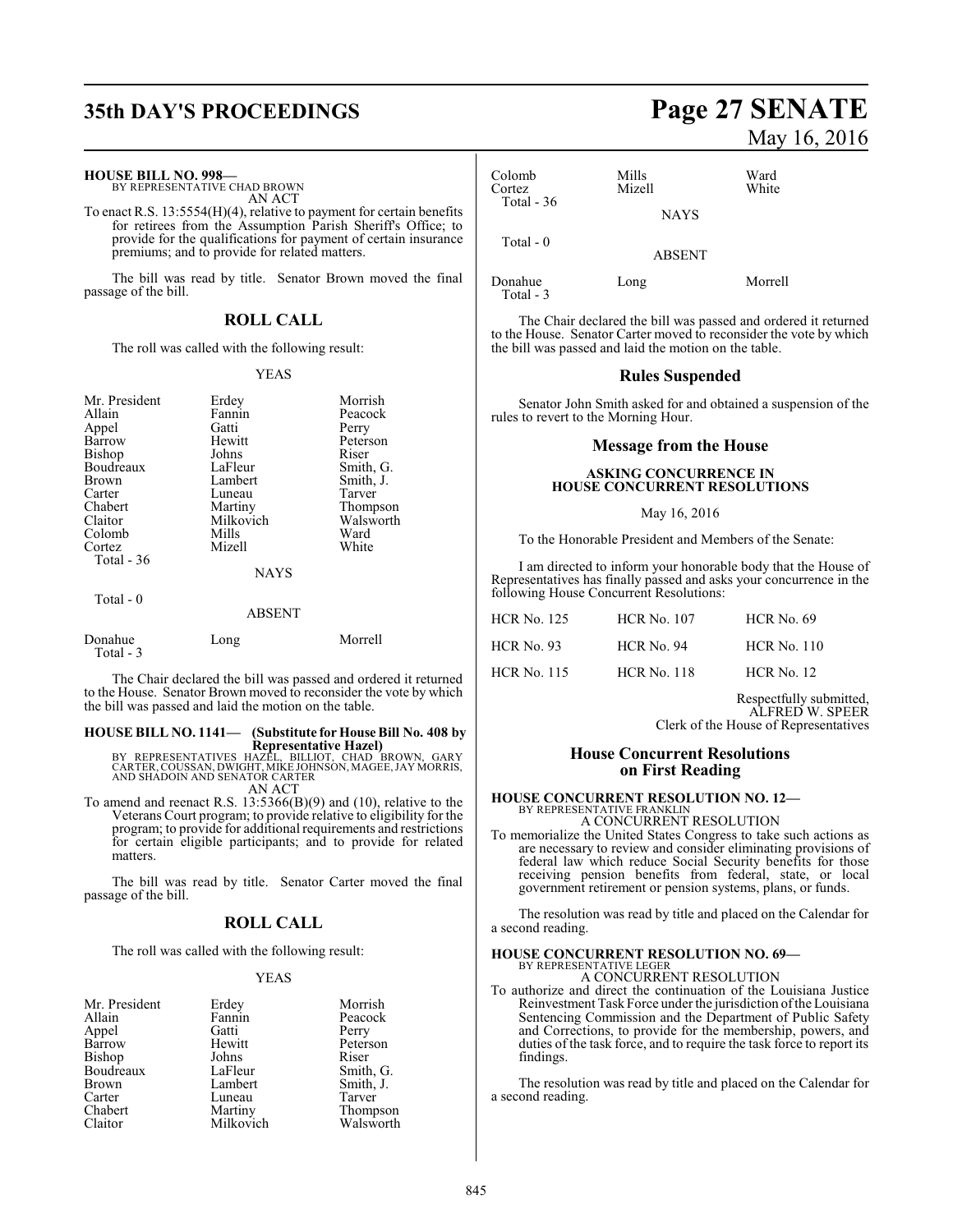**HOUSE BILL NO. 998—**
BY REPRESENTATIVE CHAD BROWN
AN ACT

To enact R.S. 13:5554(H)(4), relative to payment for certain benefits for retirees from the Assumption Parish Sheriff's Office; to provide for the qualifications for payment of certain insurance premiums; and to provide for related matters.

The bill was read by title. Senator Brown moved the final passage of the bill.

## ROLL CALL

The roll was called with the following result:

YEAS

| | | |
|---|---|---|
| Mr. President | Erdey | Morrish |
| Allain | Fannin | Peacock |
| Appel | Gatti | Perry |
| Barrow | Hewitt | Peterson |
| Bishop | Johns | Riser |
| Boudreaux | LaFleur | Smith, G. |
| Brown | Lambert | Smith, J. |
| Carter | Luneau | Tarver |
| Chabert | Martiny | Thompson |
| Claitor | Milkovich | Walsworth |
| Colomb | Mills | Ward |
| Cortez | Mizell | White |
| Total - 36 | | |

NAYS

Total - 0

ABSENT

| | | |
|---|---|---|
| Donahue | Long | Morrell |
| Total - 3 | | |

The Chair declared the bill was passed and ordered it returned to the House. Senator Brown moved to reconsider the vote by which the bill was passed and laid the motion on the table.

**HOUSE BILL NO. 1141— (Substitute for House Bill No. 408 by Representative Hazel)**
BY REPRESENTATIVES HAZEL, BILLIOT, CHAD BROWN, GARY CARTER, COUSSAN, DWIGHT, MIKE JOHNSON, MAGEE, JAY MORRIS, AND SHADOIN AND SENATOR CARTER
AN ACT

To amend and reenact R.S. 13:5366(B)(9) and (10), relative to the Veterans Court program; to provide relative to eligibility for the program; to provide for additional requirements and restrictions for certain eligible participants; and to provide for related matters.

The bill was read by title. Senator Carter moved the final passage of the bill.

## ROLL CALL

The roll was called with the following result:

YEAS

| | | |
|---|---|---|
| Mr. President | Erdey | Morrish |
| Allain | Fannin | Peacock |
| Appel | Gatti | Perry |
| Barrow | Hewitt | Peterson |
| Bishop | Johns | Riser |
| Boudreaux | LaFleur | Smith, G. |
| Brown | Lambert | Smith, J. |
| Carter | Luneau | Tarver |
| Chabert | Martiny | Thompson |
| Claitor | Milkovich | Walsworth |
| Colomb | Mills | Ward |
| Cortez | Mizell | White |
| Total - 36 | | |

NAYS

Total - 0

ABSENT

| | | |
|---|---|---|
| Donahue | Long | Morrell |
| Total - 3 | | |

The Chair declared the bill was passed and ordered it returned to the House. Senator Carter moved to reconsider the vote by which the bill was passed and laid the motion on the table.

## Rules Suspended

Senator John Smith asked for and obtained a suspension of the rules to revert to the Morning Hour.

## Message from the House

**ASKING CONCURRENCE IN HOUSE CONCURRENT RESOLUTIONS**

May 16, 2016

To the Honorable President and Members of the Senate:

I am directed to inform your honorable body that the House of Representatives has finally passed and asks your concurrence in the following House Concurrent Resolutions:

| | | |
|---|---|---|
| HCR No. 125 | HCR No. 107 | HCR No. 69 |
| HCR No. 93 | HCR No. 94 | HCR No. 110 |
| HCR No. 115 | HCR No. 118 | HCR No. 12 |

Respectfully submitted,
ALFRED W. SPEER
Clerk of the House of Representatives

## House Concurrent Resolutions on First Reading

**HOUSE CONCURRENT RESOLUTION NO. 12—**
BY REPRESENTATIVE FRANKLIN
A CONCURRENT RESOLUTION

To memorialize the United States Congress to take such actions as are necessary to review and consider eliminating provisions of federal law which reduce Social Security benefits for those receiving pension benefits from federal, state, or local government retirement or pension systems, plans, or funds.

The resolution was read by title and placed on the Calendar for a second reading.

**HOUSE CONCURRENT RESOLUTION NO. 69—**
BY REPRESENTATIVE LEGER
A CONCURRENT RESOLUTION

To authorize and direct the continuation of the Louisiana Justice Reinvestment Task Force under the jurisdiction of the Louisiana Sentencing Commission and the Department of Public Safety and Corrections, to provide for the membership, powers, and duties of the task force, and to require the task force to report its findings.

The resolution was read by title and placed on the Calendar for a second reading.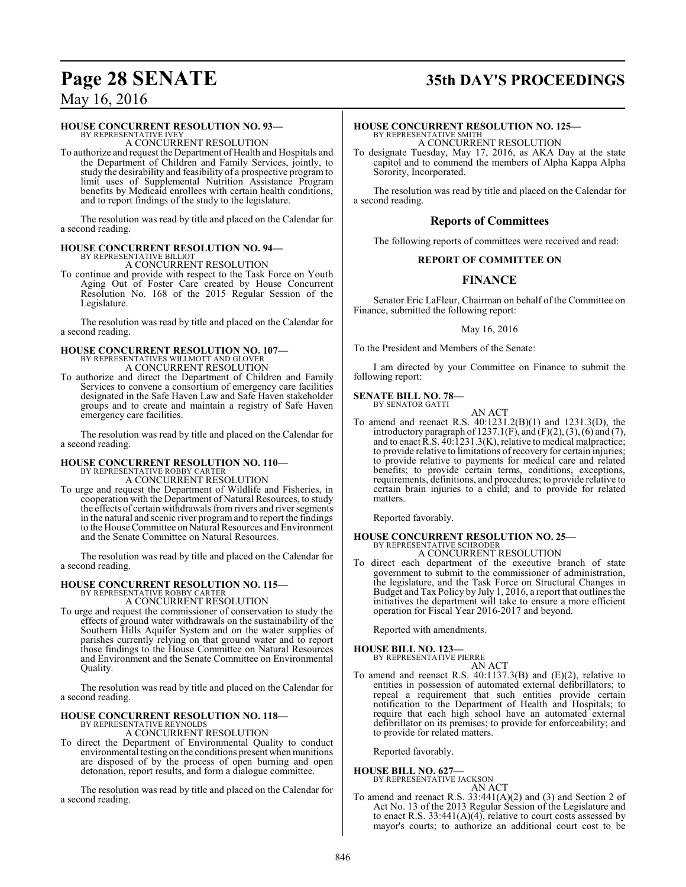**HOUSE CONCURRENT RESOLUTION NO. 93—**
BY REPRESENTATIVE IVEY
A CONCURRENT RESOLUTION

To authorize and request the Department of Health and Hospitals and the Department of Children and Family Services, jointly, to study the desirability and feasibility of a prospective program to limit uses of Supplemental Nutrition Assistance Program benefits by Medicaid enrollees with certain health conditions, and to report findings of the study to the legislature.

The resolution was read by title and placed on the Calendar for a second reading.

**HOUSE CONCURRENT RESOLUTION NO. 94—**
BY REPRESENTATIVE BILLIOT
A CONCURRENT RESOLUTION

To continue and provide with respect to the Task Force on Youth Aging Out of Foster Care created by House Concurrent Resolution No. 168 of the 2015 Regular Session of the Legislature.

The resolution was read by title and placed on the Calendar for a second reading.

**HOUSE CONCURRENT RESOLUTION NO. 107—**
BY REPRESENTATIVES WILLMOTT AND GLOVER
A CONCURRENT RESOLUTION

To authorize and direct the Department of Children and Family Services to convene a consortium of emergency care facilities designated in the Safe Haven Law and Safe Haven stakeholder groups and to create and maintain a registry of Safe Haven emergency care facilities.

The resolution was read by title and placed on the Calendar for a second reading.

**HOUSE CONCURRENT RESOLUTION NO. 110—**
BY REPRESENTATIVE ROBBY CARTER
A CONCURRENT RESOLUTION

To urge and request the Department of Wildlife and Fisheries, in cooperation with the Department of Natural Resources, to study the effects of certain withdrawals from rivers and river segments in the natural and scenic river program and to report the findings to the House Committee on Natural Resources and Environment and the Senate Committee on Natural Resources.

The resolution was read by title and placed on the Calendar for a second reading.

**HOUSE CONCURRENT RESOLUTION NO. 115—**
BY REPRESENTATIVE ROBBY CARTER
A CONCURRENT RESOLUTION

To urge and request the commissioner of conservation to study the effects of ground water withdrawals on the sustainability of the Southern Hills Aquifer System and on the water supplies of parishes currently relying on that ground water and to report those findings to the House Committee on Natural Resources and Environment and the Senate Committee on Environmental Quality.

The resolution was read by title and placed on the Calendar for a second reading.

**HOUSE CONCURRENT RESOLUTION NO. 118—**
BY REPRESENTATIVE REYNOLDS
A CONCURRENT RESOLUTION

To direct the Department of Environmental Quality to conduct environmental testing on the conditions present when munitions are disposed of by the process of open burning and open detonation, report results, and form a dialogue committee.

The resolution was read by title and placed on the Calendar for a second reading.

**HOUSE CONCURRENT RESOLUTION NO. 125—**
BY REPRESENTATIVE SMITH
A CONCURRENT RESOLUTION

To designate Tuesday, May 17, 2016, as AKA Day at the state capitol and to commend the members of Alpha Kappa Alpha Sorority, Incorporated.

The resolution was read by title and placed on the Calendar for a second reading.

## Reports of Committees

The following reports of committees were received and read:

### REPORT OF COMMITTEE ON

## FINANCE

Senator Eric LaFleur, Chairman on behalf of the Committee on Finance, submitted the following report:

May 16, 2016

To the President and Members of the Senate:

I am directed by your Committee on Finance to submit the following report:

**SENATE BILL NO. 78—**
BY SENATOR GATTI
AN ACT

To amend and reenact R.S. 40:1231.2(B)(1) and 1231.3(D), the introductory paragraph of 1237.1(F), and (F)(2), (3), (6) and (7), and to enact R.S. 40:1231.3(K), relative to medical malpractice; to provide relative to limitations of recovery for certain injuries; to provide relative to payments for medical care and related benefits; to provide certain terms, conditions, exceptions, requirements, definitions, and procedures; to provide relative to certain brain injuries to a child; and to provide for related matters.

Reported favorably.

**HOUSE CONCURRENT RESOLUTION NO. 25—**
BY REPRESENTATIVE SCHRODER
A CONCURRENT RESOLUTION

To direct each department of the executive branch of state government to submit to the commissioner of administration, the legislature, and the Task Force on Structural Changes in Budget and Tax Policy by July 1, 2016, a report that outlines the initiatives the department will take to ensure a more efficient operation for Fiscal Year 2016-2017 and beyond.

Reported with amendments.

**HOUSE BILL NO. 123—**
BY REPRESENTATIVE PIERRE
AN ACT

To amend and reenact R.S. 40:1137.3(B) and (E)(2), relative to entities in possession of automated external defibrillators; to repeal a requirement that such entities provide certain notification to the Department of Health and Hospitals; to require that each high school have an automated external defibrillator on its premises; to provide for enforceability; and to provide for related matters.

Reported favorably.

**HOUSE BILL NO. 627—**
BY REPRESENTATIVE JACKSON
AN ACT

To amend and reenact R.S. 33:441(A)(2) and (3) and Section 2 of Act No. 13 of the 2013 Regular Session of the Legislature and to enact R.S. 33:441(A)(4), relative to court costs assessed by mayor's courts; to authorize an additional court cost to be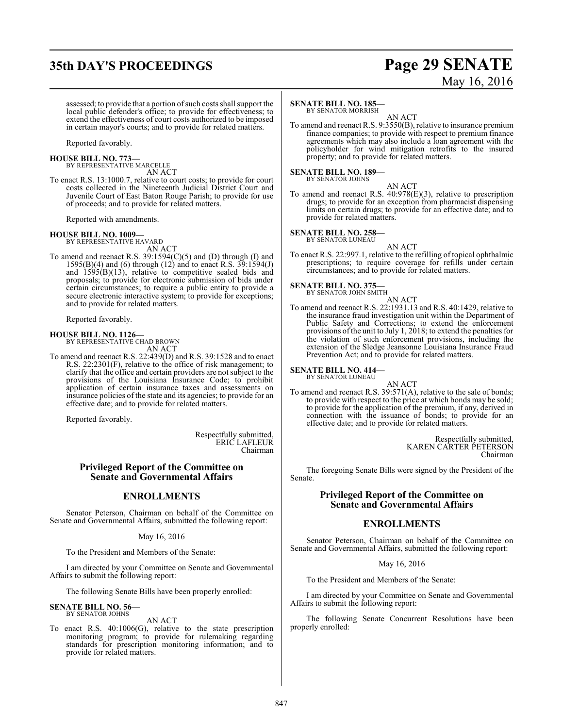assessed; to provide that a portion of such costs shall support the local public defender's office; to provide for effectiveness; to extend the effectiveness of court costs authorized to be imposed in certain mayor's courts; and to provide for related matters.

Reported favorably.

**HOUSE BILL NO. 773—**
BY REPRESENTATIVE MARCELLE
AN ACT

To enact R.S. 13:1000.7, relative to court costs; to provide for court costs collected in the Nineteenth Judicial District Court and Juvenile Court of East Baton Rouge Parish; to provide for use of proceeds; and to provide for related matters.

Reported with amendments.

**HOUSE BILL NO. 1009—**
BY REPRESENTATIVE HAVARD
AN ACT

To amend and reenact R.S. 39:1594(C)(5) and (D) through (I) and 1595(B)(4) and (6) through (12) and to enact R.S. 39:1594(J) and 1595(B)(13), relative to competitive sealed bids and proposals; to provide for electronic submission of bids under certain circumstances; to require a public entity to provide a secure electronic interactive system; to provide for exceptions; and to provide for related matters.

Reported favorably.

**HOUSE BILL NO. 1126—**
BY REPRESENTATIVE CHAD BROWN
AN ACT

To amend and reenact R.S. 22:439(D) and R.S. 39:1528 and to enact R.S. 22:2301(F), relative to the office of risk management; to clarify that the office and certain providers are not subject to the provisions of the Louisiana Insurance Code; to prohibit application of certain insurance taxes and assessments on insurance policies of the state and its agencies; to provide for an effective date; and to provide for related matters.

Reported favorably.

Respectfully submitted,
ERIC LAFLEUR
Chairman

## Privileged Report of the Committee on Senate and Governmental Affairs

## ENROLLMENTS

Senator Peterson, Chairman on behalf of the Committee on Senate and Governmental Affairs, submitted the following report:

May 16, 2016

To the President and Members of the Senate:

I am directed by your Committee on Senate and Governmental Affairs to submit the following report:

The following Senate Bills have been properly enrolled:

**SENATE BILL NO. 56—**
BY SENATOR JOHNS
AN ACT

To enact R.S. 40:1006(G), relative to the state prescription monitoring program; to provide for rulemaking regarding standards for prescription monitoring information; and to provide for related matters.

**SENATE BILL NO. 185—**
BY SENATOR MORRISH
AN ACT

To amend and reenact R.S. 9:3550(B), relative to insurance premium finance companies; to provide with respect to premium finance agreements which may also include a loan agreement with the policyholder for wind mitigation retrofits to the insured property; and to provide for related matters.

**SENATE BILL NO. 189—**
BY SENATOR JOHNS
AN ACT

To amend and reenact R.S. 40:978(E)(3), relative to prescription drugs; to provide for an exception from pharmacist dispensing limits on certain drugs; to provide for an effective date; and to provide for related matters.

**SENATE BILL NO. 258—**
BY SENATOR LUNEAU
AN ACT

To enact R.S. 22:997.1, relative to the refilling of topical ophthalmic prescriptions; to require coverage for refills under certain circumstances; and to provide for related matters.

**SENATE BILL NO. 375—**
BY SENATOR JOHN SMITH
AN ACT

To amend and reenact R.S. 22:1931.13 and R.S. 40:1429, relative to the insurance fraud investigation unit within the Department of Public Safety and Corrections; to extend the enforcement provisions of the unit to July 1, 2018; to extend the penalties for the violation of such enforcement provisions, including the extension of the Sledge Jeansonne Louisiana Insurance Fraud Prevention Act; and to provide for related matters.

**SENATE BILL NO. 414—**
BY SENATOR LUNEAU
AN ACT

To amend and reenact R.S. 39:571(A), relative to the sale of bonds; to provide with respect to the price at which bonds may be sold; to provide for the application of the premium, if any, derived in connection with the issuance of bonds; to provide for an effective date; and to provide for related matters.

Respectfully submitted,
KAREN CARTER PETERSON
Chairman

The foregoing Senate Bills were signed by the President of the Senate.

## Privileged Report of the Committee on Senate and Governmental Affairs

## ENROLLMENTS

Senator Peterson, Chairman on behalf of the Committee on Senate and Governmental Affairs, submitted the following report:

May 16, 2016

To the President and Members of the Senate:

I am directed by your Committee on Senate and Governmental Affairs to submit the following report:

The following Senate Concurrent Resolutions have been properly enrolled: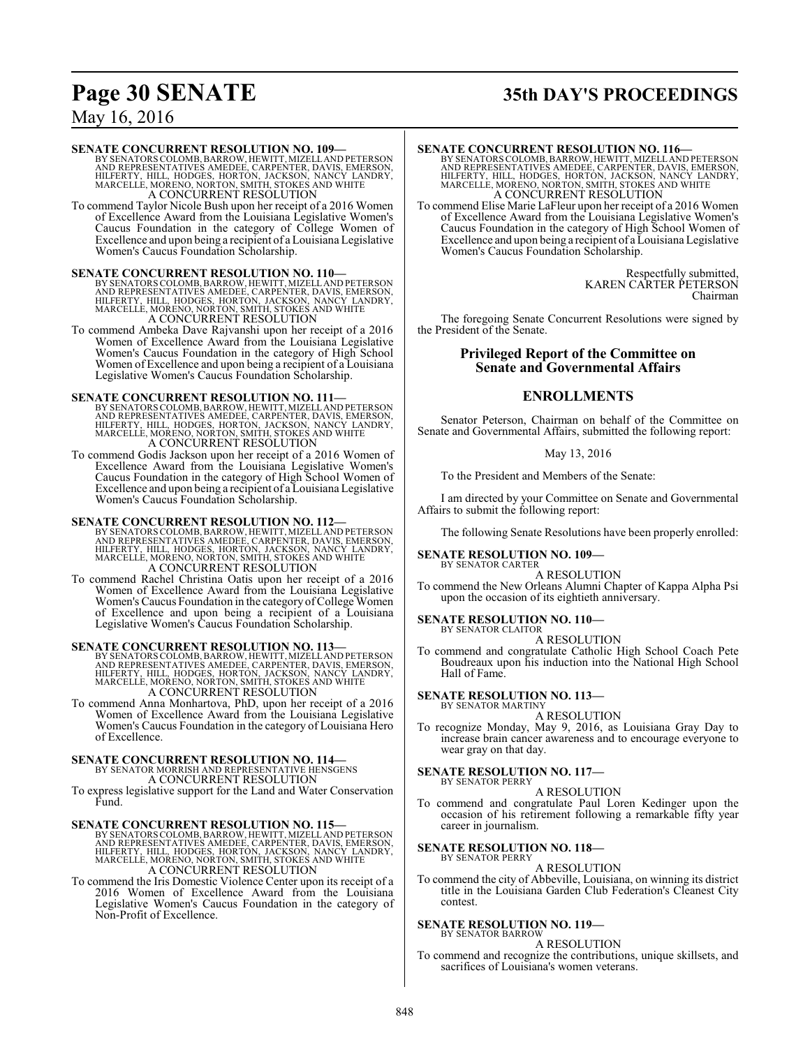**SENATE CONCURRENT RESOLUTION NO. 109—**
BY SENATORS COLOMB, BARROW, HEWITT, MIZELL AND PETERSON AND REPRESENTATIVES AMEDEE, CARPENTER, DAVIS, EMERSON, HILFERTY, HILL, HODGES, HORTON, JACKSON, NANCY LANDRY, MARCELLE, MORENO, NORTON, SMITH, STOKES AND WHITE
A CONCURRENT RESOLUTION
To commend Taylor Nicole Bush upon her receipt of a 2016 Women of Excellence Award from the Louisiana Legislative Women's Caucus Foundation in the category of College Women of Excellence and upon being a recipient of a Louisiana Legislative Women's Caucus Foundation Scholarship.

**SENATE CONCURRENT RESOLUTION NO. 110—**
BY SENATORS COLOMB, BARROW, HEWITT, MIZELL AND PETERSON AND REPRESENTATIVES AMEDEE, CARPENTER, DAVIS, EMERSON, HILFERTY, HILL, HODGES, HORTON, JACKSON, NANCY LANDRY, MARCELLE, MORENO, NORTON, SMITH, STOKES AND WHITE
A CONCURRENT RESOLUTION
To commend Ambeka Dave Rajvanshi upon her receipt of a 2016 Women of Excellence Award from the Louisiana Legislative Women's Caucus Foundation in the category of High School Women of Excellence and upon being a recipient of a Louisiana Legislative Women's Caucus Foundation Scholarship.

**SENATE CONCURRENT RESOLUTION NO. 111—**
BY SENATORS COLOMB, BARROW, HEWITT, MIZELL AND PETERSON AND REPRESENTATIVES AMEDEE, CARPENTER, DAVIS, EMERSON, HILFERTY, HILL, HODGES, HORTON, JACKSON, NANCY LANDRY, MARCELLE, MORENO, NORTON, SMITH, STOKES AND WHITE
A CONCURRENT RESOLUTION
To commend Godis Jackson upon her receipt of a 2016 Women of Excellence Award from the Louisiana Legislative Women's Caucus Foundation in the category of High School Women of Excellence and upon being a recipient of a Louisiana Legislative Women's Caucus Foundation Scholarship.

**SENATE CONCURRENT RESOLUTION NO. 112—**
BY SENATORS COLOMB, BARROW, HEWITT, MIZELL AND PETERSON AND REPRESENTATIVES AMEDEE, CARPENTER, DAVIS, EMERSON, HILFERTY, HILL, HODGES, HORTON, JACKSON, NANCY LANDRY, MARCELLE, MORENO, NORTON, SMITH, STOKES AND WHITE
A CONCURRENT RESOLUTION
To commend Rachel Christina Oatis upon her receipt of a 2016 Women of Excellence Award from the Louisiana Legislative Women's Caucus Foundation in the category of College Women of Excellence and upon being a recipient of a Louisiana Legislative Women's Caucus Foundation Scholarship.

**SENATE CONCURRENT RESOLUTION NO. 113—**
BY SENATORS COLOMB, BARROW, HEWITT, MIZELL AND PETERSON AND REPRESENTATIVES AMEDEE, CARPENTER, DAVIS, EMERSON, HILFERTY, HILL, HODGES, HORTON, JACKSON, NANCY LANDRY, MARCELLE, MORENO, NORTON, SMITH, STOKES AND WHITE
A CONCURRENT RESOLUTION
To commend Anna Monhartova, PhD, upon her receipt of a 2016 Women of Excellence Award from the Louisiana Legislative Women's Caucus Foundation in the category of Louisiana Hero of Excellence.

**SENATE CONCURRENT RESOLUTION NO. 114—**
BY SENATOR MORRISH AND REPRESENTATIVE HENSGENS
A CONCURRENT RESOLUTION
To express legislative support for the Land and Water Conservation Fund.

**SENATE CONCURRENT RESOLUTION NO. 115—**
BY SENATORS COLOMB, BARROW, HEWITT, MIZELL AND PETERSON AND REPRESENTATIVES AMEDEE, CARPENTER, DAVIS, EMERSON, HILFERTY, HILL, HODGES, HORTON, JACKSON, NANCY LANDRY, MARCELLE, MORENO, NORTON, SMITH, STOKES AND WHITE
A CONCURRENT RESOLUTION
To commend the Iris Domestic Violence Center upon its receipt of a 2016 Women of Excellence Award from the Louisiana Legislative Women's Caucus Foundation in the category of Non-Profit of Excellence.

**SENATE CONCURRENT RESOLUTION NO. 116—**
BY SENATORS COLOMB, BARROW, HEWITT, MIZELL AND PETERSON AND REPRESENTATIVES AMEDEE, CARPENTER, DAVIS, EMERSON, HILFERTY, HILL, HODGES, HORTON, JACKSON, NANCY LANDRY, MARCELLE, MORENO, NORTON, SMITH, STOKES AND WHITE
A CONCURRENT RESOLUTION
To commend Elise Marie LaFleur upon her receipt of a 2016 Women of Excellence Award from the Louisiana Legislative Women's Caucus Foundation in the category of High School Women of Excellence and upon being a recipient of a Louisiana Legislative Women's Caucus Foundation Scholarship.

Respectfully submitted,
KAREN CARTER PETERSON
Chairman

The foregoing Senate Concurrent Resolutions were signed by the President of the Senate.

## Privileged Report of the Committee on Senate and Governmental Affairs

## ENROLLMENTS

Senator Peterson, Chairman on behalf of the Committee on Senate and Governmental Affairs, submitted the following report:

May 13, 2016

To the President and Members of the Senate:

I am directed by your Committee on Senate and Governmental Affairs to submit the following report:

The following Senate Resolutions have been properly enrolled:

**SENATE RESOLUTION NO. 109—**
BY SENATOR CARTER
A RESOLUTION
To commend the New Orleans Alumni Chapter of Kappa Alpha Psi upon the occasion of its eightieth anniversary.

**SENATE RESOLUTION NO. 110—**
BY SENATOR CLAITOR
A RESOLUTION
To commend and congratulate Catholic High School Coach Pete Boudreaux upon his induction into the National High School Hall of Fame.

**SENATE RESOLUTION NO. 113—**
BY SENATOR MARTINY
A RESOLUTION
To recognize Monday, May 9, 2016, as Louisiana Gray Day to increase brain cancer awareness and to encourage everyone to wear gray on that day.

**SENATE RESOLUTION NO. 117—**
BY SENATOR PERRY
A RESOLUTION
To commend and congratulate Paul Loren Kedinger upon the occasion of his retirement following a remarkable fifty year career in journalism.

**SENATE RESOLUTION NO. 118—**
BY SENATOR PERRY
A RESOLUTION
To commend the city of Abbeville, Louisiana, on winning its district title in the Louisiana Garden Club Federation's Cleanest City contest.

**SENATE RESOLUTION NO. 119—**
BY SENATOR BARROW
A RESOLUTION
To commend and recognize the contributions, unique skillsets, and sacrifices of Louisiana's women veterans.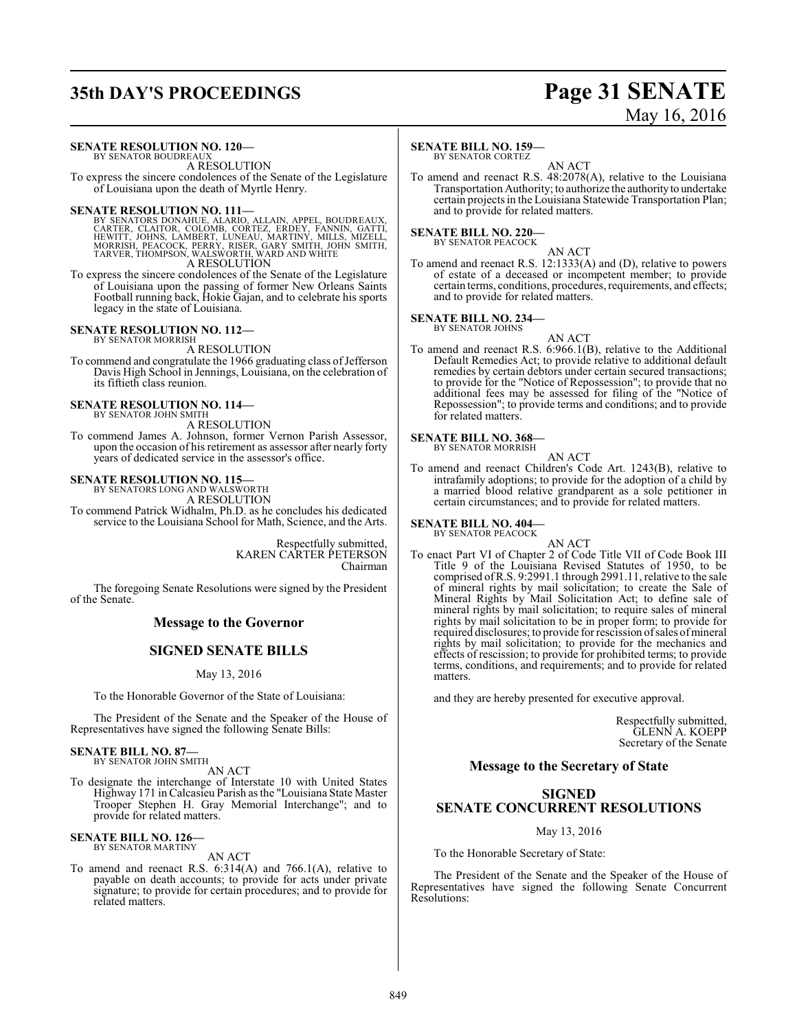**SENATE RESOLUTION NO. 120—**
BY SENATOR BOUDREAUX

A RESOLUTION

To express the sincere condolences of the Senate of the Legislature of Louisiana upon the death of Myrtle Henry.

**SENATE RESOLUTION NO. 111—**
BY SENATORS DONAHUE, ALARIO, ALLAIN, APPEL, BOUDREAUX, CARTER, CLAITOR, COLOMB, CORTEZ, ERDEY, FANNIN, GATTI, HEWITT, JOHNS, LAMBERT, LUNEAU, MARTINY, MILLS, MIZELL, MORRISH, PEACOCK, PERRY, RISER, GARY SMITH, JOHN SMITH, TARVER, THOMPSON, WALSWORTH, WARD AND WHITE

A RESOLUTION

To express the sincere condolences of the Senate of the Legislature of Louisiana upon the passing of former New Orleans Saints Football running back, Hokie Gajan, and to celebrate his sports legacy in the state of Louisiana.

**SENATE RESOLUTION NO. 112—**
BY SENATOR MORRISH

A RESOLUTION

To commend and congratulate the 1966 graduating class of Jefferson Davis High School in Jennings, Louisiana, on the celebration of its fiftieth class reunion.

**SENATE RESOLUTION NO. 114—**
BY SENATOR JOHN SMITH

A RESOLUTION

To commend James A. Johnson, former Vernon Parish Assessor, upon the occasion of his retirement as assessor after nearly forty years of dedicated service in the assessor's office.

**SENATE RESOLUTION NO. 115—**
BY SENATORS LONG AND WALSWORTH

A RESOLUTION

To commend Patrick Widhalm, Ph.D. as he concludes his dedicated service to the Louisiana School for Math, Science, and the Arts.

Respectfully submitted,
KAREN CARTER PETERSON
Chairman

The foregoing Senate Resolutions were signed by the President of the Senate.

## Message to the Governor

## SIGNED SENATE BILLS

May 13, 2016

To the Honorable Governor of the State of Louisiana:

The President of the Senate and the Speaker of the House of Representatives have signed the following Senate Bills:

**SENATE BILL NO. 87—**
BY SENATOR JOHN SMITH

AN ACT

To designate the interchange of Interstate 10 with United States Highway 171 in Calcasieu Parish as the "Louisiana State Master Trooper Stephen H. Gray Memorial Interchange"; and to provide for related matters.

**SENATE BILL NO. 126—**
BY SENATOR MARTINY

AN ACT

To amend and reenact R.S. 6:314(A) and 766.1(A), relative to payable on death accounts; to provide for acts under private signature; to provide for certain procedures; and to provide for related matters.

**SENATE BILL NO. 159—**
BY SENATOR CORTEZ

AN ACT

To amend and reenact R.S. 48:2078(A), relative to the Louisiana Transportation Authority; to authorize the authority to undertake certain projects in the Louisiana Statewide Transportation Plan; and to provide for related matters.

**SENATE BILL NO. 220—**
BY SENATOR PEACOCK

AN ACT

To amend and reenact R.S. 12:1333(A) and (D), relative to powers of estate of a deceased or incompetent member; to provide certain terms, conditions, procedures, requirements, and effects; and to provide for related matters.

**SENATE BILL NO. 234—**
BY SENATOR JOHNS

AN ACT

To amend and reenact R.S. 6:966.1(B), relative to the Additional Default Remedies Act; to provide relative to additional default remedies by certain debtors under certain secured transactions; to provide for the "Notice of Repossession"; to provide that no additional fees may be assessed for filing of the "Notice of Repossession"; to provide terms and conditions; and to provide for related matters.

**SENATE BILL NO. 368—**
BY SENATOR MORRISH

AN ACT

To amend and reenact Children's Code Art. 1243(B), relative to intrafamily adoptions; to provide for the adoption of a child by a married blood relative grandparent as a sole petitioner in certain circumstances; and to provide for related matters.

**SENATE BILL NO. 404—**
BY SENATOR PEACOCK

AN ACT

To enact Part VI of Chapter 2 of Code Title VII of Code Book III Title 9 of the Louisiana Revised Statutes of 1950, to be comprised of R.S. 9:2991.1 through 2991.11, relative to the sale of mineral rights by mail solicitation; to create the Sale of Mineral Rights by Mail Solicitation Act; to define sale of mineral rights by mail solicitation; to require sales of mineral rights by mail solicitation to be in proper form; to provide for required disclosures; to provide for rescission of sales of mineral rights by mail solicitation; to provide for the mechanics and effects of rescission; to provide for prohibited terms; to provide terms, conditions, and requirements; and to provide for related matters.

and they are hereby presented for executive approval.

Respectfully submitted,
GLENN A. KOEPP
Secretary of the Senate

## Message to the Secretary of State

## SIGNED SENATE CONCURRENT RESOLUTIONS

May 13, 2016

To the Honorable Secretary of State:

The President of the Senate and the Speaker of the House of Representatives have signed the following Senate Concurrent Resolutions: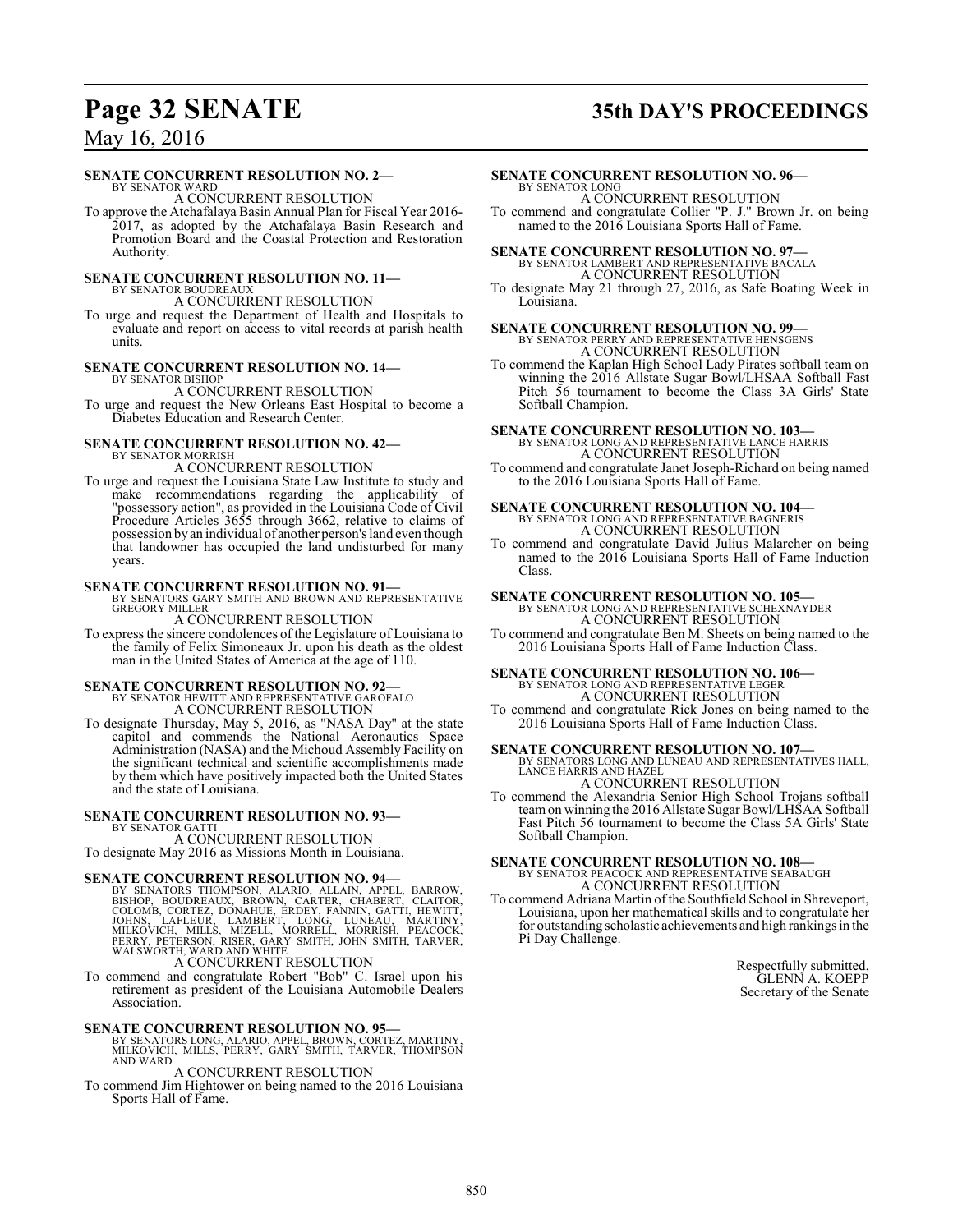**SENATE CONCURRENT RESOLUTION NO. 2—**
BY SENATOR WARD
A CONCURRENT RESOLUTION
To approve the Atchafalaya Basin Annual Plan for Fiscal Year 2016-2017, as adopted by the Atchafalaya Basin Research and Promotion Board and the Coastal Protection and Restoration Authority.

**SENATE CONCURRENT RESOLUTION NO. 11—**
BY SENATOR BOUDREAUX
A CONCURRENT RESOLUTION
To urge and request the Department of Health and Hospitals to evaluate and report on access to vital records at parish health units.

**SENATE CONCURRENT RESOLUTION NO. 14—**
BY SENATOR BISHOP
A CONCURRENT RESOLUTION
To urge and request the New Orleans East Hospital to become a Diabetes Education and Research Center.

**SENATE CONCURRENT RESOLUTION NO. 42—**
BY SENATOR MORRISH
A CONCURRENT RESOLUTION
To urge and request the Louisiana State Law Institute to study and make recommendations regarding the applicability of "possessory action", as provided in the Louisiana Code of Civil Procedure Articles 3655 through 3662, relative to claims of possession by an individual of another person's land even though that landowner has occupied the land undisturbed for many years.

**SENATE CONCURRENT RESOLUTION NO. 91—**
BY SENATORS GARY SMITH AND BROWN AND REPRESENTATIVE GREGORY MILLER
A CONCURRENT RESOLUTION
To express the sincere condolences of the Legislature of Louisiana to the family of Felix Simoneaux Jr. upon his death as the oldest man in the United States of America at the age of 110.

**SENATE CONCURRENT RESOLUTION NO. 92—**
BY SENATOR HEWITT AND REPRESENTATIVE GAROFALO
A CONCURRENT RESOLUTION
To designate Thursday, May 5, 2016, as "NASA Day" at the state capitol and commends the National Aeronautics Space Administration (NASA) and the Michoud Assembly Facility on the significant technical and scientific accomplishments made by them which have positively impacted both the United States and the state of Louisiana.

**SENATE CONCURRENT RESOLUTION NO. 93—**
BY SENATOR GATTI
A CONCURRENT RESOLUTION
To designate May 2016 as Missions Month in Louisiana.

**SENATE CONCURRENT RESOLUTION NO. 94—**
BY SENATORS THOMPSON, ALARIO, ALLAIN, APPEL, BARROW, BISHOP, BOUDREAUX, BROWN, CARTER, CHABERT, CLAITOR, COLOMB, CORTEZ, DONAHUE, ERDEY, FANNIN, GATTI, HEWITT, JOHNS, LAFLEUR, LAMBERT, LONG, LUNEAU, MARTINY, MILKOVICH, MILLS, MIZELL, MORRELL, MORRISH, PEACOCK, PERRY, PETERSON, RISER, GARY SMITH, JOHN SMITH, TARVER, WALSWORTH, WARD AND WHITE
A CONCURRENT RESOLUTION
To commend and congratulate Robert "Bob" C. Israel upon his retirement as president of the Louisiana Automobile Dealers Association.

**SENATE CONCURRENT RESOLUTION NO. 95—**
BY SENATORS LONG, ALARIO, APPEL, BROWN, CORTEZ, MARTINY, MILKOVICH, MILLS, PERRY, GARY SMITH, TARVER, THOMPSON AND WARD
A CONCURRENT RESOLUTION
To commend Jim Hightower on being named to the 2016 Louisiana Sports Hall of Fame.

**SENATE CONCURRENT RESOLUTION NO. 96—**
BY SENATOR LONG
A CONCURRENT RESOLUTION
To commend and congratulate Collier "P. J." Brown Jr. on being named to the 2016 Louisiana Sports Hall of Fame.

**SENATE CONCURRENT RESOLUTION NO. 97—**
BY SENATOR LAMBERT AND REPRESENTATIVE BACALA
A CONCURRENT RESOLUTION
To designate May 21 through 27, 2016, as Safe Boating Week in Louisiana.

**SENATE CONCURRENT RESOLUTION NO. 99—**
BY SENATOR PERRY AND REPRESENTATIVE HENSGENS
A CONCURRENT RESOLUTION
To commend the Kaplan High School Lady Pirates softball team on winning the 2016 Allstate Sugar Bowl/LHSAA Softball Fast Pitch 56 tournament to become the Class 3A Girls' State Softball Champion.

**SENATE CONCURRENT RESOLUTION NO. 103—**
BY SENATOR LONG AND REPRESENTATIVE LANCE HARRIS
A CONCURRENT RESOLUTION
To commend and congratulate Janet Joseph-Richard on being named to the 2016 Louisiana Sports Hall of Fame.

**SENATE CONCURRENT RESOLUTION NO. 104—**
BY SENATOR LONG AND REPRESENTATIVE BAGNERIS
A CONCURRENT RESOLUTION
To commend and congratulate David Julius Malarcher on being named to the 2016 Louisiana Sports Hall of Fame Induction Class.

**SENATE CONCURRENT RESOLUTION NO. 105—**
BY SENATOR LONG AND REPRESENTATIVE SCHEXNAYDER
A CONCURRENT RESOLUTION
To commend and congratulate Ben M. Sheets on being named to the 2016 Louisiana Sports Hall of Fame Induction Class.

**SENATE CONCURRENT RESOLUTION NO. 106—**
BY SENATOR LONG AND REPRESENTATIVE LEGER
A CONCURRENT RESOLUTION
To commend and congratulate Rick Jones on being named to the 2016 Louisiana Sports Hall of Fame Induction Class.

**SENATE CONCURRENT RESOLUTION NO. 107—**
BY SENATORS LONG AND LUNEAU AND REPRESENTATIVES HALL, LANCE HARRIS AND HAZEL
A CONCURRENT RESOLUTION
To commend the Alexandria Senior High School Trojans softball team on winning the 2016 Allstate Sugar Bowl/LHSAA Softball Fast Pitch 56 tournament to become the Class 5A Girls' State Softball Champion.

**SENATE CONCURRENT RESOLUTION NO. 108—**
BY SENATOR PEACOCK AND REPRESENTATIVE SEABAUGH
A CONCURRENT RESOLUTION
To commend Adriana Martin of the Southfield School in Shreveport, Louisiana, upon her mathematical skills and to congratulate her for outstanding scholastic achievements and high rankings in the Pi Day Challenge.

Respectfully submitted,
GLENN A. KOEPP
Secretary of the Senate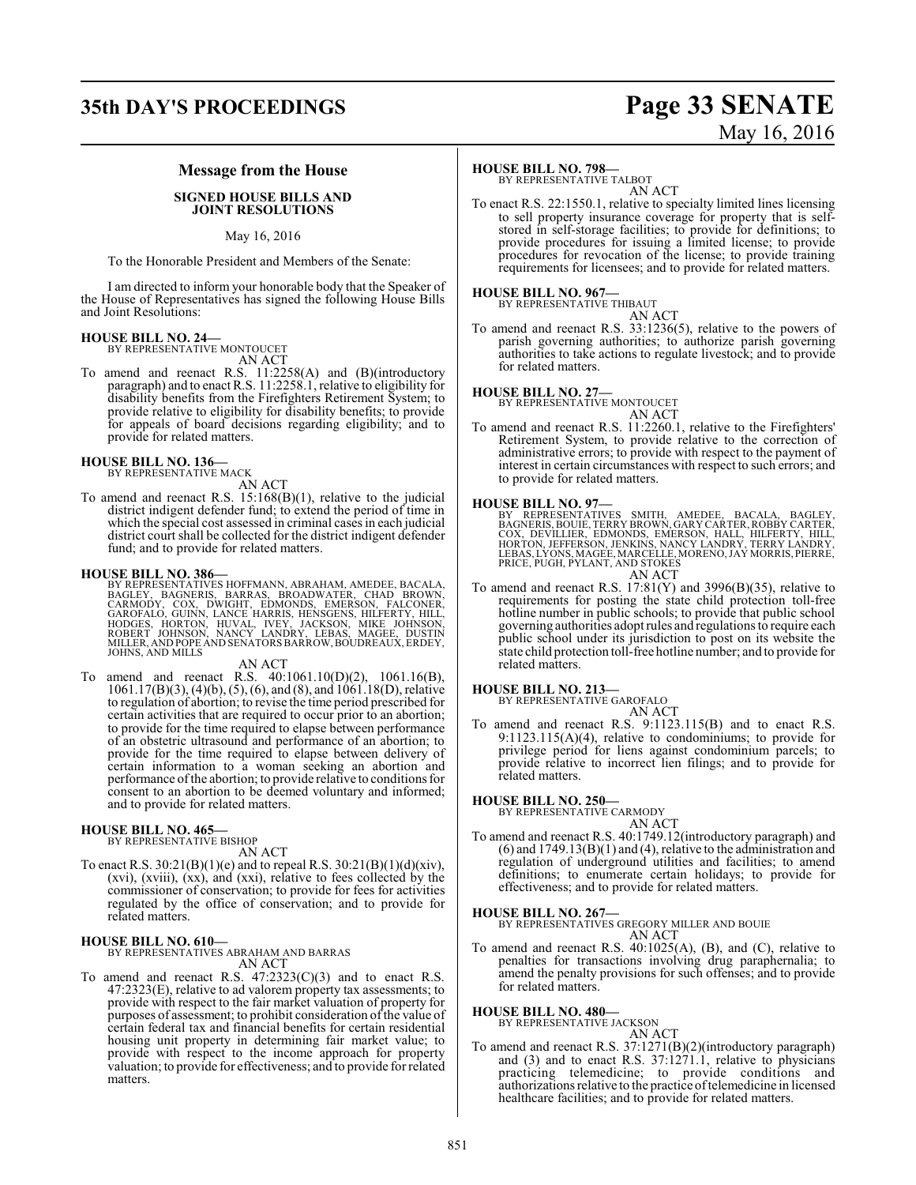## Message from the House

**SIGNED HOUSE BILLS AND JOINT RESOLUTIONS**

May 16, 2016

To the Honorable President and Members of the Senate:

I am directed to inform your honorable body that the Speaker of the House of Representatives has signed the following House Bills and Joint Resolutions:

**HOUSE BILL NO. 24—**
BY REPRESENTATIVE MONTOUCET
AN ACT

To amend and reenact R.S. 11:2258(A) and (B)(introductory paragraph) and to enact R.S. 11:2258.1, relative to eligibility for disability benefits from the Firefighters Retirement System; to provide relative to eligibility for disability benefits; to provide for appeals of board decisions regarding eligibility; and to provide for related matters.

**HOUSE BILL NO. 136—**
BY REPRESENTATIVE MACK
AN ACT

To amend and reenact R.S. 15:168(B)(1), relative to the judicial district indigent defender fund; to extend the period of time in which the special cost assessed in criminal cases in each judicial district court shall be collected for the district indigent defender fund; and to provide for related matters.

**HOUSE BILL NO. 386—**
BY REPRESENTATIVES HOFFMANN, ABRAHAM, AMEDEE, BACALA, BAGLEY, BAGNERIS, BARRAS, BROADWATER, CHAD BROWN, CARMODY, COX, DWIGHT, EDMONDS, EMERSON, FALCONER, GAROFALO, GUINN, LANCE HARRIS, HENSGENS, HILFERTY, HILL, HODGES, HORTON, HUVAL, IVEY, JACKSON, MIKE JOHNSON, ROBERT JOHNSON, NANCY LANDRY, LEBAS, MAGEE, DUSTIN MILLER, AND POPE AND SENATORS BARROW, BOUDREAUX, ERDEY, JOHNS, AND MILLS
AN ACT

To amend and reenact R.S. 40:1061.10(D)(2), 1061.16(B), 1061.17(B)(3), (4)(b), (5), (6), and (8), and 1061.18(D), relative to regulation of abortion; to revise the time period prescribed for certain activities that are required to occur prior to an abortion; to provide for the time required to elapse between performance of an obstetric ultrasound and performance of an abortion; to provide for the time required to elapse between delivery of certain information to a woman seeking an abortion and performance of the abortion; to provide relative to conditions for consent to an abortion to be deemed voluntary and informed; and to provide for related matters.

**HOUSE BILL NO. 465—**
BY REPRESENTATIVE BISHOP
AN ACT

To enact R.S. 30:21(B)(1)(e) and to repeal R.S. 30:21(B)(1)(d)(xiv), (xvi), (xviii), (xx), and (xxi), relative to fees collected by the commissioner of conservation; to provide for fees for activities regulated by the office of conservation; and to provide for related matters.

**HOUSE BILL NO. 610—**
BY REPRESENTATIVES ABRAHAM AND BARRAS
AN ACT

To amend and reenact R.S. 47:2323(C)(3) and to enact R.S. 47:2323(E), relative to ad valorem property tax assessments; to provide with respect to the fair market valuation of property for purposes of assessment; to prohibit consideration of the value of certain federal tax and financial benefits for certain residential housing unit property in determining fair market value; to provide with respect to the income approach for property valuation; to provide for effectiveness; and to provide for related matters.

**HOUSE BILL NO. 798—**
BY REPRESENTATIVE TALBOT
AN ACT

To enact R.S. 22:1550.1, relative to specialty limited lines licensing to sell property insurance coverage for property that is self-stored in self-storage facilities; to provide for definitions; to provide procedures for issuing a limited license; to provide procedures for revocation of the license; to provide training requirements for licensees; and to provide for related matters.

**HOUSE BILL NO. 967—**
BY REPRESENTATIVE THIBAUT
AN ACT

To amend and reenact R.S. 33:1236(5), relative to the powers of parish governing authorities; to authorize parish governing authorities to take actions to regulate livestock; and to provide for related matters.

**HOUSE BILL NO. 27—**
BY REPRESENTATIVE MONTOUCET
AN ACT

To amend and reenact R.S. 11:2260.1, relative to the Firefighters' Retirement System, to provide relative to the correction of administrative errors; to provide with respect to the payment of interest in certain circumstances with respect to such errors; and to provide for related matters.

**HOUSE BILL NO. 97—**
BY REPRESENTATIVES SMITH, AMEDEE, BACALA, BAGLEY, BAGNERIS, BOUIE, TERRY BROWN, GARY CARTER, ROBBY CARTER, COX, DEVILLIER, EDMONDS, EMERSON, HALL, HILFERTY, HILL, HORTON, JEFFERSON, JENKINS, NANCY LANDRY, TERRY LANDRY, LEBAS, LYONS, MAGEE, MARCELLE, MORENO, JAY MORRIS, PIERRE, PRICE, PUGH, PYLANT, AND STOKES
AN ACT

To amend and reenact R.S. 17:81(Y) and 3996(B)(35), relative to requirements for posting the state child protection toll-free hotline number in public schools; to provide that public school governing authorities adopt rules and regulations to require each public school under its jurisdiction to post on its website the state child protection toll-free hotline number; and to provide for related matters.

**HOUSE BILL NO. 213—**
BY REPRESENTATIVE GAROFALO
AN ACT

To amend and reenact R.S. 9:1123.115(B) and to enact R.S. 9:1123.115(A)(4), relative to condominiums; to provide for privilege period for liens against condominium parcels; to provide relative to incorrect lien filings; and to provide for related matters.

**HOUSE BILL NO. 250—**
BY REPRESENTATIVE CARMODY
AN ACT

To amend and reenact R.S. 40:1749.12(introductory paragraph) and (6) and 1749.13(B)(1) and (4), relative to the administration and regulation of underground utilities and facilities; to amend definitions; to enumerate certain holidays; to provide for effectiveness; and to provide for related matters.

**HOUSE BILL NO. 267—**
BY REPRESENTATIVES GREGORY MILLER AND BOUIE
AN ACT

To amend and reenact R.S. 40:1025(A), (B), and (C), relative to penalties for transactions involving drug paraphernalia; to amend the penalty provisions for such offenses; and to provide for related matters.

**HOUSE BILL NO. 480—**
BY REPRESENTATIVE JACKSON
AN ACT

To amend and reenact R.S. 37:1271(B)(2)(introductory paragraph) and (3) and to enact R.S. 37:1271.1, relative to physicians practicing telemedicine; to provide conditions and authorizations relative to the practice of telemedicine in licensed healthcare facilities; and to provide for related matters.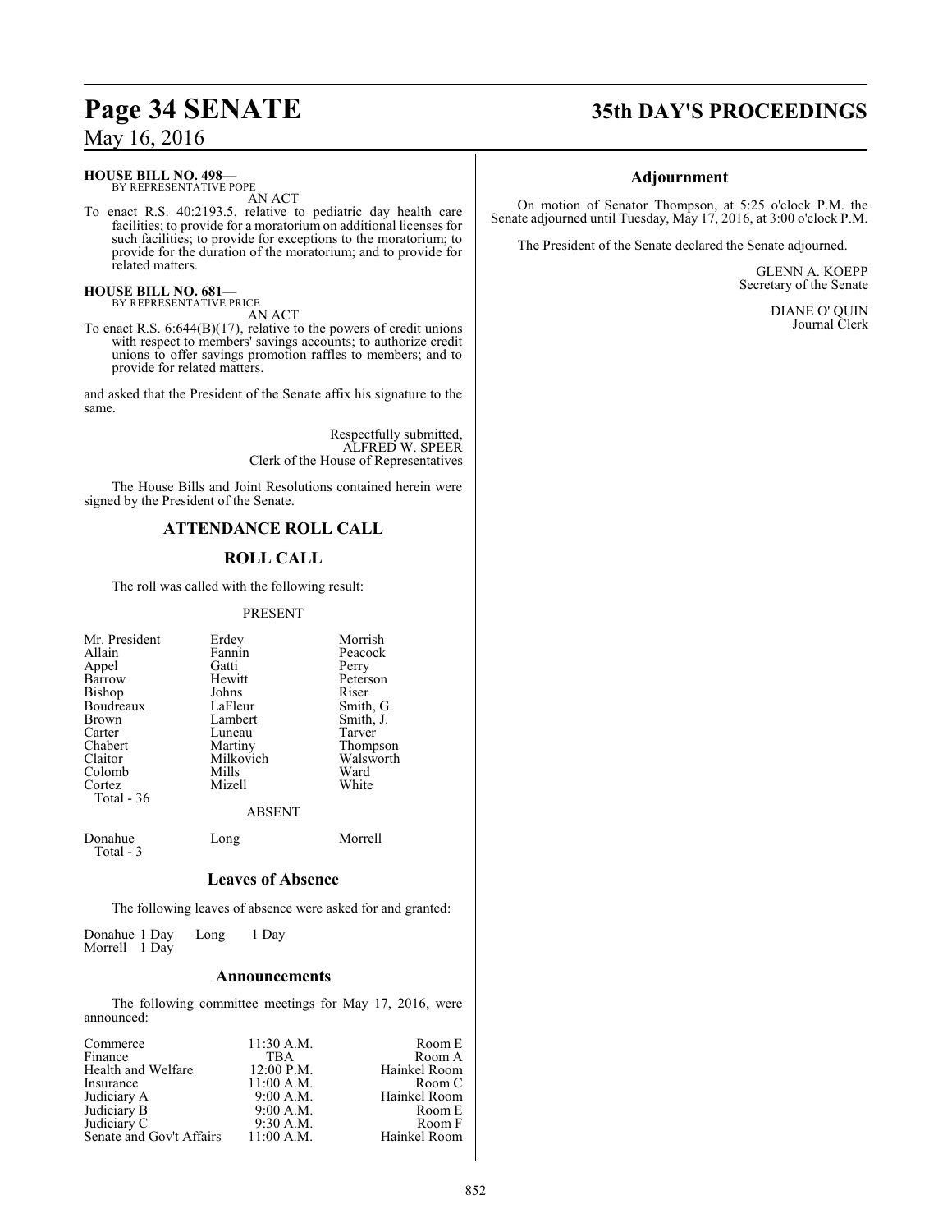**HOUSE BILL NO. 498—**
BY REPRESENTATIVE POPE

AN ACT

To enact R.S. 40:2193.5, relative to pediatric day health care facilities; to provide for a moratorium on additional licenses for such facilities; to provide for exceptions to the moratorium; to provide for the duration of the moratorium; and to provide for related matters.

**HOUSE BILL NO. 681—**
BY REPRESENTATIVE PRICE

AN ACT

To enact R.S. 6:644(B)(17), relative to the powers of credit unions with respect to members' savings accounts; to authorize credit unions to offer savings promotion raffles to members; and to provide for related matters.

and asked that the President of the Senate affix his signature to the same.

Respectfully submitted,
ALFRED W. SPEER
Clerk of the House of Representatives

The House Bills and Joint Resolutions contained herein were signed by the President of the Senate.

## ATTENDANCE ROLL CALL

## ROLL CALL

The roll was called with the following result:

PRESENT

| | | |
|---|---|---|
| Mr. President | Erdey | Morrish |
| Allain | Fannin | Peacock |
| Appel | Gatti | Perry |
| Barrow | Hewitt | Peterson |
| Bishop | Johns | Riser |
| Boudreaux | LaFleur | Smith, G. |
| Brown | Lambert | Smith, J. |
| Carter | Luneau | Tarver |
| Chabert | Martiny | Thompson |
| Claitor | Milkovich | Walsworth |
| Colomb | Mills | Ward |
| Cortez | Mizell | White |
| Total - 36 | | |

ABSENT

| | | |
|---|---|---|
| Donahue | Long | Morrell |
| Total - 3 | | |

## Leaves of Absence

The following leaves of absence were asked for and granted:

Donahue 1 Day Long 1 Day
Morrell 1 Day

## Announcements

The following committee meetings for May 17, 2016, were announced:

| | | |
|---|---|---|
| Commerce | 11:30 A.M. | Room E |
| Finance | TBA | Room A |
| Health and Welfare | 12:00 P.M. | Hainkel Room |
| Insurance | 11:00 A.M. | Room C |
| Judiciary A | 9:00 A.M. | Hainkel Room |
| Judiciary B | 9:00 A.M. | Room E |
| Judiciary C | 9:30 A.M. | Room F |
| Senate and Gov't Affairs | 11:00 A.M. | Hainkel Room |

## Adjournment

On motion of Senator Thompson, at 5:25 o'clock P.M. the Senate adjourned until Tuesday, May 17, 2016, at 3:00 o'clock P.M.

The President of the Senate declared the Senate adjourned.

GLENN A. KOEPP
Secretary of the Senate

DIANE O' QUIN
Journal Clerk